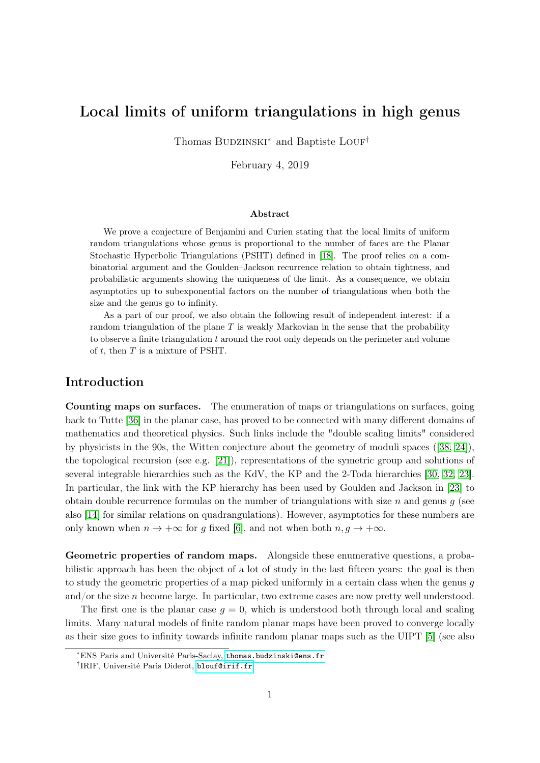# Local limits of uniform triangulations in high genus

Thomas Budzinski* and Baptiste Louf†

February 4, 2019

### Abstract

We prove a conjecture of Benjamini and Curien stating that the local limits of uniform random triangulations whose genus is proportional to the number of faces are the Planar Stochastic Hyperbolic Triangulations (PSHT) defined in [18]. The proof relies on a combinatorial argument and the Goulden–Jackson recurrence relation to obtain tightness, and probabilistic arguments showing the uniqueness of the limit. As a consequence, we obtain asymptotics up to subexponential factors on the number of triangulations when both the size and the genus go to infinity.

As a part of our proof, we also obtain the following result of independent interest: if a random triangulation of the plane $T$ is weakly Markovian in the sense that the probability to observe a finite triangulation $t$ around the root only depends on the perimeter and volume of $t$, then $T$ is a mixture of PSHT.

## Introduction

**Counting maps on surfaces.** The enumeration of maps or triangulations on surfaces, going back to Tutte [36] in the planar case, has proved to be connected with many different domains of mathematics and theoretical physics. Such links include the "double scaling limits" considered by physicists in the 90s, the Witten conjecture about the geometry of moduli spaces ([38, 24]), the topological recursion (see e.g. [21]), representations of the symetric group and solutions of several integrable hierarchies such as the KdV, the KP and the 2-Toda hierarchies [30, 32, 23]. In particular, the link with the KP hierarchy has been used by Goulden and Jackson in [23] to obtain double recurrence formulas on the number of triangulations with size $n$ and genus $g$ (see also [14] for similar relations on quadrangulations). However, asymptotics for these numbers are only known when $n \to +\infty$ for $g$ fixed [6], and not when both $n, g \to +\infty$.

**Geometric properties of random maps.** Alongside these enumerative questions, a probabilistic approach has been the object of a lot of study in the last fifteen years: the goal is then to study the geometric properties of a map picked uniformly in a certain class when the genus $g$ and/or the size $n$ become large. In particular, two extreme cases are now pretty well understood.

The first one is the planar case $g = 0$, which is understood both through local and scaling limits. Many natural models of finite random planar maps have been proved to converge locally as their size goes to infinity towards infinite random planar maps such as the UIPT [5] (see also

*ENS Paris and Université Paris-Saclay, thomas.budzinski@ens.fr

†IRIF, Université Paris Diderot, blouf@irif.fr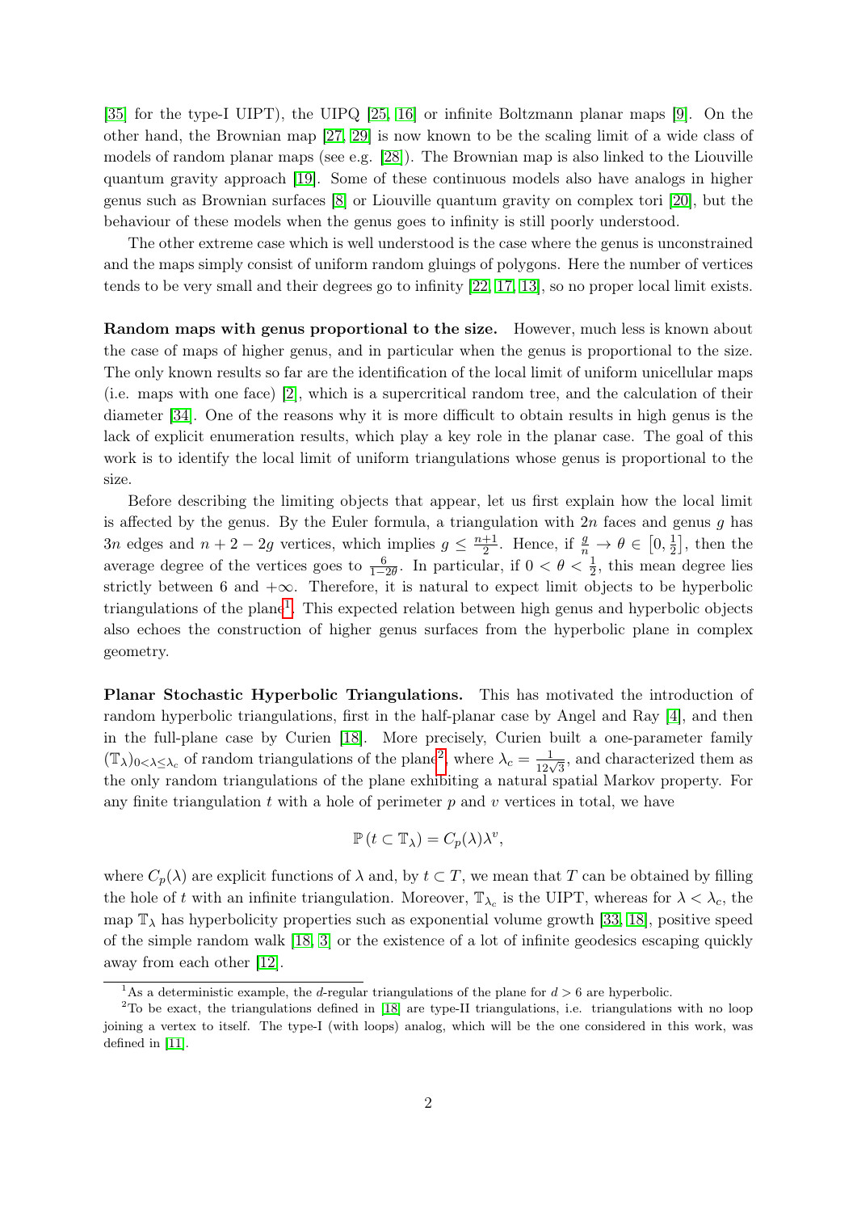[35] for the type-I UIPT), the UIPQ [25, 16] or infinite Boltzmann planar maps [9]. On the other hand, the Brownian map [27, 29] is now known to be the scaling limit of a wide class of models of random planar maps (see e.g. [28]). The Brownian map is also linked to the Liouville quantum gravity approach [19]. Some of these continuous models also have analogs in higher genus such as Brownian surfaces [8] or Liouville quantum gravity on complex tori [20], but the behaviour of these models when the genus goes to infinity is still poorly understood.

The other extreme case which is well understood is the case where the genus is unconstrained and the maps simply consist of uniform random gluings of polygons. Here the number of vertices tends to be very small and their degrees go to infinity [22, 17, 13], so no proper local limit exists.

**Random maps with genus proportional to the size.** However, much less is known about the case of maps of higher genus, and in particular when the genus is proportional to the size. The only known results so far are the identification of the local limit of uniform unicellular maps (i.e. maps with one face) [2], which is a supercritical random tree, and the calculation of their diameter [34]. One of the reasons why it is more difficult to obtain results in high genus is the lack of explicit enumeration results, which play a key role in the planar case. The goal of this work is to identify the local limit of uniform triangulations whose genus is proportional to the size.

Before describing the limiting objects that appear, let us first explain how the local limit is affected by the genus. By the Euler formula, a triangulation with $2n$ faces and genus $g$ has $3n$ edges and $n+2-2g$ vertices, which implies $g \leq \frac{n+1}{2}$. Hence, if $\frac{g}{n} \to \theta \in \left[0, \frac{1}{2}\right]$, then the average degree of the vertices goes to $\frac{6}{1-2\theta}$. In particular, if $0 < \theta < \frac{1}{2}$, this mean degree lies strictly between 6 and $+\infty$. Therefore, it is natural to expect limit objects to be hyperbolic triangulations of the plane[1]. This expected relation between high genus and hyperbolic objects also echoes the construction of higher genus surfaces from the hyperbolic plane in complex geometry.

**Planar Stochastic Hyperbolic Triangulations.** This has motivated the introduction of random hyperbolic triangulations, first in the half-planar case by Angel and Ray [4], and then in the full-plane case by Curien [18]. More precisely, Curien built a one-parameter family $(\mathbb{T}_\lambda)_{0<\lambda\leq\lambda_c}$ of random triangulations of the plane[2], where $\lambda_c = \frac{1}{12\sqrt{3}}$, and characterized them as the only random triangulations of the plane exhibiting a natural spatial Markov property. For any finite triangulation $t$ with a hole of perimeter $p$ and $v$ vertices in total, we have

$$\mathbb{P}\left(t \subset \mathbb{T}_\lambda\right) = C_p(\lambda)\lambda^v,$$

where $C_p(\lambda)$ are explicit functions of $\lambda$ and, by $t \subset T$, we mean that $T$ can be obtained by filling the hole of $t$ with an infinite triangulation. Moreover, $\mathbb{T}_{\lambda_c}$ is the UIPT, whereas for $\lambda < \lambda_c$, the map $\mathbb{T}_\lambda$ has hyperbolicity properties such as exponential volume growth [33, 18], positive speed of the simple random walk [18, 3] or the existence of a lot of infinite geodesics escaping quickly away from each other [12].

[1] As a deterministic example, the $d$-regular triangulations of the plane for $d > 6$ are hyperbolic.

[2] To be exact, the triangulations defined in [18] are type-II triangulations, i.e. triangulations with no loop joining a vertex to itself. The type-I (with loops) analog, which will be the one considered in this work, was defined in [11].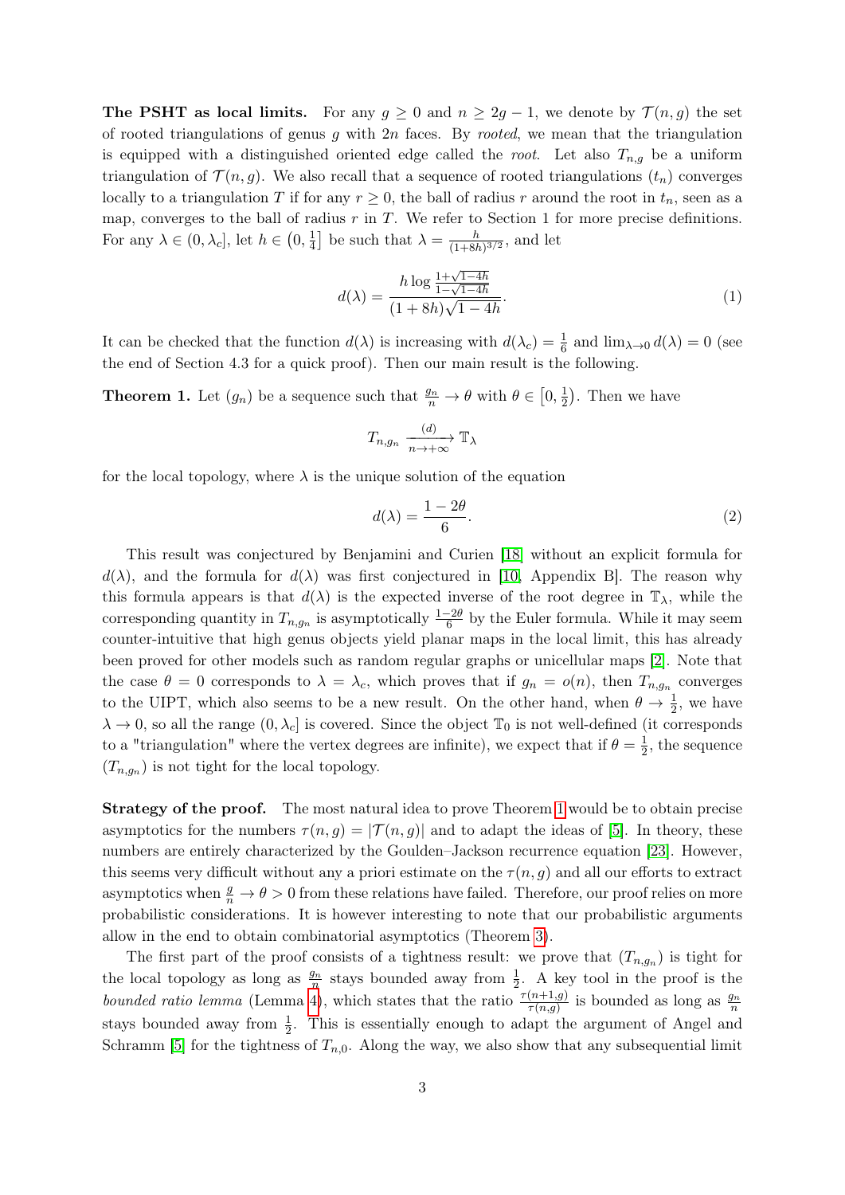**The PSHT as local limits.** For any $g \geq 0$ and $n \geq 2g-1$, we denote by $\mathcal{T}(n,g)$ the set of rooted triangulations of genus $g$ with $2n$ faces. By *rooted*, we mean that the triangulation is equipped with a distinguished oriented edge called the *root*. Let also $T_{n,g}$ be a uniform triangulation of $\mathcal{T}(n,g)$. We also recall that a sequence of rooted triangulations $(t_n)$ converges locally to a triangulation $T$ if for any $r \geq 0$, the ball of radius $r$ around the root in $t_n$, seen as a map, converges to the ball of radius $r$ in $T$. We refer to Section 1 for more precise definitions. For any $\lambda \in (0, \lambda_c]$, let $h \in \left(0, \frac{1}{4}\right]$ be such that $\lambda = \frac{h}{(1+8h)^{3/2}}$, and let

$$d(\lambda) = \frac{h \log \frac{1+\sqrt{1-4h}}{1-\sqrt{1-4h}}}{(1+8h)\sqrt{1-4h}}. \tag{1}$$

It can be checked that the function $d(\lambda)$ is increasing with $d(\lambda_c) = \frac{1}{6}$ and $\lim_{\lambda \to 0} d(\lambda) = 0$ (see the end of Section 4.3 for a quick proof). Then our main result is the following.

**Theorem 1.** *Let $(g_n)$ be a sequence such that $\frac{g_n}{n} \to \theta$ with $\theta \in \left[0, \frac{1}{2}\right)$. Then we have*

$$T_{n,g_n} \xrightarrow[n \to +\infty]{(d)} \mathbb{T}_\lambda$$

*for the local topology, where $\lambda$ is the unique solution of the equation*

$$d(\lambda) = \frac{1-2\theta}{6}. \tag{2}$$

This result was conjectured by Benjamini and Curien [18] without an explicit formula for $d(\lambda)$, and the formula for $d(\lambda)$ was first conjectured in [10, Appendix B]. The reason why this formula appears is that $d(\lambda)$ is the expected inverse of the root degree in $\mathbb{T}_\lambda$, while the corresponding quantity in $T_{n,g_n}$ is asymptotically $\frac{1-2\theta}{6}$ by the Euler formula. While it may seem counter-intuitive that high genus objects yield planar maps in the local limit, this has already been proved for other models such as random regular graphs or unicellular maps [2]. Note that the case $\theta = 0$ corresponds to $\lambda = \lambda_c$, which proves that if $g_n = o(n)$, then $T_{n,g_n}$ converges to the UIPT, which also seems to be a new result. On the other hand, when $\theta \to \frac{1}{2}$, we have $\lambda \to 0$, so all the range $(0, \lambda_c]$ is covered. Since the object $\mathbb{T}_0$ is not well-defined (it corresponds to a "triangulation" where the vertex degrees are infinite), we expect that if $\theta = \frac{1}{2}$, the sequence $(T_{n,g_n})$ is not tight for the local topology.

**Strategy of the proof.** The most natural idea to prove Theorem 1 would be to obtain precise asymptotics for the numbers $\tau(n,g) = |\mathcal{T}(n,g)|$ and to adapt the ideas of [5]. In theory, these numbers are entirely characterized by the Goulden–Jackson recurrence equation [23]. However, this seems very difficult without any a priori estimate on the $\tau(n,g)$ and all our efforts to extract asymptotics when $\frac{g}{n} \to \theta > 0$ from these relations have failed. Therefore, our proof relies on more probabilistic considerations. It is however interesting to note that our probabilistic arguments allow in the end to obtain combinatorial asymptotics (Theorem 3).

The first part of the proof consists of a tightness result: we prove that $(T_{n,g_n})$ is tight for the local topology as long as $\frac{g_n}{n}$ stays bounded away from $\frac{1}{2}$. A key tool in the proof is the *bounded ratio lemma* (Lemma 4), which states that the ratio $\frac{\tau(n+1,g)}{\tau(n,g)}$ is bounded as long as $\frac{g_n}{n}$ stays bounded away from $\frac{1}{2}$. This is essentially enough to adapt the argument of Angel and Schramm [5] for the tightness of $T_{n,0}$. Along the way, we also show that any subsequential limit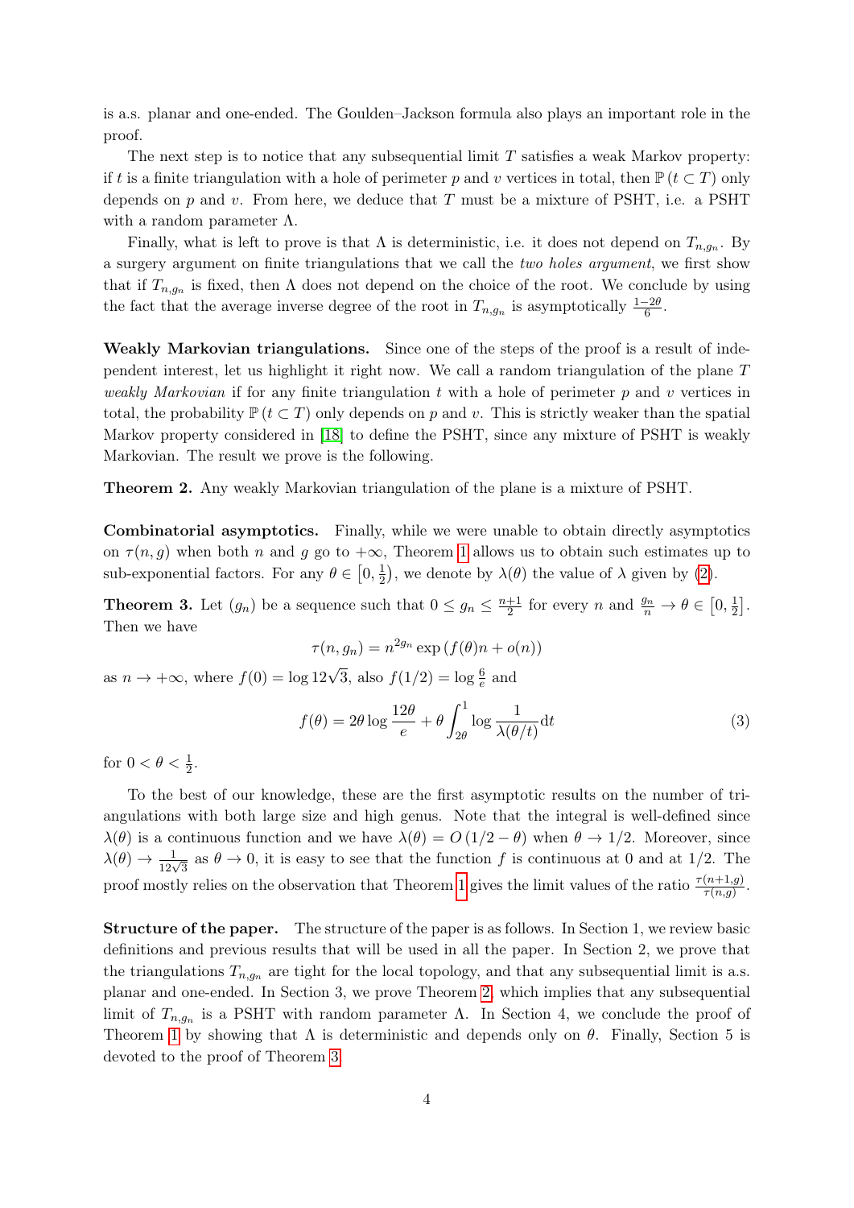is a.s. planar and one-ended. The Goulden–Jackson formula also plays an important role in the proof.

The next step is to notice that any subsequential limit $T$ satisfies a weak Markov property: if $t$ is a finite triangulation with a hole of perimeter $p$ and $v$ vertices in total, then $\mathbb{P}(t \subset T)$ only depends on $p$ and $v$. From here, we deduce that $T$ must be a mixture of PSHT, i.e. a PSHT with a random parameter $\Lambda$.

Finally, what is left to prove is that $\Lambda$ is deterministic, i.e. it does not depend on $T_{n,g_n}$. By a surgery argument on finite triangulations that we call the *two holes argument*, we first show that if $T_{n,g_n}$ is fixed, then $\Lambda$ does not depend on the choice of the root. We conclude by using the fact that the average inverse degree of the root in $T_{n,g_n}$ is asymptotically $\frac{1-2\theta}{6}$.

**Weakly Markovian triangulations.** Since one of the steps of the proof is a result of independent interest, let us highlight it right now. We call a random triangulation of the plane $T$ *weakly Markovian* if for any finite triangulation $t$ with a hole of perimeter $p$ and $v$ vertices in total, the probability $\mathbb{P}(t \subset T)$ only depends on $p$ and $v$. This is strictly weaker than the spatial Markov property considered in [18] to define the PSHT, since any mixture of PSHT is weakly Markovian. The result we prove is the following.

**Theorem 2.** Any weakly Markovian triangulation of the plane is a mixture of PSHT.

**Combinatorial asymptotics.** Finally, while we were unable to obtain directly asymptotics on $\tau(n, g)$ when both $n$ and $g$ go to $+\infty$, Theorem 1 allows us to obtain such estimates up to sub-exponential factors. For any $\theta \in \left[0, \frac{1}{2}\right)$, we denote by $\lambda(\theta)$ the value of $\lambda$ given by (2).

**Theorem 3.** Let $(g_n)$ be a sequence such that $0 \leq g_n \leq \frac{n+1}{2}$ for every $n$ and $\frac{g_n}{n} \to \theta \in \left[0, \frac{1}{2}\right]$. Then we have

$$\tau(n, g_n) = n^{2g_n} \exp\left(f(\theta)n + o(n)\right)$$

as $n \to +\infty$, where $f(0) = \log 12\sqrt{3}$, also $f(1/2) = \log \frac{6}{e}$ and

$$f(\theta) = 2\theta \log \frac{12\theta}{e} + \theta \int_{2\theta}^{1} \log \frac{1}{\lambda(\theta/t)} \mathrm{d}t \tag{3}$$

for $0 < \theta < \frac{1}{2}$.

To the best of our knowledge, these are the first asymptotic results on the number of triangulations with both large size and high genus. Note that the integral is well-defined since $\lambda(\theta)$ is a continuous function and we have $\lambda(\theta) = O\left(1/2 - \theta\right)$ when $\theta \to 1/2$. Moreover, since $\lambda(\theta) \to \frac{1}{12\sqrt{3}}$ as $\theta \to 0$, it is easy to see that the function $f$ is continuous at 0 and at $1/2$. The proof mostly relies on the observation that Theorem 1 gives the limit values of the ratio $\frac{\tau(n+1,g)}{\tau(n,g)}$.

**Structure of the paper.** The structure of the paper is as follows. In Section 1, we review basic definitions and previous results that will be used in all the paper. In Section 2, we prove that the triangulations $T_{n,g_n}$ are tight for the local topology, and that any subsequential limit is a.s. planar and one-ended. In Section 3, we prove Theorem 2, which implies that any subsequential limit of $T_{n,g_n}$ is a PSHT with random parameter $\Lambda$. In Section 4, we conclude the proof of Theorem 1 by showing that $\Lambda$ is deterministic and depends only on $\theta$. Finally, Section 5 is devoted to the proof of Theorem 3.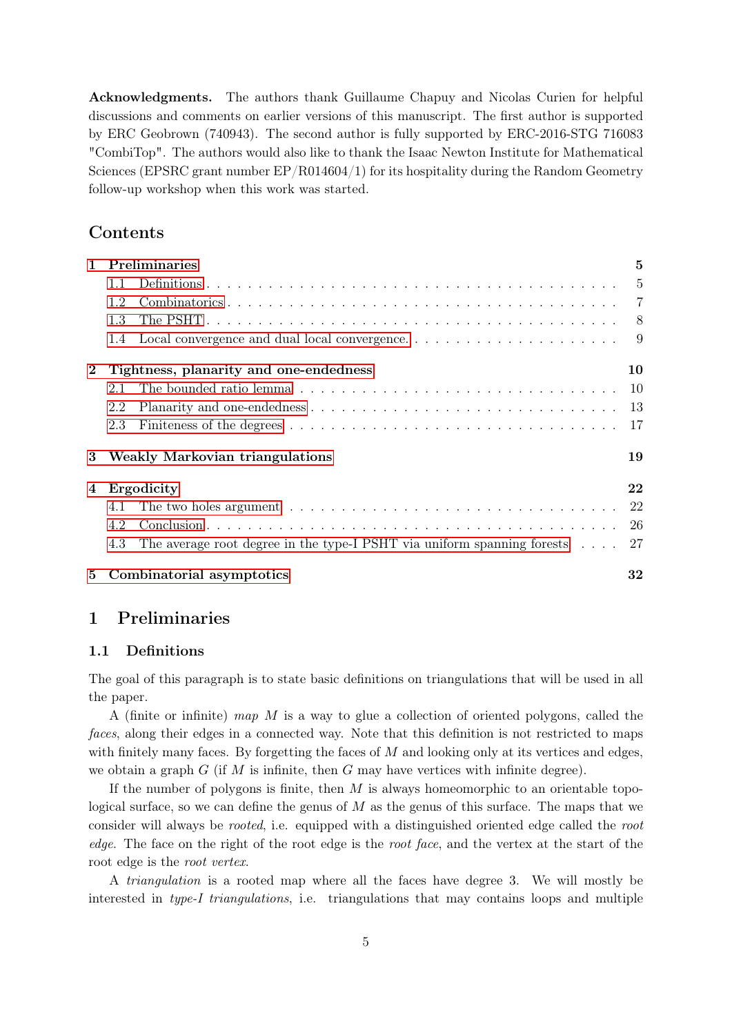**Acknowledgments.** The authors thank Guillaume Chapuy and Nicolas Curien for helpful discussions and comments on earlier versions of this manuscript. The first author is supported by ERC Geobrown (740943). The second author is fully supported by ERC-2016-STG 716083 "CombiTop". The authors would also like to thank the Isaac Newton Institute for Mathematical Sciences (EPSRC grant number EP/R014604/1) for its hospitality during the Random Geometry follow-up workshop when this work was started.

## Contents

- **1 Preliminaries** — 5
  - 1.1 Definitions — 5
  - 1.2 Combinatorics — 7
  - 1.3 The PSHT — 8
  - 1.4 Local convergence and dual local convergence. — 9
- **2 Tightness, planarity and one-endedness** — 10
  - 2.1 The bounded ratio lemma — 10
  - 2.2 Planarity and one-endedness — 13
  - 2.3 Finiteness of the degrees — 17
- **3 Weakly Markovian triangulations** — 19
- **4 Ergodicity** — 22
  - 4.1 The two holes argument — 22
  - 4.2 Conclusion — 26
  - 4.3 The average root degree in the type-I PSHT via uniform spanning forests — 27
- **5 Combinatorial asymptotics** — 32

# 1 Preliminaries

## 1.1 Definitions

The goal of this paragraph is to state basic definitions on triangulations that will be used in all the paper.

A (finite or infinite) *map* $M$ is a way to glue a collection of oriented polygons, called the *faces*, along their edges in a connected way. Note that this definition is not restricted to maps with finitely many faces. By forgetting the faces of $M$ and looking only at its vertices and edges, we obtain a graph $G$ (if $M$ is infinite, then $G$ may have vertices with infinite degree).

If the number of polygons is finite, then $M$ is always homeomorphic to an orientable topological surface, so we can define the genus of $M$ as the genus of this surface. The maps that we consider will always be *rooted*, i.e. equipped with a distinguished oriented edge called the *root edge*. The face on the right of the root edge is the *root face*, and the vertex at the start of the root edge is the *root vertex*.

A *triangulation* is a rooted map where all the faces have degree 3. We will mostly be interested in *type-I triangulations*, i.e. triangulations that may contains loops and multiple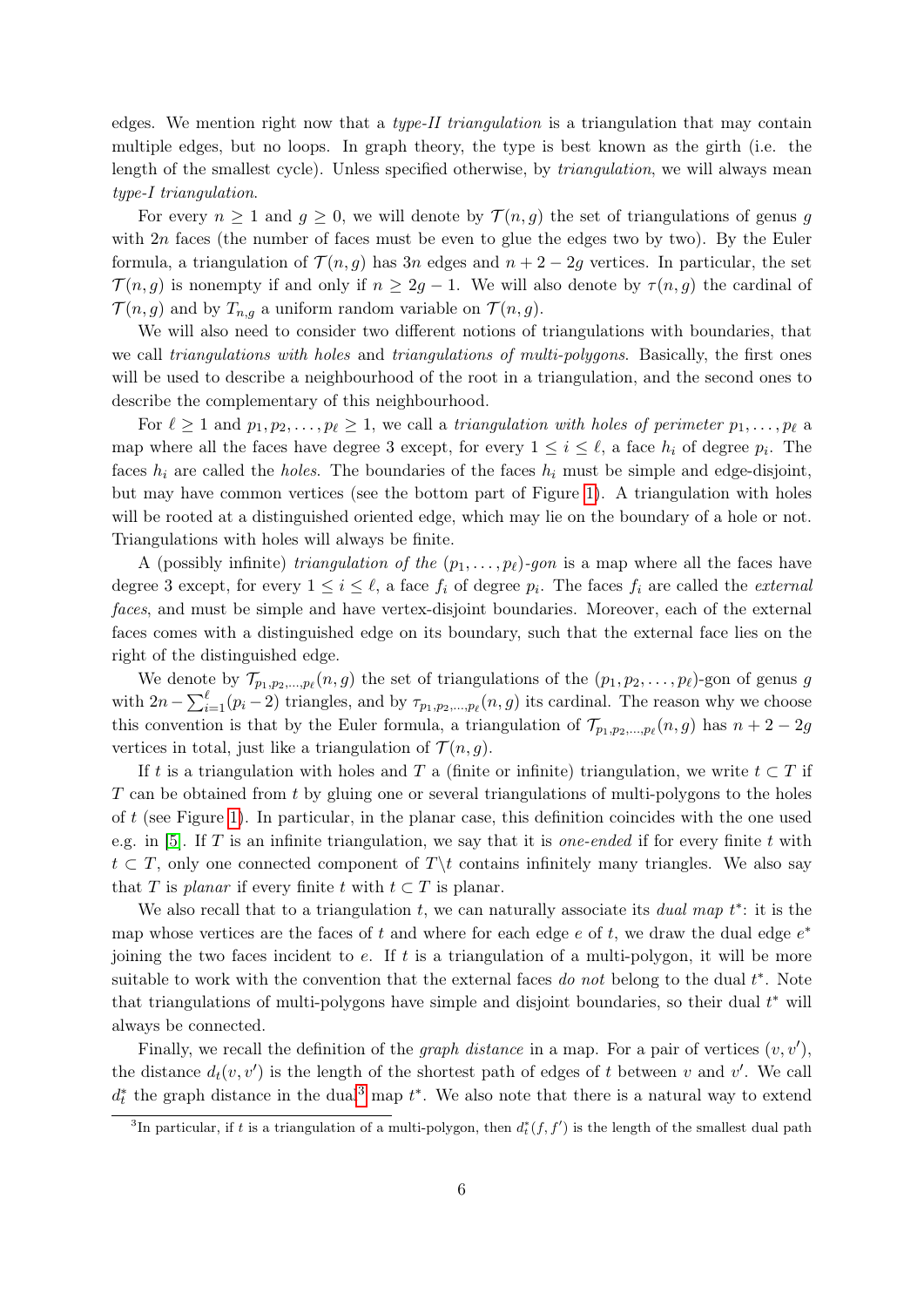edges. We mention right now that a *type-II triangulation* is a triangulation that may contain multiple edges, but no loops. In graph theory, the type is best known as the girth (i.e. the length of the smallest cycle). Unless specified otherwise, by *triangulation*, we will always mean *type-I triangulation*.

For every $n \geq 1$ and $g \geq 0$, we will denote by $\mathcal{T}(n,g)$ the set of triangulations of genus $g$ with $2n$ faces (the number of faces must be even to glue the edges two by two). By the Euler formula, a triangulation of $\mathcal{T}(n,g)$ has $3n$ edges and $n+2-2g$ vertices. In particular, the set $\mathcal{T}(n,g)$ is nonempty if and only if $n \geq 2g-1$. We will also denote by $\tau(n,g)$ the cardinal of $\mathcal{T}(n,g)$ and by $T_{n,g}$ a uniform random variable on $\mathcal{T}(n,g)$.

We will also need to consider two different notions of triangulations with boundaries, that we call *triangulations with holes* and *triangulations of multi-polygons*. Basically, the first ones will be used to describe a neighbourhood of the root in a triangulation, and the second ones to describe the complementary of this neighbourhood.

For $\ell \geq 1$ and $p_1, p_2, \ldots, p_\ell \geq 1$, we call a *triangulation with holes of perimeter* $p_1, \ldots, p_\ell$ a map where all the faces have degree 3 except, for every $1 \leq i \leq \ell$, a face $h_i$ of degree $p_i$. The faces $h_i$ are called the *holes*. The boundaries of the faces $h_i$ must be simple and edge-disjoint, but may have common vertices (see the bottom part of Figure 1). A triangulation with holes will be rooted at a distinguished oriented edge, which may lie on the boundary of a hole or not. Triangulations with holes will always be finite.

A (possibly infinite) *triangulation of the* $(p_1, \ldots, p_\ell)$*-gon* is a map where all the faces have degree 3 except, for every $1 \leq i \leq \ell$, a face $f_i$ of degree $p_i$. The faces $f_i$ are called the *external faces*, and must be simple and have vertex-disjoint boundaries. Moreover, each of the external faces comes with a distinguished edge on its boundary, such that the external face lies on the right of the distinguished edge.

We denote by $\mathcal{T}_{p_1,p_2,\ldots,p_\ell}(n,g)$ the set of triangulations of the $(p_1, p_2, \ldots, p_\ell)$-gon of genus $g$ with $2n - \sum_{i=1}^{\ell}(p_i - 2)$ triangles, and by $\tau_{p_1,p_2,\ldots,p_\ell}(n,g)$ its cardinal. The reason why we choose this convention is that by the Euler formula, a triangulation of $\mathcal{T}_{p_1,p_2,\ldots,p_\ell}(n,g)$ has $n+2-2g$ vertices in total, just like a triangulation of $\mathcal{T}(n,g)$.

If $t$ is a triangulation with holes and $T$ a (finite or infinite) triangulation, we write $t \subset T$ if $T$ can be obtained from $t$ by gluing one or several triangulations of multi-polygons to the holes of $t$ (see Figure 1). In particular, in the planar case, this definition coincides with the one used e.g. in [5]. If $T$ is an infinite triangulation, we say that it is *one-ended* if for every finite $t$ with $t \subset T$, only one connected component of $T \backslash t$ contains infinitely many triangles. We also say that $T$ is *planar* if every finite $t$ with $t \subset T$ is planar.

We also recall that to a triangulation $t$, we can naturally associate its *dual map* $t^*$: it is the map whose vertices are the faces of $t$ and where for each edge $e$ of $t$, we draw the dual edge $e^*$ joining the two faces incident to $e$. If $t$ is a triangulation of a multi-polygon, it will be more suitable to work with the convention that the external faces *do not* belong to the dual $t^*$. Note that triangulations of multi-polygons have simple and disjoint boundaries, so their dual $t^*$ will always be connected.

Finally, we recall the definition of the *graph distance* in a map. For a pair of vertices $(v, v')$, the distance $d_t(v, v')$ is the length of the shortest path of edges of $t$ between $v$ and $v'$. We call $d_t^*$ the graph distance in the dual[3] map $t^*$. We also note that there is a natural way to extend

[3] In particular, if $t$ is a triangulation of a multi-polygon, then $d_t^*(f, f')$ is the length of the smallest dual path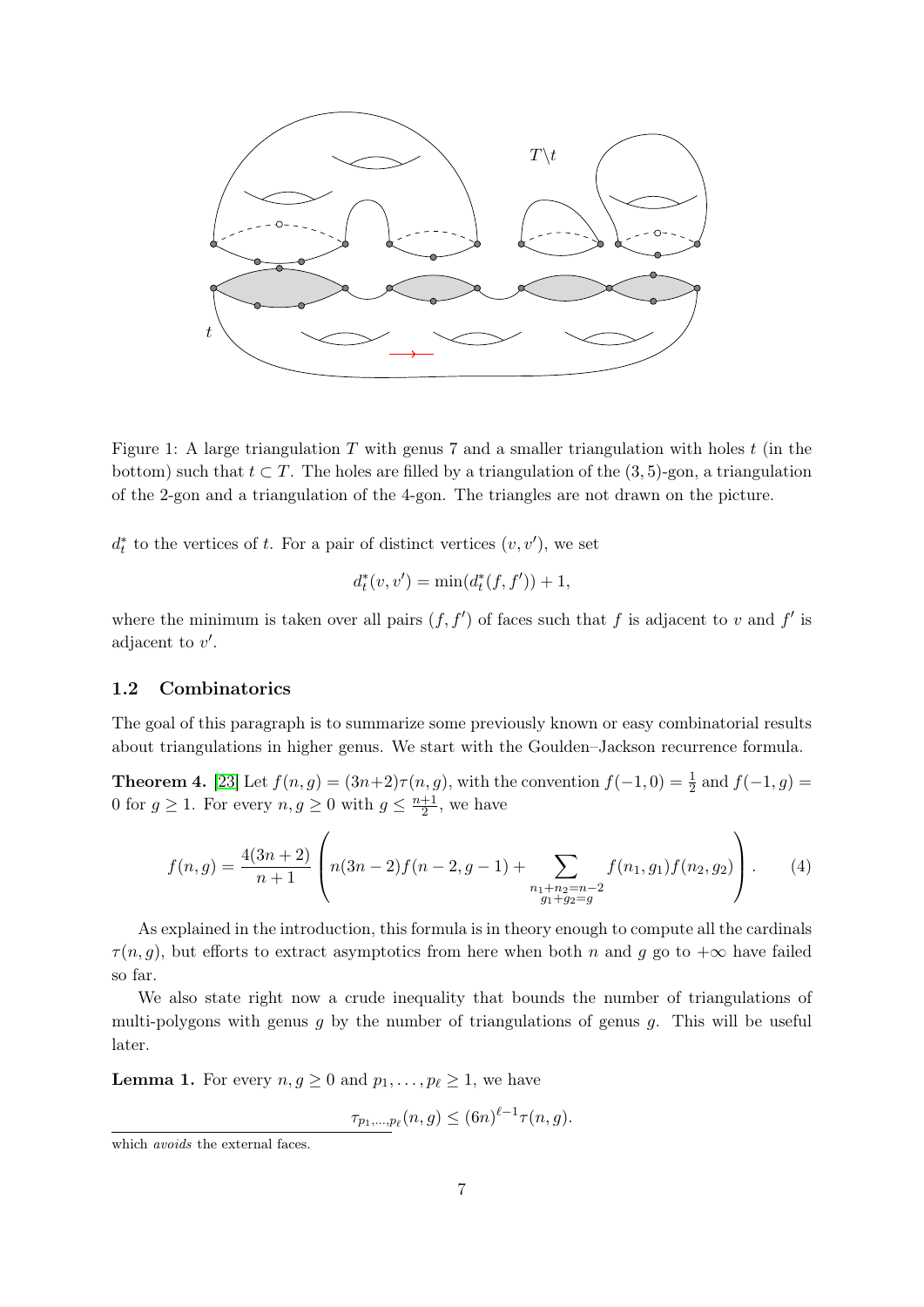Figure 1: A large triangulation $T$ with genus 7 and a smaller triangulation with holes $t$ (in the bottom) such that $t \subset T$. The holes are filled by a triangulation of the $(3,5)$-gon, a triangulation of the 2-gon and a triangulation of the 4-gon. The triangles are not drawn on the picture.

$d_t^*$ to the vertices of $t$. For a pair of distinct vertices $(v, v')$, we set

$$d_t^*(v, v') = \min(d_t^*(f, f')) + 1,$$

where the minimum is taken over all pairs $(f, f')$ of faces such that $f$ is adjacent to $v$ and $f'$ is adjacent to $v'$.

### 1.2 Combinatorics

The goal of this paragraph is to summarize some previously known or easy combinatorial results about triangulations in higher genus. We start with the Goulden–Jackson recurrence formula.

**Theorem 4.** [23] Let $f(n,g) = (3n+2)\tau(n,g)$, with the convention $f(-1,0) = \frac{1}{2}$ and $f(-1,g) = 0$ for $g \geq 1$. For every $n, g \geq 0$ with $g \leq \frac{n+1}{2}$, we have

$$f(n,g) = \frac{4(3n+2)}{n+1} \left( n(3n-2)f(n-2,g-1) + \sum_{\substack{n_1+n_2=n-2 \\ g_1+g_2=g}} f(n_1,g_1)f(n_2,g_2) \right). \tag{4}$$

As explained in the introduction, this formula is in theory enough to compute all the cardinals $\tau(n,g)$, but efforts to extract asymptotics from here when both $n$ and $g$ go to $+\infty$ have failed so far.

We also state right now a crude inequality that bounds the number of triangulations of multi-polygons with genus $g$ by the number of triangulations of genus $g$. This will be useful later.

**Lemma 1.** For every $n, g \geq 0$ and $p_1, \ldots, p_\ell \geq 1$, we have

$$\tau_{p_1,\ldots,p_\ell}(n,g) \leq (6n)^{\ell-1}\tau(n,g).$$

which *avoids* the external faces.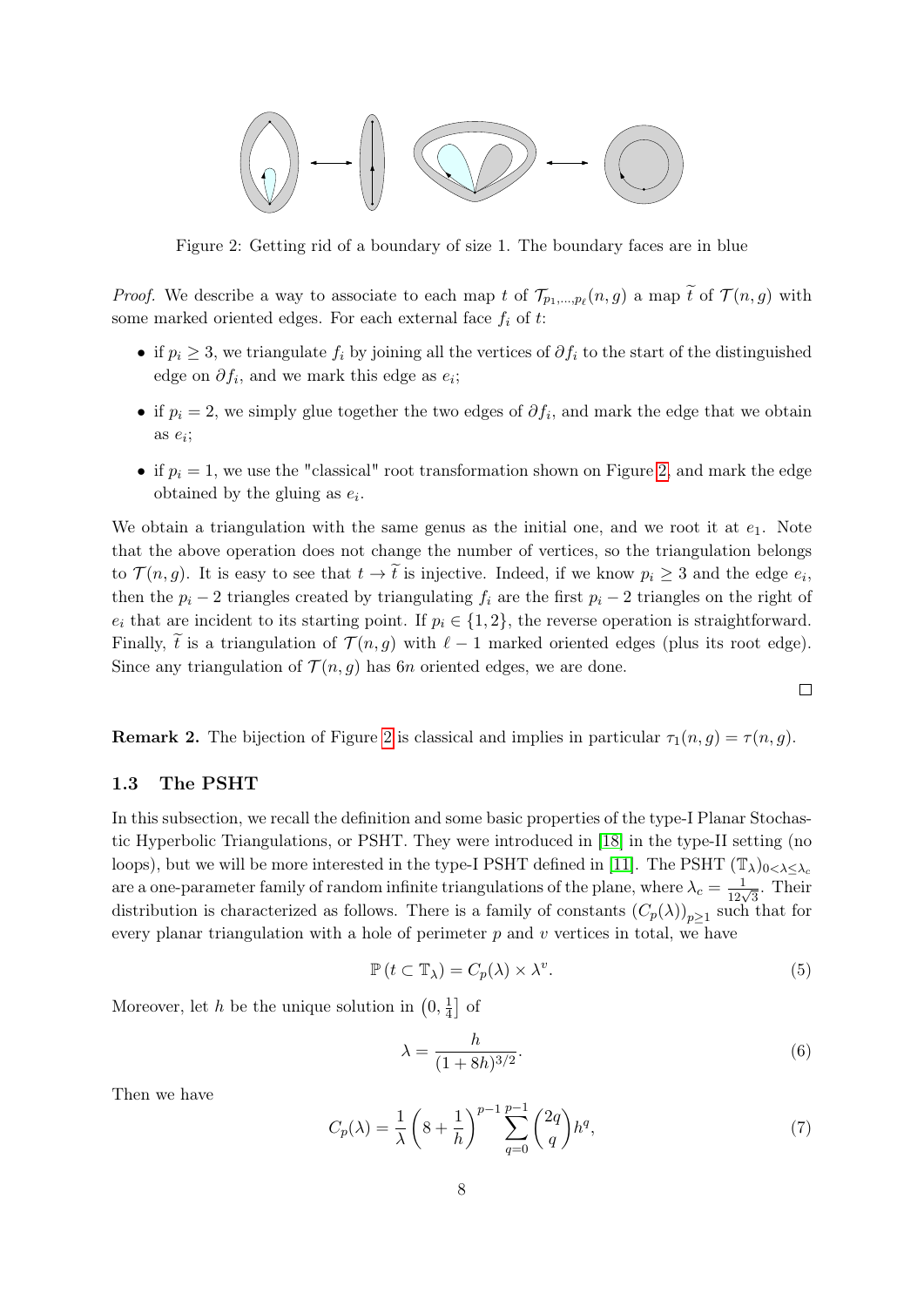Figure 2: Getting rid of a boundary of size 1. The boundary faces are in blue

*Proof.* We describe a way to associate to each map $t$ of $\mathcal{T}_{p_1,\dots,p_\ell}(n,g)$ a map $\widetilde{t}$ of $\mathcal{T}(n,g)$ with some marked oriented edges. For each external face $f_i$ of $t$:

- if $p_i \geq 3$, we triangulate $f_i$ by joining all the vertices of $\partial f_i$ to the start of the distinguished edge on $\partial f_i$, and we mark this edge as $e_i$;
- if $p_i = 2$, we simply glue together the two edges of $\partial f_i$, and mark the edge that we obtain as $e_i$;
- if $p_i = 1$, we use the "classical" root transformation shown on Figure 2, and mark the edge obtained by the gluing as $e_i$.

We obtain a triangulation with the same genus as the initial one, and we root it at $e_1$. Note that the above operation does not change the number of vertices, so the triangulation belongs to $\mathcal{T}(n,g)$. It is easy to see that $t \to \widetilde{t}$ is injective. Indeed, if we know $p_i \geq 3$ and the edge $e_i$, then the $p_i - 2$ triangles created by triangulating $f_i$ are the first $p_i - 2$ triangles on the right of $e_i$ that are incident to its starting point. If $p_i \in \{1,2\}$, the reverse operation is straightforward. Finally, $\widetilde{t}$ is a triangulation of $\mathcal{T}(n,g)$ with $\ell - 1$ marked oriented edges (plus its root edge). Since any triangulation of $\mathcal{T}(n,g)$ has $6n$ oriented edges, we are done. □

**Remark 2.** The bijection of Figure 2 is classical and implies in particular $\tau_1(n,g) = \tau(n,g)$.

### 1.3 The PSHT

In this subsection, we recall the definition and some basic properties of the type-I Planar Stochastic Hyperbolic Triangulations, or PSHT. They were introduced in [18] in the type-II setting (no loops), but we will be more interested in the type-I PSHT defined in [11]. The PSHT $(\mathbb{T}_\lambda)_{0<\lambda\leq\lambda_c}$ are a one-parameter family of random infinite triangulations of the plane, where $\lambda_c = \frac{1}{12\sqrt{3}}$. Their distribution is characterized as follows. There is a family of constants $(C_p(\lambda))_{p\geq 1}$ such that for every planar triangulation with a hole of perimeter $p$ and $v$ vertices in total, we have

$$\mathbb{P}\left(t \subset \mathbb{T}_\lambda\right) = C_p(\lambda) \times \lambda^v. \tag{5}$$

Moreover, let $h$ be the unique solution in $\left(0, \frac{1}{4}\right]$ of

$$\lambda = \frac{h}{(1+8h)^{3/2}}. \tag{6}$$

Then we have

$$C_p(\lambda) = \frac{1}{\lambda}\left(8 + \frac{1}{h}\right)^{p-1} \sum_{q=0}^{p-1} \binom{2q}{q} h^q, \tag{7}$$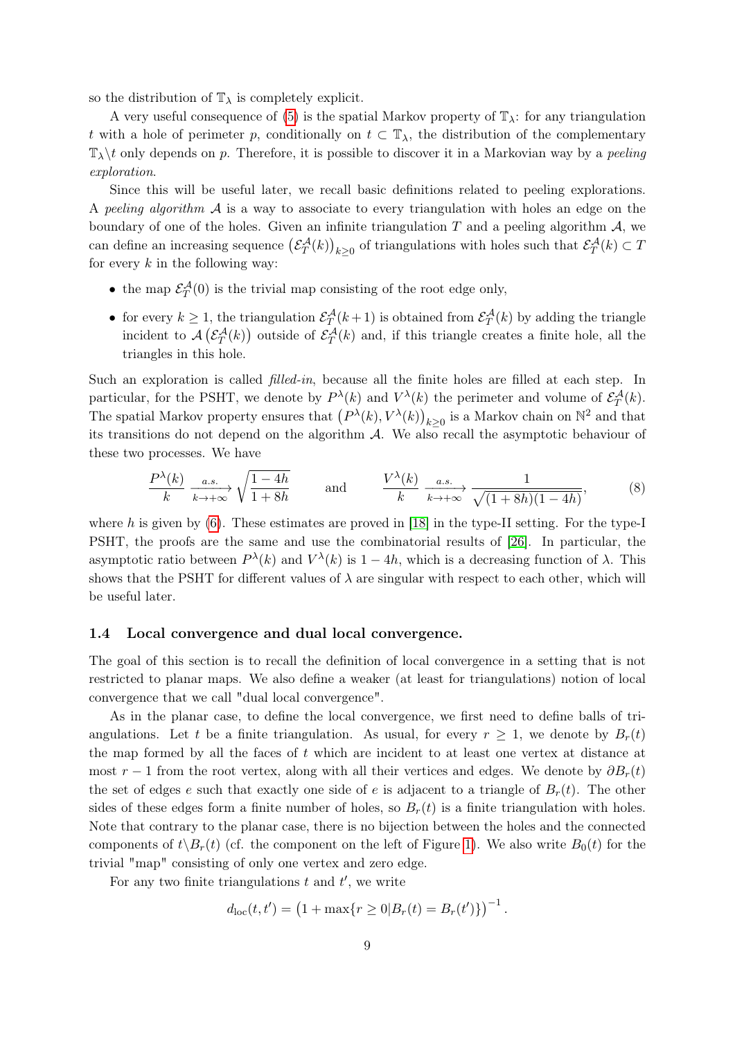so the distribution of $\mathbb{T}_\lambda$ is completely explicit.

A very useful consequence of (5) is the spatial Markov property of $\mathbb{T}_\lambda$: for any triangulation $t$ with a hole of perimeter $p$, conditionally on $t \subset \mathbb{T}_\lambda$, the distribution of the complementary $\mathbb{T}_\lambda \backslash t$ only depends on $p$. Therefore, it is possible to discover it in a Markovian way by a *peeling exploration*.

Since this will be useful later, we recall basic definitions related to peeling explorations. A *peeling algorithm* $\mathcal{A}$ is a way to associate to every triangulation with holes an edge on the boundary of one of the holes. Given an infinite triangulation $T$ and a peeling algorithm $\mathcal{A}$, we can define an increasing sequence $\left(\mathcal{E}_T^{\mathcal{A}}(k)\right)_{k\geq 0}$ of triangulations with holes such that $\mathcal{E}_T^{\mathcal{A}}(k) \subset T$ for every $k$ in the following way:

- the map $\mathcal{E}_T^{\mathcal{A}}(0)$ is the trivial map consisting of the root edge only,
- for every $k \geq 1$, the triangulation $\mathcal{E}_T^{\mathcal{A}}(k+1)$ is obtained from $\mathcal{E}_T^{\mathcal{A}}(k)$ by adding the triangle incident to $\mathcal{A}\left(\mathcal{E}_T^{\mathcal{A}}(k)\right)$ outside of $\mathcal{E}_T^{\mathcal{A}}(k)$ and, if this triangle creates a finite hole, all the triangles in this hole.

Such an exploration is called *filled-in*, because all the finite holes are filled at each step. In particular, for the PSHT, we denote by $P^\lambda(k)$ and $V^\lambda(k)$ the perimeter and volume of $\mathcal{E}_T^{\mathcal{A}}(k)$. The spatial Markov property ensures that $\left(P^\lambda(k), V^\lambda(k)\right)_{k\geq 0}$ is a Markov chain on $\mathbb{N}^2$ and that its transitions do not depend on the algorithm $\mathcal{A}$. We also recall the asymptotic behaviour of these two processes. We have

$$\frac{P^\lambda(k)}{k} \xrightarrow[k\to+\infty]{a.s.} \sqrt{\frac{1-4h}{1+8h}} \qquad \text{and} \qquad \frac{V^\lambda(k)}{k} \xrightarrow[k\to+\infty]{a.s.} \frac{1}{\sqrt{(1+8h)(1-4h)}}, \tag{8}$$

where $h$ is given by (6). These estimates are proved in [18] in the type-II setting. For the type-I PSHT, the proofs are the same and use the combinatorial results of [26]. In particular, the asymptotic ratio between $P^\lambda(k)$ and $V^\lambda(k)$ is $1-4h$, which is a decreasing function of $\lambda$. This shows that the PSHT for different values of $\lambda$ are singular with respect to each other, which will be useful later.

### 1.4 Local convergence and dual local convergence.

The goal of this section is to recall the definition of local convergence in a setting that is not restricted to planar maps. We also define a weaker (at least for triangulations) notion of local convergence that we call "dual local convergence".

As in the planar case, to define the local convergence, we first need to define balls of triangulations. Let $t$ be a finite triangulation. As usual, for every $r \geq 1$, we denote by $B_r(t)$ the map formed by all the faces of $t$ which are incident to at least one vertex at distance at most $r-1$ from the root vertex, along with all their vertices and edges. We denote by $\partial B_r(t)$ the set of edges $e$ such that exactly one side of $e$ is adjacent to a triangle of $B_r(t)$. The other sides of these edges form a finite number of holes, so $B_r(t)$ is a finite triangulation with holes. Note that contrary to the planar case, there is no bijection between the holes and the connected components of $t \backslash B_r(t)$ (cf. the component on the left of Figure 1). We also write $B_0(t)$ for the trivial "map" consisting of only one vertex and zero edge.

For any two finite triangulations $t$ and $t'$, we write

$$d_{\mathrm{loc}}(t,t') = \left(1 + \max\{r \geq 0 | B_r(t) = B_r(t')\}\right)^{-1}.$$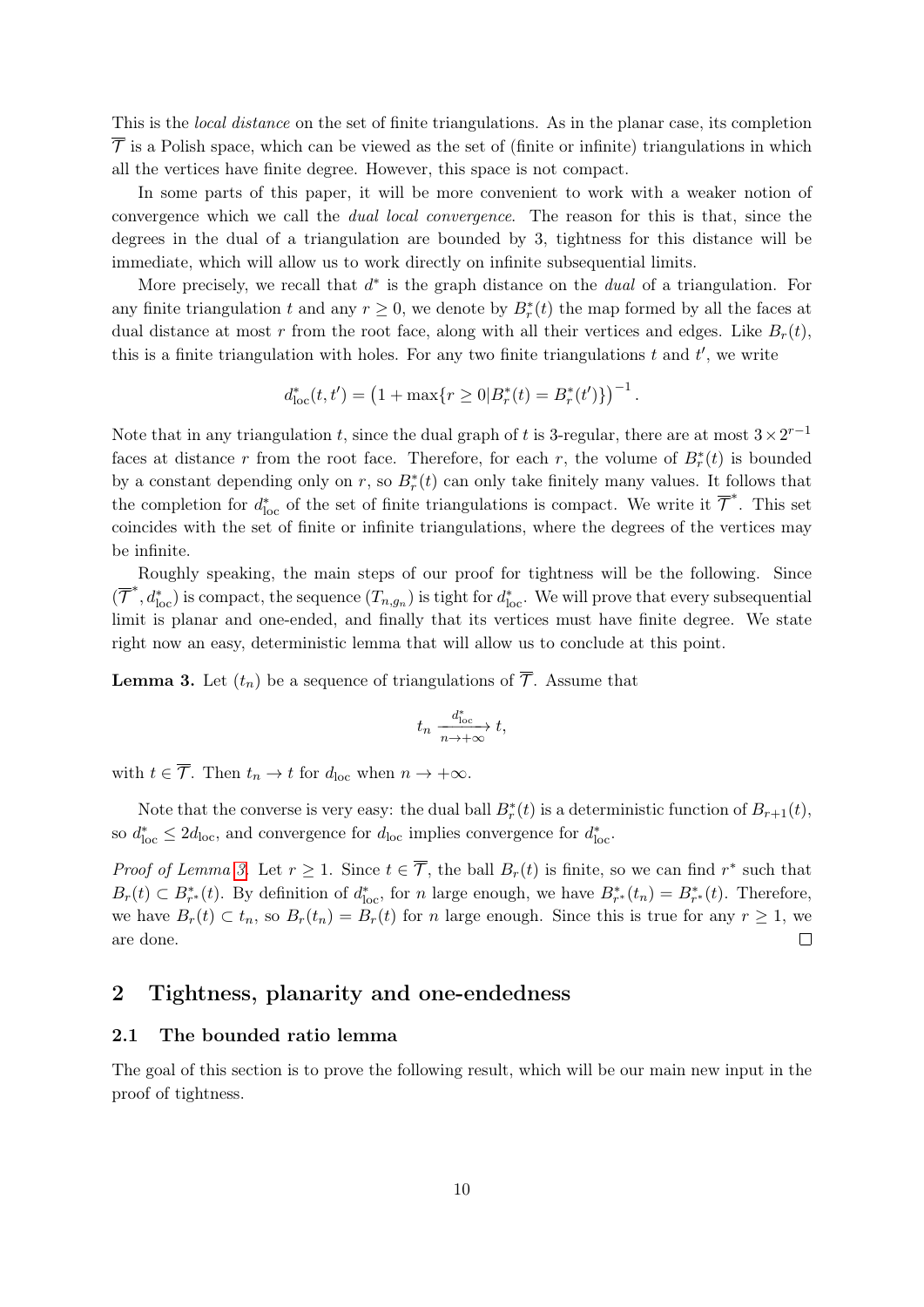This is the *local distance* on the set of finite triangulations. As in the planar case, its completion $\overline{\mathcal{T}}$ is a Polish space, which can be viewed as the set of (finite or infinite) triangulations in which all the vertices have finite degree. However, this space is not compact.

In some parts of this paper, it will be more convenient to work with a weaker notion of convergence which we call the *dual local convergence*. The reason for this is that, since the degrees in the dual of a triangulation are bounded by 3, tightness for this distance will be immediate, which will allow us to work directly on infinite subsequential limits.

More precisely, we recall that $d^*$ is the graph distance on the *dual* of a triangulation. For any finite triangulation $t$ and any $r \geq 0$, we denote by $B_r^*(t)$ the map formed by all the faces at dual distance at most $r$ from the root face, along with all their vertices and edges. Like $B_r(t)$, this is a finite triangulation with holes. For any two finite triangulations $t$ and $t'$, we write

$$d^*_{\text{loc}}(t,t') = \left(1 + \max\{r \geq 0 | B_r^*(t) = B_r^*(t')\}\right)^{-1}.$$

Note that in any triangulation $t$, since the dual graph of $t$ is 3-regular, there are at most $3 \times 2^{r-1}$ faces at distance $r$ from the root face. Therefore, for each $r$, the volume of $B_r^*(t)$ is bounded by a constant depending only on $r$, so $B_r^*(t)$ can only take finitely many values. It follows that the completion for $d^*_{\text{loc}}$ of the set of finite triangulations is compact. We write it $\overline{\mathcal{T}}^*$. This set coincides with the set of finite or infinite triangulations, where the degrees of the vertices may be infinite.

Roughly speaking, the main steps of our proof for tightness will be the following. Since $(\overline{\mathcal{T}}^*, d^*_{\text{loc}})$ is compact, the sequence $(T_{n,g_n})$ is tight for $d^*_{\text{loc}}$. We will prove that every subsequential limit is planar and one-ended, and finally that its vertices must have finite degree. We state right now an easy, deterministic lemma that will allow us to conclude at this point.

**Lemma 3.** Let $(t_n)$ be a sequence of triangulations of $\overline{\mathcal{T}}$. Assume that

$$t_n \xrightarrow[n \to +\infty]{d^*_{\text{loc}}} t,$$

with $t \in \overline{\mathcal{T}}$. Then $t_n \to t$ for $d_{\text{loc}}$ when $n \to +\infty$.

Note that the converse is very easy: the dual ball $B_r^*(t)$ is a deterministic function of $B_{r+1}(t)$, so $d^*_{\text{loc}} \leq 2 d_{\text{loc}}$, and convergence for $d_{\text{loc}}$ implies convergence for $d^*_{\text{loc}}$.

*Proof of Lemma 3.* Let $r \geq 1$. Since $t \in \overline{\mathcal{T}}$, the ball $B_r(t)$ is finite, so we can find $r^*$ such that $B_r(t) \subset B^*_{r^*}(t)$. By definition of $d^*_{\text{loc}}$, for $n$ large enough, we have $B^*_{r^*}(t_n) = B^*_{r^*}(t)$. Therefore, we have $B_r(t) \subset t_n$, so $B_r(t_n) = B_r(t)$ for $n$ large enough. Since this is true for any $r \geq 1$, we are done. □

## 2 Tightness, planarity and one-endedness

### 2.1 The bounded ratio lemma

The goal of this section is to prove the following result, which will be our main new input in the proof of tightness.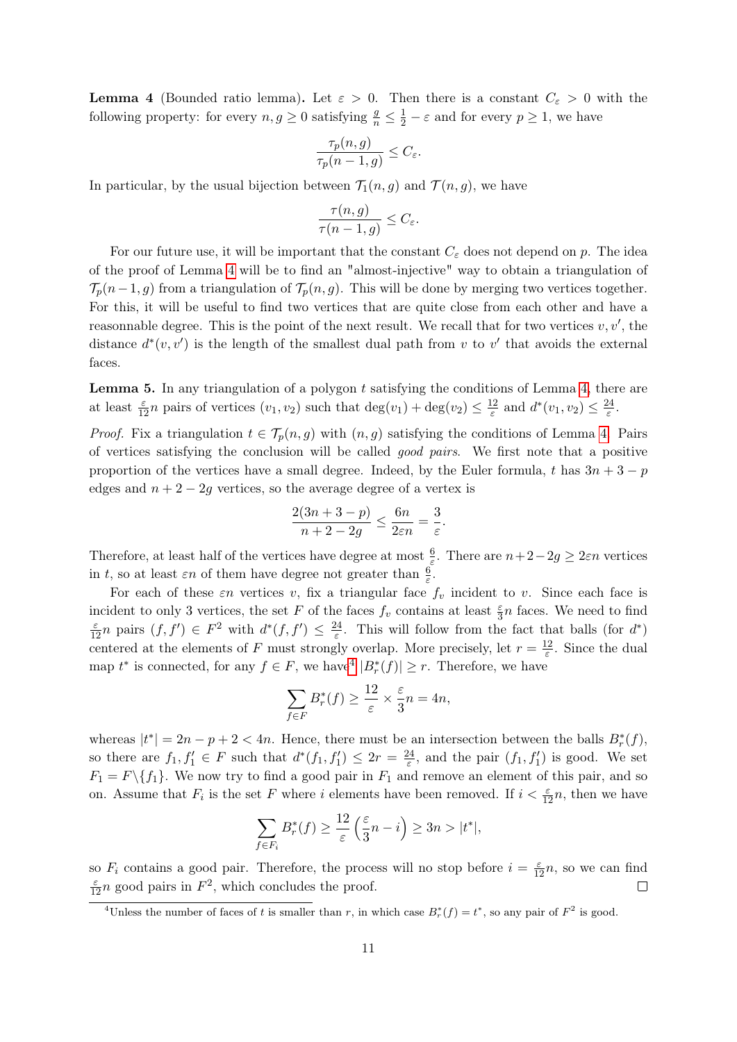**Lemma 4** (Bounded ratio lemma)**.** Let $\varepsilon > 0$. Then there is a constant $C_\varepsilon > 0$ with the following property: for every $n, g \geq 0$ satisfying $\frac{g}{n} \leq \frac{1}{2} - \varepsilon$ and for every $p \geq 1$, we have

$$\frac{\tau_p(n,g)}{\tau_p(n-1,g)} \leq C_\varepsilon.$$

In particular, by the usual bijection between $\mathcal{T}_1(n,g)$ and $\mathcal{T}(n,g)$, we have

$$\frac{\tau(n,g)}{\tau(n-1,g)} \leq C_\varepsilon.$$

For our future use, it will be important that the constant $C_\varepsilon$ does not depend on $p$. The idea of the proof of Lemma 4 will be to find an "almost-injective" way to obtain a triangulation of $\mathcal{T}_p(n-1,g)$ from a triangulation of $\mathcal{T}_p(n,g)$. This will be done by merging two vertices together. For this, it will be useful to find two vertices that are quite close from each other and have a reasonnable degree. This is the point of the next result. We recall that for two vertices $v, v'$, the distance $d^*(v,v')$ is the length of the smallest dual path from $v$ to $v'$ that avoids the external faces.

**Lemma 5.** In any triangulation of a polygon $t$ satisfying the conditions of Lemma 4, there are at least $\frac{\varepsilon}{12}n$ pairs of vertices $(v_1, v_2)$ such that $\deg(v_1) + \deg(v_2) \leq \frac{12}{\varepsilon}$ and $d^*(v_1, v_2) \leq \frac{24}{\varepsilon}$.

*Proof.* Fix a triangulation $t \in \mathcal{T}_p(n,g)$ with $(n,g)$ satisfying the conditions of Lemma 4. Pairs of vertices satisfying the conclusion will be called *good pairs*. We first note that a positive proportion of the vertices have a small degree. Indeed, by the Euler formula, $t$ has $3n+3-p$ edges and $n+2-2g$ vertices, so the average degree of a vertex is

$$\frac{2(3n+3-p)}{n+2-2g} \leq \frac{6n}{2\varepsilon n} = \frac{3}{\varepsilon}.$$

Therefore, at least half of the vertices have degree at most $\frac{6}{\varepsilon}$. There are $n+2-2g \geq 2\varepsilon n$ vertices in $t$, so at least $\varepsilon n$ of them have degree not greater than $\frac{6}{\varepsilon}$.

For each of these $\varepsilon n$ vertices $v$, fix a triangular face $f_v$ incident to $v$. Since each face is incident to only 3 vertices, the set $F$ of the faces $f_v$ contains at least $\frac{\varepsilon}{3}n$ faces. We need to find $\frac{\varepsilon}{12}n$ pairs $(f,f') \in F^2$ with $d^*(f,f') \leq \frac{24}{\varepsilon}$. This will follow from the fact that balls (for $d^*$) centered at the elements of $F$ must strongly overlap. More precisely, let $r = \frac{12}{\varepsilon}$. Since the dual map $t^*$ is connected, for any $f \in F$, we have[4] $|B_r^*(f)| \geq r$. Therefore, we have

$$\sum_{f \in F} B_r^*(f) \geq \frac{12}{\varepsilon} \times \frac{\varepsilon}{3}n = 4n,$$

whereas $|t^*| = 2n - p + 2 < 4n$. Hence, there must be an intersection between the balls $B_r^*(f)$, so there are $f_1, f_1' \in F$ such that $d^*(f_1, f_1') \leq 2r = \frac{24}{\varepsilon}$, and the pair $(f_1, f_1')$ is good. We set $F_1 = F \backslash \{f_1\}$. We now try to find a good pair in $F_1$ and remove an element of this pair, and so on. Assume that $F_i$ is the set $F$ where $i$ elements have been removed. If $i < \frac{\varepsilon}{12}n$, then we have

$$\sum_{f \in F_i} B_r^*(f) \geq \frac{12}{\varepsilon}\left(\frac{\varepsilon}{3}n - i\right) \geq 3n > |t^*|,$$

so $F_i$ contains a good pair. Therefore, the process will no stop before $i = \frac{\varepsilon}{12}n$, so we can find $\frac{\varepsilon}{12}n$ good pairs in $F^2$, which concludes the proof. □

[4] Unless the number of faces of $t$ is smaller than $r$, in which case $B_r^*(f) = t^*$, so any pair of $F^2$ is good.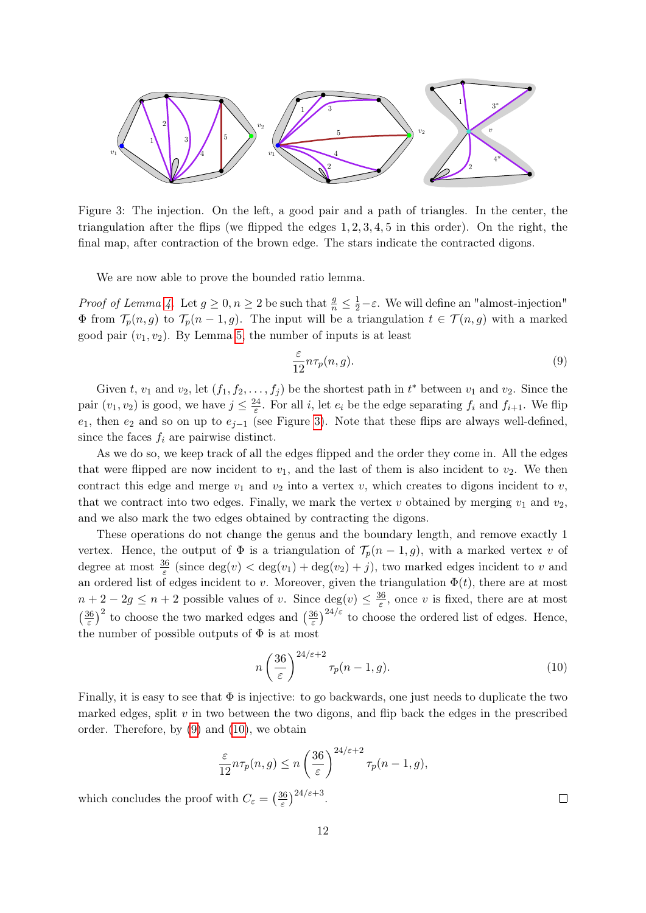Figure 3: The injection. On the left, a good pair and a path of triangles. In the center, the triangulation after the flips (we flipped the edges 1, 2, 3, 4, 5 in this order). On the right, the final map, after contraction of the brown edge. The stars indicate the contracted digons.

We are now able to prove the bounded ratio lemma.

*Proof of Lemma 4.* Let $g \geq 0, n \geq 2$ be such that $\frac{g}{n} \leq \frac{1}{2} - \varepsilon$. We will define an "almost-injection" $\Phi$ from $\mathcal{T}_p(n, g)$ to $\mathcal{T}_p(n-1, g)$. The input will be a triangulation $t \in \mathcal{T}(n, g)$ with a marked good pair $(v_1, v_2)$. By Lemma 5, the number of inputs is at least

$$\frac{\varepsilon}{12} n \tau_p(n, g). \tag{9}$$

Given $t$, $v_1$ and $v_2$, let $(f_1, f_2, \dots, f_j)$ be the shortest path in $t^*$ between $v_1$ and $v_2$. Since the pair $(v_1, v_2)$ is good, we have $j \leq \frac{24}{\varepsilon}$. For all $i$, let $e_i$ be the edge separating $f_i$ and $f_{i+1}$. We flip $e_1$, then $e_2$ and so on up to $e_{j-1}$ (see Figure 3). Note that these flips are always well-defined, since the faces $f_i$ are pairwise distinct.

As we do so, we keep track of all the edges flipped and the order they come in. All the edges that were flipped are now incident to $v_1$, and the last of them is also incident to $v_2$. We then contract this edge and merge $v_1$ and $v_2$ into a vertex $v$, which creates to digons incident to $v$, that we contract into two edges. Finally, we mark the vertex $v$ obtained by merging $v_1$ and $v_2$, and we also mark the two edges obtained by contracting the digons.

These operations do not change the genus and the boundary length, and remove exactly 1 vertex. Hence, the output of $\Phi$ is a triangulation of $\mathcal{T}_p(n-1, g)$, with a marked vertex $v$ of degree at most $\frac{36}{\varepsilon}$ (since $\deg(v) < \deg(v_1) + \deg(v_2) + j$), two marked edges incident to $v$ and an ordered list of edges incident to $v$. Moreover, given the triangulation $\Phi(t)$, there are at most $n + 2 - 2g \leq n + 2$ possible values of $v$. Since $\deg(v) \leq \frac{36}{\varepsilon}$, once $v$ is fixed, there are at most $\left(\frac{36}{\varepsilon}\right)^2$ to choose the two marked edges and $\left(\frac{36}{\varepsilon}\right)^{24/\varepsilon}$ to choose the ordered list of edges. Hence, the number of possible outputs of $\Phi$ is at most

$$n \left(\frac{36}{\varepsilon}\right)^{24/\varepsilon + 2} \tau_p(n-1, g). \tag{10}$$

Finally, it is easy to see that $\Phi$ is injective: to go backwards, one just needs to duplicate the two marked edges, split $v$ in two between the two digons, and flip back the edges in the prescribed order. Therefore, by (9) and (10), we obtain

$$\frac{\varepsilon}{12} n \tau_p(n, g) \leq n \left(\frac{36}{\varepsilon}\right)^{24/\varepsilon + 2} \tau_p(n-1, g),$$

which concludes the proof with $C_\varepsilon = \left(\frac{36}{\varepsilon}\right)^{24/\varepsilon + 3}$. $\square$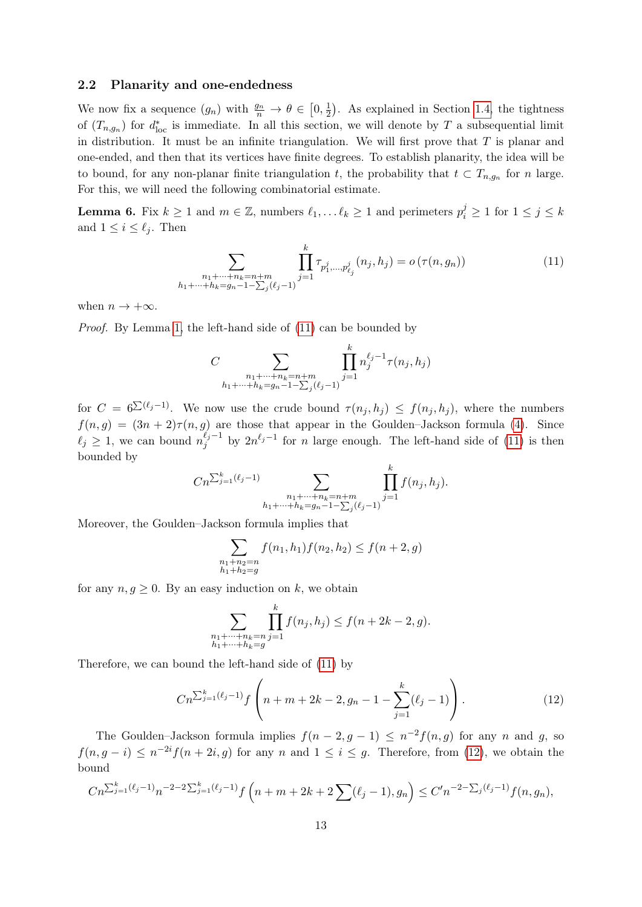### 2.2 Planarity and one-endedness

We now fix a sequence $(g_n)$ with $\frac{g_n}{n} \to \theta \in \left[0, \frac{1}{2}\right)$. As explained in Section 1.4, the tightness of $(T_{n,g_n})$ for $d^*_{\text{loc}}$ is immediate. In all this section, we will denote by $T$ a subsequential limit in distribution. It must be an infinite triangulation. We will first prove that $T$ is planar and one-ended, and then that its vertices have finite degrees. To establish planarity, the idea will be to bound, for any non-planar finite triangulation $t$, the probability that $t \subset T_{n,g_n}$ for $n$ large. For this, we will need the following combinatorial estimate.

**Lemma 6.** Fix $k \geq 1$ and $m \in \mathbb{Z}$, numbers $\ell_1, \dots \ell_k \geq 1$ and perimeters $p_i^j \geq 1$ for $1 \leq j \leq k$ and $1 \leq i \leq \ell_j$. Then

$$\sum_{\substack{n_1+\cdots+n_k=n+m \\ h_1+\cdots+h_k=g_n-1-\sum_j(\ell_j-1)}} \prod_{j=1}^{k} \tau_{p_1^j,\dots,p_{\ell_j}^j}(n_j,h_j) = o\left(\tau(n,g_n)\right) \tag{11}$$

when $n \to +\infty$.

*Proof.* By Lemma 1, the left-hand side of (11) can be bounded by

$$C \sum_{\substack{n_1+\cdots+n_k=n+m \\ h_1+\cdots+h_k=g_n-1-\sum_j(\ell_j-1)}} \prod_{j=1}^{k} n_j^{\ell_j-1}\tau(n_j,h_j)$$

for $C = 6^{\sum(\ell_j-1)}$. We now use the crude bound $\tau(n_j,h_j) \leq f(n_j,h_j)$, where the numbers $f(n,g) = (3n+2)\tau(n,g)$ are those that appear in the Goulden–Jackson formula (4). Since $\ell_j \geq 1$, we can bound $n_j^{\ell_j-1}$ by $2n^{\ell_j-1}$ for $n$ large enough. The left-hand side of (11) is then bounded by

$$Cn^{\sum_{j=1}^{k}(\ell_j-1)} \sum_{\substack{n_1+\cdots+n_k=n+m \\ h_1+\cdots+h_k=g_n-1-\sum_j(\ell_j-1)}} \prod_{j=1}^{k} f(n_j,h_j).$$

Moreover, the Goulden–Jackson formula implies that

$$\sum_{\substack{n_1+n_2=n \\ h_1+h_2=g}} f(n_1,h_1)f(n_2,h_2) \leq f(n+2,g)$$

for any $n, g \geq 0$. By an easy induction on $k$, we obtain

$$\sum_{\substack{n_1+\cdots+n_k=n \\ h_1+\cdots+h_k=g}} \prod_{j=1}^{k} f(n_j,h_j) \leq f(n+2k-2,g).$$

Therefore, we can bound the left-hand side of (11) by

$$Cn^{\sum_{j=1}^{k}(\ell_j-1)} f\left(n+m+2k-2, g_n-1-\sum_{j=1}^{k}(\ell_j-1)\right). \tag{12}$$

The Goulden–Jackson formula implies $f(n-2,g-1) \leq n^{-2}f(n,g)$ for any $n$ and $g$, so $f(n,g-i) \leq n^{-2i}f(n+2i,g)$ for any $n$ and $1 \leq i \leq g$. Therefore, from (12), we obtain the bound

$$Cn^{\sum_{j=1}^{k}(\ell_j-1)}n^{-2-2\sum_{j=1}^{k}(\ell_j-1)} f\left(n+m+2k+2\sum(\ell_j-1), g_n\right) \leq C'n^{-2-\sum_j(\ell_j-1)}f(n,g_n),$$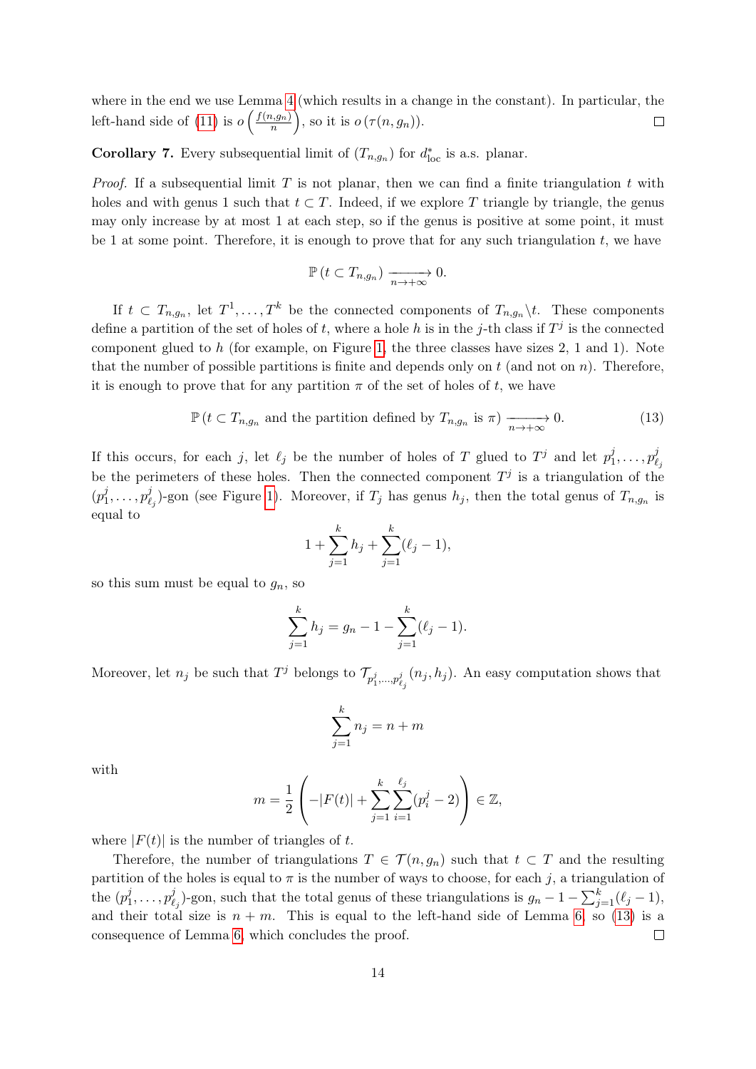where in the end we use Lemma 4 (which results in a change in the constant). In particular, the left-hand side of (11) is $o\left(\frac{f(n,g_n)}{n}\right)$, so it is $o\left(\tau(n,g_n)\right)$. ◻

**Corollary 7.** Every subsequential limit of $(T_{n,g_n})$ for $d^*_{\mathrm{loc}}$ is a.s. planar.

*Proof.* If a subsequential limit $T$ is not planar, then we can find a finite triangulation $t$ with holes and with genus 1 such that $t \subset T$. Indeed, if we explore $T$ triangle by triangle, the genus may only increase by at most 1 at each step, so if the genus is positive at some point, it must be 1 at some point. Therefore, it is enough to prove that for any such triangulation $t$, we have

$$\mathbb{P}\left(t \subset T_{n,g_n}\right) \xrightarrow[n\to+\infty]{} 0.$$

If $t \subset T_{n,g_n}$, let $T^1, \dots, T^k$ be the connected components of $T_{n,g_n} \backslash t$. These components define a partition of the set of holes of $t$, where a hole $h$ is in the $j$-th class if $T^j$ is the connected component glued to $h$ (for example, on Figure 1, the three classes have sizes 2, 1 and 1). Note that the number of possible partitions is finite and depends only on $t$ (and not on $n$). Therefore, it is enough to prove that for any partition $\pi$ of the set of holes of $t$, we have

$$\mathbb{P}\left(t \subset T_{n,g_n} \text{ and the partition defined by } T_{n,g_n} \text{ is } \pi\right) \xrightarrow[n\to+\infty]{} 0. \tag{13}$$

If this occurs, for each $j$, let $\ell_j$ be the number of holes of $T$ glued to $T^j$ and let $p^j_1, \dots, p^j_{\ell_j}$ be the perimeters of these holes. Then the connected component $T^j$ is a triangulation of the $(p^j_1, \dots, p^j_{\ell_j})$-gon (see Figure 1). Moreover, if $T_j$ has genus $h_j$, then the total genus of $T_{n,g_n}$ is equal to

$$1 + \sum_{j=1}^{k} h_j + \sum_{j=1}^{k} (\ell_j - 1),$$

so this sum must be equal to $g_n$, so

$$\sum_{j=1}^{k} h_j = g_n - 1 - \sum_{j=1}^{k} (\ell_j - 1).$$

Moreover, let $n_j$ be such that $T^j$ belongs to $\mathcal{T}_{p^j_1,\dots,p^j_{\ell_j}}(n_j, h_j)$. An easy computation shows that

$$\sum_{j=1}^{k} n_j = n + m$$

with

$$m = \frac{1}{2}\left(-|F(t)| + \sum_{j=1}^{k}\sum_{i=1}^{\ell_j}(p^j_i - 2)\right) \in \mathbb{Z},$$

where $|F(t)|$ is the number of triangles of $t$.

Therefore, the number of triangulations $T \in \mathcal{T}(n, g_n)$ such that $t \subset T$ and the resulting partition of the holes is equal to $\pi$ is the number of ways to choose, for each $j$, a triangulation of the $(p^j_1, \dots, p^j_{\ell_j})$-gon, such that the total genus of these triangulations is $g_n - 1 - \sum_{j=1}^{k}(\ell_j - 1)$, and their total size is $n + m$. This is equal to the left-hand side of Lemma 6, so (13) is a consequence of Lemma 6, which concludes the proof. ◻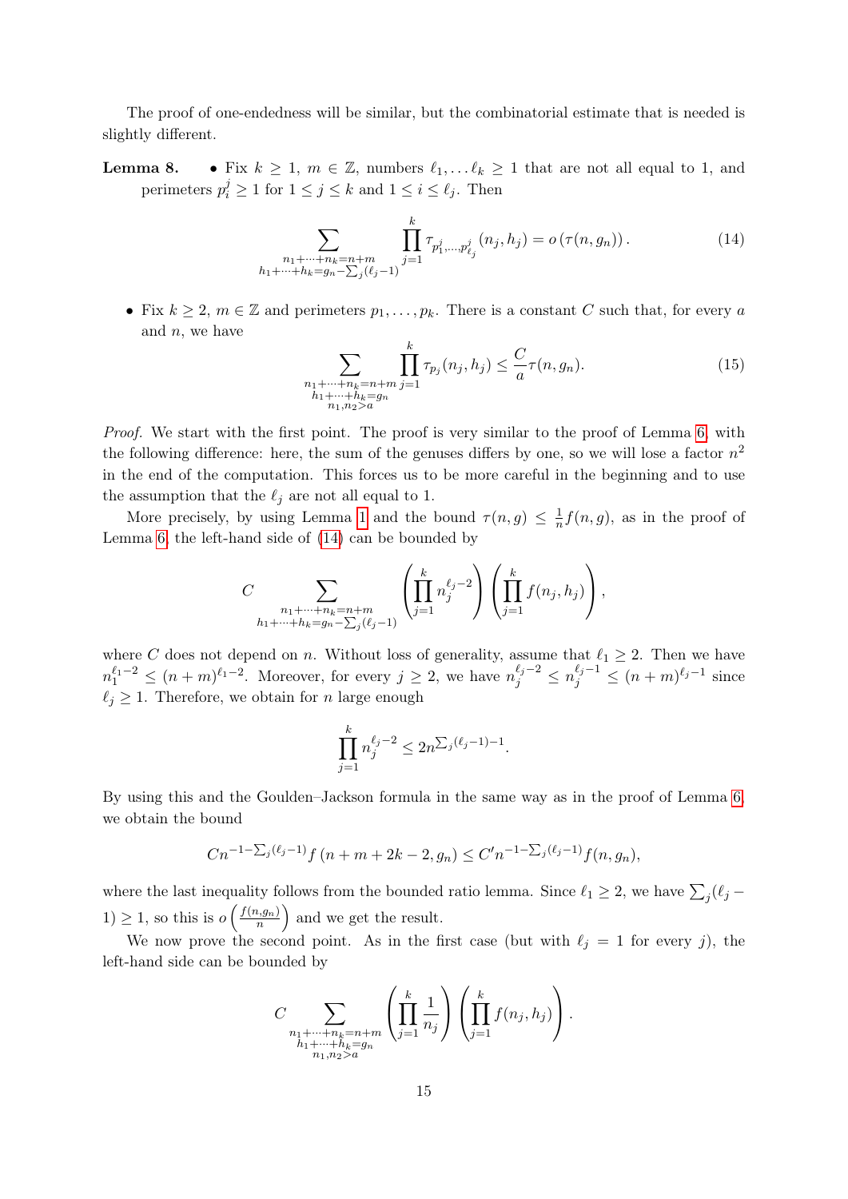The proof of one-endedness will be similar, but the combinatorial estimate that is needed is slightly different.

**Lemma 8.**

- Fix $k \geq 1$, $m \in \mathbb{Z}$, numbers $\ell_1, \dots \ell_k \geq 1$ that are not all equal to 1, and perimeters $p_i^j \geq 1$ for $1 \leq j \leq k$ and $1 \leq i \leq \ell_j$. Then

$$\sum_{\substack{n_1+\cdots+n_k=n+m \\ h_1+\cdots+h_k=g_n-\sum_j(\ell_j-1)}} \prod_{j=1}^{k} \tau_{p_1^j,\dots,p_{\ell_j}^j}(n_j,h_j) = o\left(\tau(n,g_n)\right). \tag{14}$$

- Fix $k \geq 2$, $m \in \mathbb{Z}$ and perimeters $p_1, \dots, p_k$. There is a constant $C$ such that, for every $a$ and $n$, we have

$$\sum_{\substack{n_1+\cdots+n_k=n+m \\ h_1+\cdots+h_k=g_n \\ n_1,n_2>a}} \prod_{j=1}^{k} \tau_{p_j}(n_j,h_j) \leq \frac{C}{a}\tau(n,g_n). \tag{15}$$

*Proof.* We start with the first point. The proof is very similar to the proof of Lemma 6, with the following difference: here, the sum of the genuses differs by one, so we will lose a factor $n^2$ in the end of the computation. This forces us to be more careful in the beginning and to use the assumption that the $\ell_j$ are not all equal to 1.

More precisely, by using Lemma 1 and the bound $\tau(n,g) \leq \frac{1}{n} f(n,g)$, as in the proof of Lemma 6, the left-hand side of (14) can be bounded by

$$C \sum_{\substack{n_1+\cdots+n_k=n+m \\ h_1+\cdots+h_k=g_n-\sum_j(\ell_j-1)}} \left(\prod_{j=1}^{k} n_j^{\ell_j-2}\right)\left(\prod_{j=1}^{k} f(n_j,h_j)\right),$$

where $C$ does not depend on $n$. Without loss of generality, assume that $\ell_1 \geq 2$. Then we have $n_1^{\ell_1-2} \leq (n+m)^{\ell_1-2}$. Moreover, for every $j \geq 2$, we have $n_j^{\ell_j-2} \leq n_j^{\ell_j-1} \leq (n+m)^{\ell_j-1}$ since $\ell_j \geq 1$. Therefore, we obtain for $n$ large enough

$$\prod_{j=1}^{k} n_j^{\ell_j-2} \leq 2n^{\sum_j(\ell_j-1)-1}.$$

By using this and the Goulden–Jackson formula in the same way as in the proof of Lemma 6, we obtain the bound

$$Cn^{-1-\sum_j(\ell_j-1)} f\left(n+m+2k-2, g_n\right) \leq C' n^{-1-\sum_j(\ell_j-1)} f(n,g_n),$$

where the last inequality follows from the bounded ratio lemma. Since $\ell_1 \geq 2$, we have $\sum_j(\ell_j - 1) \geq 1$, so this is $o\left(\frac{f(n,g_n)}{n}\right)$ and we get the result.

We now prove the second point. As in the first case (but with $\ell_j = 1$ for every $j$), the left-hand side can be bounded by

$$C \sum_{\substack{n_1+\cdots+n_k=n+m \\ h_1+\cdots+h_k=g_n \\ n_1,n_2>a}} \left(\prod_{j=1}^{k} \frac{1}{n_j}\right)\left(\prod_{j=1}^{k} f(n_j,h_j)\right).$$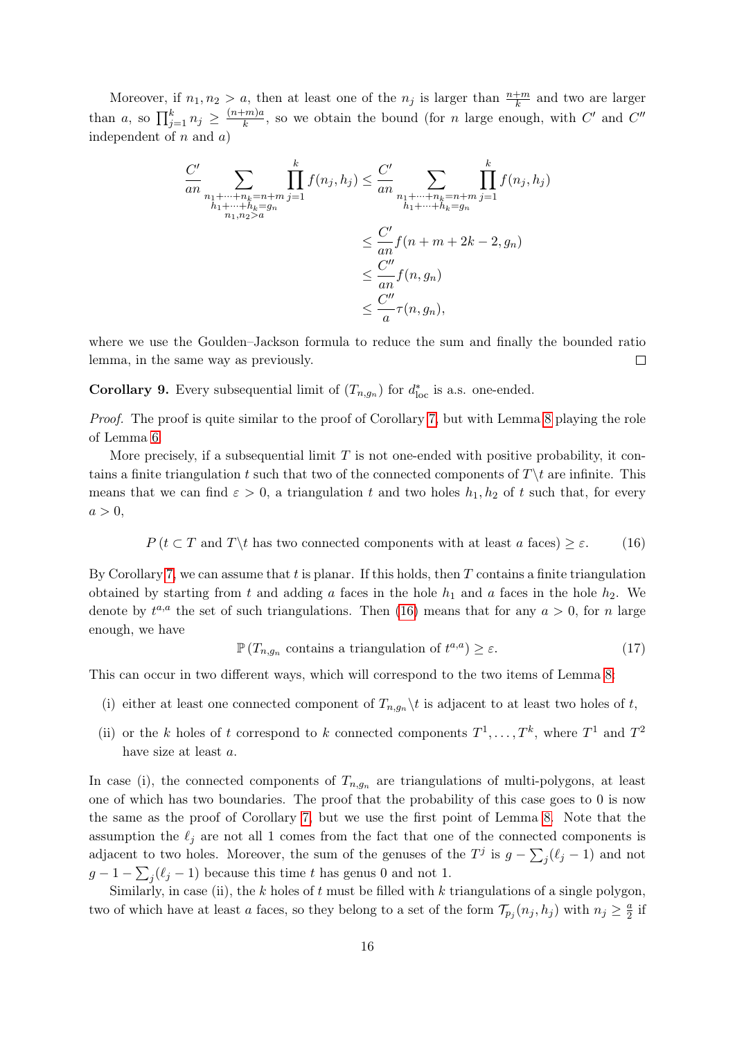Moreover, if $n_1, n_2 > a$, then at least one of the $n_j$ is larger than $\frac{n+m}{k}$ and two are larger than $a$, so $\prod_{j=1}^k n_j \geq \frac{(n+m)a}{k}$, so we obtain the bound (for $n$ large enough, with $C'$ and $C''$ independent of $n$ and $a$)

$$
\begin{aligned}
\frac{C'}{an} \sum_{\substack{n_1+\cdots+n_k=n+m \\ h_1+\cdots+h_k=g_n \\ n_1,n_2>a}} \prod_{j=1}^k f(n_j,h_j) &\leq \frac{C'}{an} \sum_{\substack{n_1+\cdots+n_k=n+m \\ h_1+\cdots+h_k=g_n}} \prod_{j=1}^k f(n_j,h_j) \\
&\leq \frac{C'}{an} f(n+m+2k-2, g_n) \\
&\leq \frac{C''}{an} f(n, g_n) \\
&\leq \frac{C''}{a} \tau(n, g_n),
\end{aligned}
$$

where we use the Goulden–Jackson formula to reduce the sum and finally the bounded ratio lemma, in the same way as previously. □

**Corollary 9.** Every subsequential limit of $(T_{n,g_n})$ for $d^*_{\mathrm{loc}}$ is a.s. one-ended.

*Proof.* The proof is quite similar to the proof of Corollary 7, but with Lemma 8 playing the role of Lemma 6.

More precisely, if a subsequential limit $T$ is not one-ended with positive probability, it contains a finite triangulation $t$ such that two of the connected components of $T\backslash t$ are infinite. This means that we can find $\varepsilon > 0$, a triangulation $t$ and two holes $h_1, h_2$ of $t$ such that, for every $a > 0$,

$$
P\left(t \subset T \text{ and } T\backslash t \text{ has two connected components with at least } a \text{ faces}\right) \geq \varepsilon. \tag{16}
$$

By Corollary 7, we can assume that $t$ is planar. If this holds, then $T$ contains a finite triangulation obtained by starting from $t$ and adding $a$ faces in the hole $h_1$ and $a$ faces in the hole $h_2$. We denote by $t^{a,a}$ the set of such triangulations. Then (16) means that for any $a > 0$, for $n$ large enough, we have

$$
\mathbb{P}\left(T_{n,g_n} \text{ contains a triangulation of } t^{a,a}\right) \geq \varepsilon. \tag{17}
$$

This can occur in two different ways, which will correspond to the two items of Lemma 8:

(i) either at least one connected component of $T_{n,g_n}\backslash t$ is adjacent to at least two holes of $t$,

(ii) or the $k$ holes of $t$ correspond to $k$ connected components $T^1, \dots, T^k$, where $T^1$ and $T^2$ have size at least $a$.

In case (i), the connected components of $T_{n,g_n}$ are triangulations of multi-polygons, at least one of which has two boundaries. The proof that the probability of this case goes to 0 is now the same as the proof of Corollary 7, but we use the first point of Lemma 8. Note that the assumption the $\ell_j$ are not all 1 comes from the fact that one of the connected components is adjacent to two holes. Moreover, the sum of the genuses of the $T^j$ is $g - \sum_j(\ell_j - 1)$ and not $g - 1 - \sum_j(\ell_j - 1)$ because this time $t$ has genus 0 and not 1.

Similarly, in case (ii), the $k$ holes of $t$ must be filled with $k$ triangulations of a single polygon, two of which have at least $a$ faces, so they belong to a set of the form $\mathcal{T}_{p_j}(n_j, h_j)$ with $n_j \geq \frac{a}{2}$ if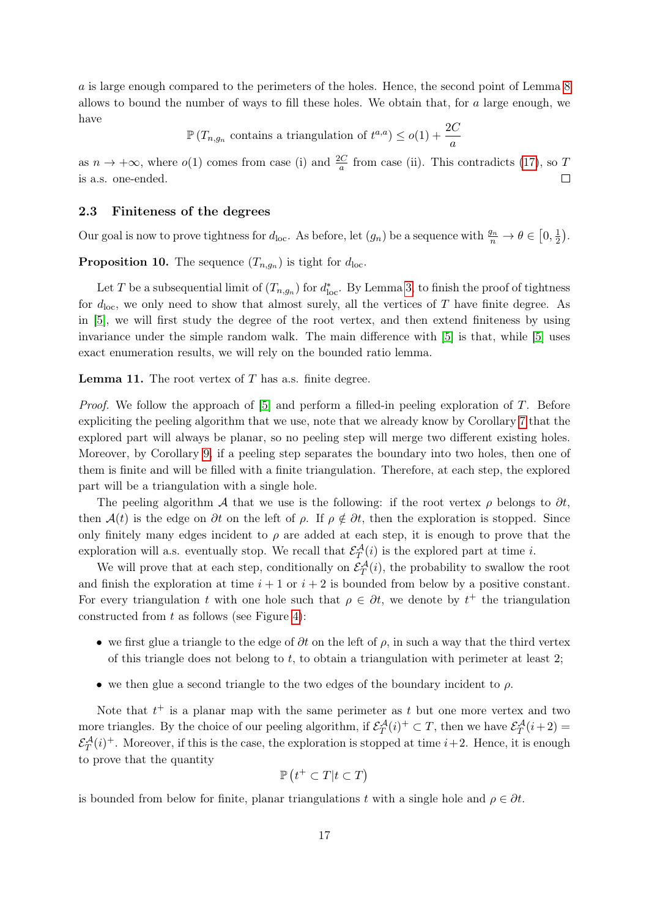$a$ is large enough compared to the perimeters of the holes. Hence, the second point of Lemma 8 allows to bound the number of ways to fill these holes. We obtain that, for $a$ large enough, we have

$$\mathbb{P}\left(T_{n,g_n} \text{ contains a triangulation of } t^{a,a}\right) \leq o(1) + \frac{2C}{a}$$

as $n \to +\infty$, where $o(1)$ comes from case (i) and $\frac{2C}{a}$ from case (ii). This contradicts (17), so $T$ is a.s. one-ended. ☐

### 2.3 Finiteness of the degrees

Our goal is now to prove tightness for $d_{\text{loc}}$. As before, let $(g_n)$ be a sequence with $\frac{g_n}{n} \to \theta \in \left[0, \frac{1}{2}\right)$.

**Proposition 10.** The sequence $(T_{n,g_n})$ is tight for $d_{\text{loc}}$.

Let $T$ be a subsequential limit of $(T_{n,g_n})$ for $d^*_{\text{loc}}$. By Lemma 3, to finish the proof of tightness for $d_{\text{loc}}$, we only need to show that almost surely, all the vertices of $T$ have finite degree. As in [5], we will first study the degree of the root vertex, and then extend finiteness by using invariance under the simple random walk. The main difference with [5] is that, while [5] uses exact enumeration results, we will rely on the bounded ratio lemma.

**Lemma 11.** The root vertex of $T$ has a.s. finite degree.

*Proof.* We follow the approach of [5] and perform a filled-in peeling exploration of $T$. Before expliciting the peeling algorithm that we use, note that we already know by Corollary 7 that the explored part will always be planar, so no peeling step will merge two different existing holes. Moreover, by Corollary 9, if a peeling step separates the boundary into two holes, then one of them is finite and will be filled with a finite triangulation. Therefore, at each step, the explored part will be a triangulation with a single hole.

The peeling algorithm $\mathcal{A}$ that we use is the following: if the root vertex $\rho$ belongs to $\partial t$, then $\mathcal{A}(t)$ is the edge on $\partial t$ on the left of $\rho$. If $\rho \notin \partial t$, then the exploration is stopped. Since only finitely many edges incident to $\rho$ are added at each step, it is enough to prove that the exploration will a.s. eventually stop. We recall that $\mathcal{E}^{\mathcal{A}}_T(i)$ is the explored part at time $i$.

We will prove that at each step, conditionally on $\mathcal{E}^{\mathcal{A}}_T(i)$, the probability to swallow the root and finish the exploration at time $i+1$ or $i+2$ is bounded from below by a positive constant. For every triangulation $t$ with one hole such that $\rho \in \partial t$, we denote by $t^+$ the triangulation constructed from $t$ as follows (see Figure 4):

- we first glue a triangle to the edge of $\partial t$ on the left of $\rho$, in such a way that the third vertex of this triangle does not belong to $t$, to obtain a triangulation with perimeter at least 2;
- we then glue a second triangle to the two edges of the boundary incident to $\rho$.

Note that $t^+$ is a planar map with the same perimeter as $t$ but one more vertex and two more triangles. By the choice of our peeling algorithm, if $\mathcal{E}^{\mathcal{A}}_T(i)^+ \subset T$, then we have $\mathcal{E}^{\mathcal{A}}_T(i+2) = \mathcal{E}^{\mathcal{A}}_T(i)^+$. Moreover, if this is the case, the exploration is stopped at time $i+2$. Hence, it is enough to prove that the quantity

$$\mathbb{P}\left(t^+ \subset T | t \subset T\right)$$

is bounded from below for finite, planar triangulations $t$ with a single hole and $\rho \in \partial t$.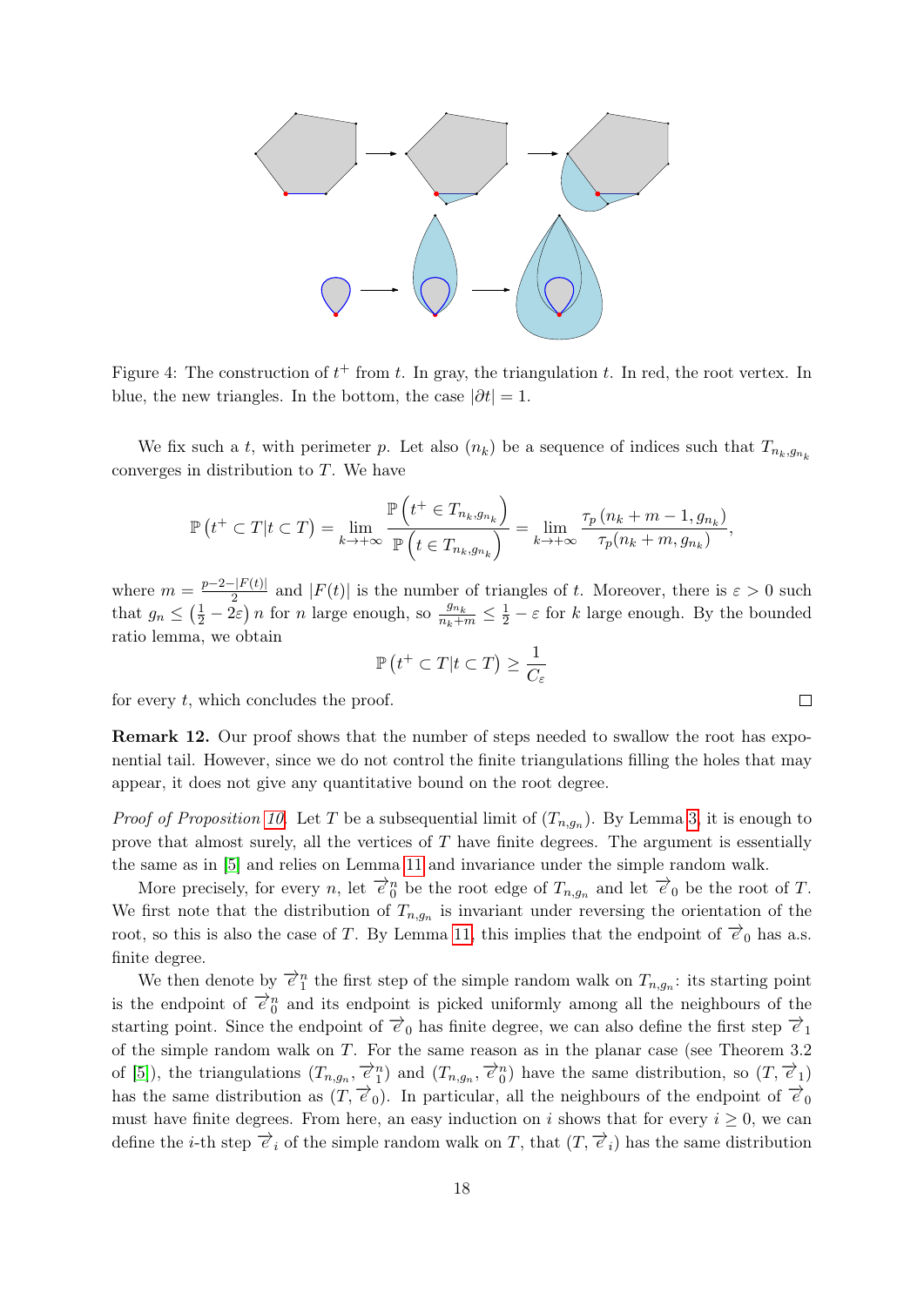Figure 4: The construction of $t^+$ from $t$. In gray, the triangulation $t$. In red, the root vertex. In blue, the new triangles. In the bottom, the case $|\partial t| = 1$.

We fix such a $t$, with perimeter $p$. Let also $(n_k)$ be a sequence of indices such that $T_{n_k,g_{n_k}}$ converges in distribution to $T$. We have

$$\mathbb{P}\left(t^+ \subset T | t \subset T\right) = \lim_{k \to +\infty} \frac{\mathbb{P}\left(t^+ \in T_{n_k,g_{n_k}}\right)}{\mathbb{P}\left(t \in T_{n_k,g_{n_k}}\right)} = \lim_{k \to +\infty} \frac{\tau_p\left(n_k + m - 1, g_{n_k}\right)}{\tau_p(n_k + m, g_{n_k})},$$

where $m = \frac{p-2-|F(t)|}{2}$ and $|F(t)|$ is the number of triangles of $t$. Moreover, there is $\varepsilon > 0$ such that $g_n \leq \left(\frac{1}{2} - 2\varepsilon\right) n$ for $n$ large enough, so $\frac{g_{n_k}}{n_k+m} \leq \frac{1}{2} - \varepsilon$ for $k$ large enough. By the bounded ratio lemma, we obtain

$$\mathbb{P}\left(t^+ \subset T | t \subset T\right) \geq \frac{1}{C_\varepsilon}$$

for every $t$, which concludes the proof. □

**Remark 12.** Our proof shows that the number of steps needed to swallow the root has exponential tail. However, since we do not control the finite triangulations filling the holes that may appear, it does not give any quantitative bound on the root degree.

*Proof of Proposition 10.* Let $T$ be a subsequential limit of $(T_{n,g_n})$. By Lemma 3, it is enough to prove that almost surely, all the vertices of $T$ have finite degrees. The argument is essentially the same as in [5] and relies on Lemma 11 and invariance under the simple random walk.

More precisely, for every $n$, let $\vec{e}_0^{\,n}$ be the root edge of $T_{n,g_n}$ and let $\vec{e}_0$ be the root of $T$. We first note that the distribution of $T_{n,g_n}$ is invariant under reversing the orientation of the root, so this is also the case of $T$. By Lemma 11, this implies that the endpoint of $\vec{e}_0$ has a.s. finite degree.

We then denote by $\vec{e}_1^{\,n}$ the first step of the simple random walk on $T_{n,g_n}$: its starting point is the endpoint of $\vec{e}_0^{\,n}$ and its endpoint is picked uniformly among all the neighbours of the starting point. Since the endpoint of $\vec{e}_0$ has finite degree, we can also define the first step $\vec{e}_1$ of the simple random walk on $T$. For the same reason as in the planar case (see Theorem 3.2 of [5]), the triangulations $(T_{n,g_n}, \vec{e}_1^{\,n})$ and $(T_{n,g_n}, \vec{e}_0^{\,n})$ have the same distribution, so $(T, \vec{e}_1)$ has the same distribution as $(T, \vec{e}_0)$. In particular, all the neighbours of the endpoint of $\vec{e}_0$ must have finite degrees. From here, an easy induction on $i$ shows that for every $i \geq 0$, we can define the $i$-th step $\vec{e}_i$ of the simple random walk on $T$, that $(T, \vec{e}_i)$ has the same distribution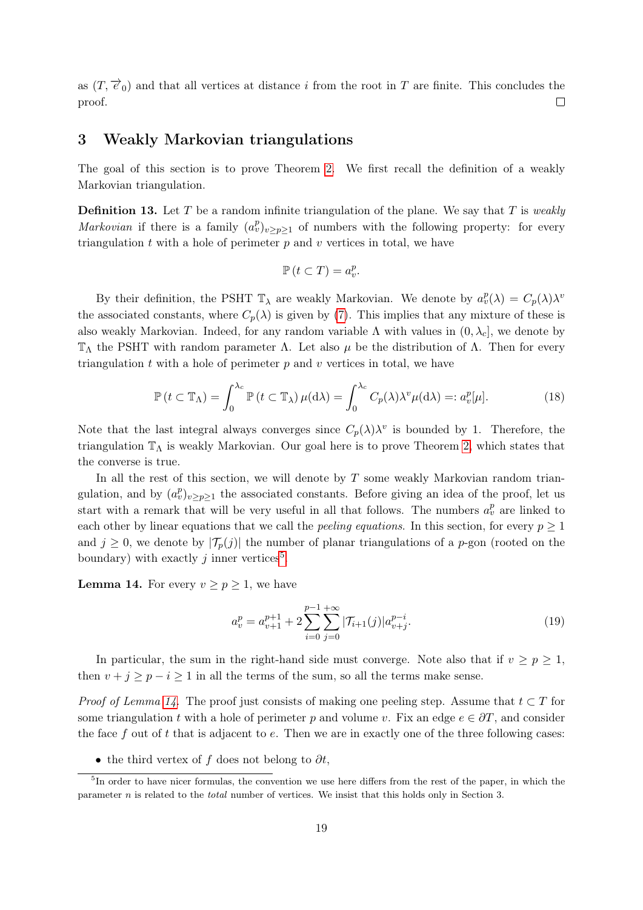as $(T, \overrightarrow{e}_0)$ and that all vertices at distance $i$ from the root in $T$ are finite. This concludes the proof. □

## 3 Weakly Markovian triangulations

The goal of this section is to prove Theorem 2. We first recall the definition of a weakly Markovian triangulation.

**Definition 13.** Let $T$ be a random infinite triangulation of the plane. We say that $T$ is *weakly Markovian* if there is a family $(a_v^p)_{v \geq p \geq 1}$ of numbers with the following property: for every triangulation $t$ with a hole of perimeter $p$ and $v$ vertices in total, we have

$$\mathbb{P}\left(t \subset T\right) = a_v^p.$$

By their definition, the PSHT $\mathbb{T}_\lambda$ are weakly Markovian. We denote by $a_v^p(\lambda) = C_p(\lambda)\lambda^v$ the associated constants, where $C_p(\lambda)$ is given by (7). This implies that any mixture of these is also weakly Markovian. Indeed, for any random variable $\Lambda$ with values in $(0, \lambda_c]$, we denote by $\mathbb{T}_\Lambda$ the PSHT with random parameter $\Lambda$. Let also $\mu$ be the distribution of $\Lambda$. Then for every triangulation $t$ with a hole of perimeter $p$ and $v$ vertices in total, we have

$$\mathbb{P}\left(t \subset \mathbb{T}_\Lambda\right) = \int_0^{\lambda_c} \mathbb{P}\left(t \subset \mathbb{T}_\lambda\right) \mu(\mathrm{d}\lambda) = \int_0^{\lambda_c} C_p(\lambda)\lambda^v \mu(\mathrm{d}\lambda) =: a_v^p[\mu]. \tag{18}$$

Note that the last integral always converges since $C_p(\lambda)\lambda^v$ is bounded by 1. Therefore, the triangulation $\mathbb{T}_\Lambda$ is weakly Markovian. Our goal here is to prove Theorem 2, which states that the converse is true.

In all the rest of this section, we will denote by $T$ some weakly Markovian random triangulation, and by $(a_v^p)_{v \geq p \geq 1}$ the associated constants. Before giving an idea of the proof, let us start with a remark that will be very useful in all that follows. The numbers $a_v^p$ are linked to each other by linear equations that we call the *peeling equations*. In this section, for every $p \geq 1$ and $j \geq 0$, we denote by $|\mathcal{T}_p(j)|$ the number of planar triangulations of a $p$-gon (rooted on the boundary) with exactly $j$ inner vertices[5].

**Lemma 14.** For every $v \geq p \geq 1$, we have

$$a_v^p = a_{v+1}^{p+1} + 2\sum_{i=0}^{p-1}\sum_{j=0}^{+\infty} |\mathcal{T}_{i+1}(j)| a_{v+j}^{p-i}. \tag{19}$$

In particular, the sum in the right-hand side must converge. Note also that if $v \geq p \geq 1$, then $v + j \geq p - i \geq 1$ in all the terms of the sum, so all the terms make sense.

*Proof of Lemma 14.* The proof just consists of making one peeling step. Assume that $t \subset T$ for some triangulation $t$ with a hole of perimeter $p$ and volume $v$. Fix an edge $e \in \partial T$, and consider the face $f$ out of $t$ that is adjacent to $e$. Then we are in exactly one of the three following cases:

- the third vertex of $f$ does not belong to $\partial t$,

[5] In order to have nicer formulas, the convention we use here differs from the rest of the paper, in which the parameter $n$ is related to the *total* number of vertices. We insist that this holds only in Section 3.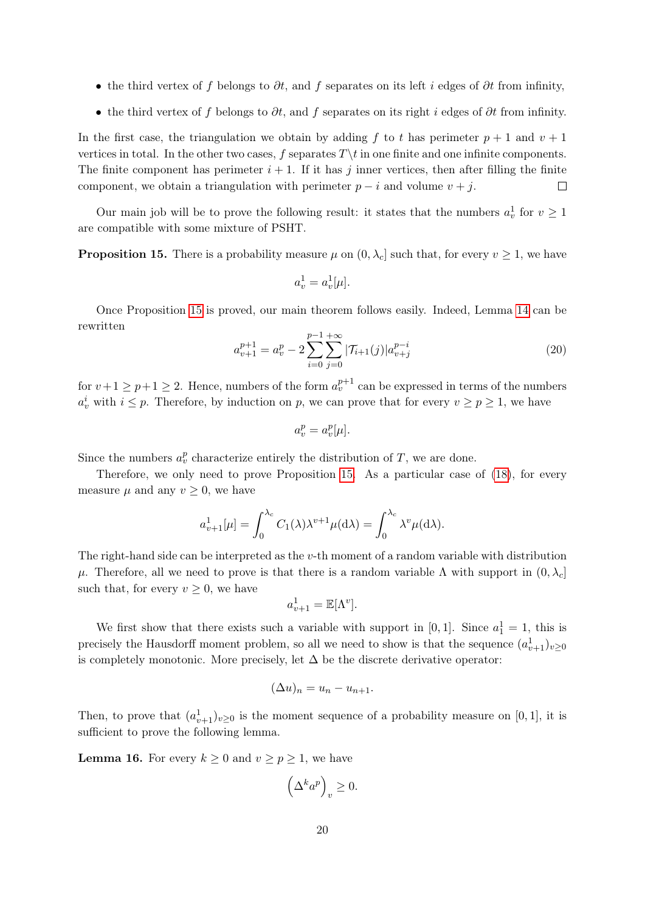- the third vertex of $f$ belongs to $\partial t$, and $f$ separates on its left $i$ edges of $\partial t$ from infinity,
- the third vertex of $f$ belongs to $\partial t$, and $f$ separates on its right $i$ edges of $\partial t$ from infinity.

In the first case, the triangulation we obtain by adding $f$ to $t$ has perimeter $p+1$ and $v+1$ vertices in total. In the other two cases, $f$ separates $T \backslash t$ in one finite and one infinite components. The finite component has perimeter $i+1$. If it has $j$ inner vertices, then after filling the finite component, we obtain a triangulation with perimeter $p-i$ and volume $v+j$. □

Our main job will be to prove the following result: it states that the numbers $a_v^1$ for $v \geq 1$ are compatible with some mixture of PSHT.

**Proposition 15.** There is a probability measure $\mu$ on $(0, \lambda_c]$ such that, for every $v \geq 1$, we have

$$a_v^1 = a_v^1[\mu].$$

Once Proposition 15 is proved, our main theorem follows easily. Indeed, Lemma 14 can be rewritten

$$a_{v+1}^{p+1} = a_v^p - 2 \sum_{i=0}^{p-1} \sum_{j=0}^{+\infty} |\mathcal{T}_{i+1}(j)| a_{v+j}^{p-i} \tag{20}$$

for $v+1 \geq p+1 \geq 2$. Hence, numbers of the form $a_v^{p+1}$ can be expressed in terms of the numbers $a_v^i$ with $i \leq p$. Therefore, by induction on $p$, we can prove that for every $v \geq p \geq 1$, we have

$$a_v^p = a_v^p[\mu].$$

Since the numbers $a_v^p$ characterize entirely the distribution of $T$, we are done.

Therefore, we only need to prove Proposition 15. As a particular case of (18), for every measure $\mu$ and any $v \geq 0$, we have

$$a_{v+1}^1[\mu] = \int_0^{\lambda_c} C_1(\lambda) \lambda^{v+1} \mu(\mathrm{d}\lambda) = \int_0^{\lambda_c} \lambda^v \mu(\mathrm{d}\lambda).$$

The right-hand side can be interpreted as the $v$-th moment of a random variable with distribution $\mu$. Therefore, all we need to prove is that there is a random variable $\Lambda$ with support in $(0, \lambda_c]$ such that, for every $v \geq 0$, we have

$$a_{v+1}^1 = \mathbb{E}[\Lambda^v].$$

We first show that there exists such a variable with support in $[0, 1]$. Since $a_1^1 = 1$, this is precisely the Hausdorff moment problem, so all we need to show is that the sequence $(a_{v+1}^1)_{v \geq 0}$ is completely monotonic. More precisely, let $\Delta$ be the discrete derivative operator:

$$(\Delta u)_n = u_n - u_{n+1}.$$

Then, to prove that $(a_{v+1}^1)_{v \geq 0}$ is the moment sequence of a probability measure on $[0, 1]$, it is sufficient to prove the following lemma.

**Lemma 16.** For every $k \geq 0$ and $v \geq p \geq 1$, we have

$$\left( \Delta^k a^p \right)_v \geq 0.$$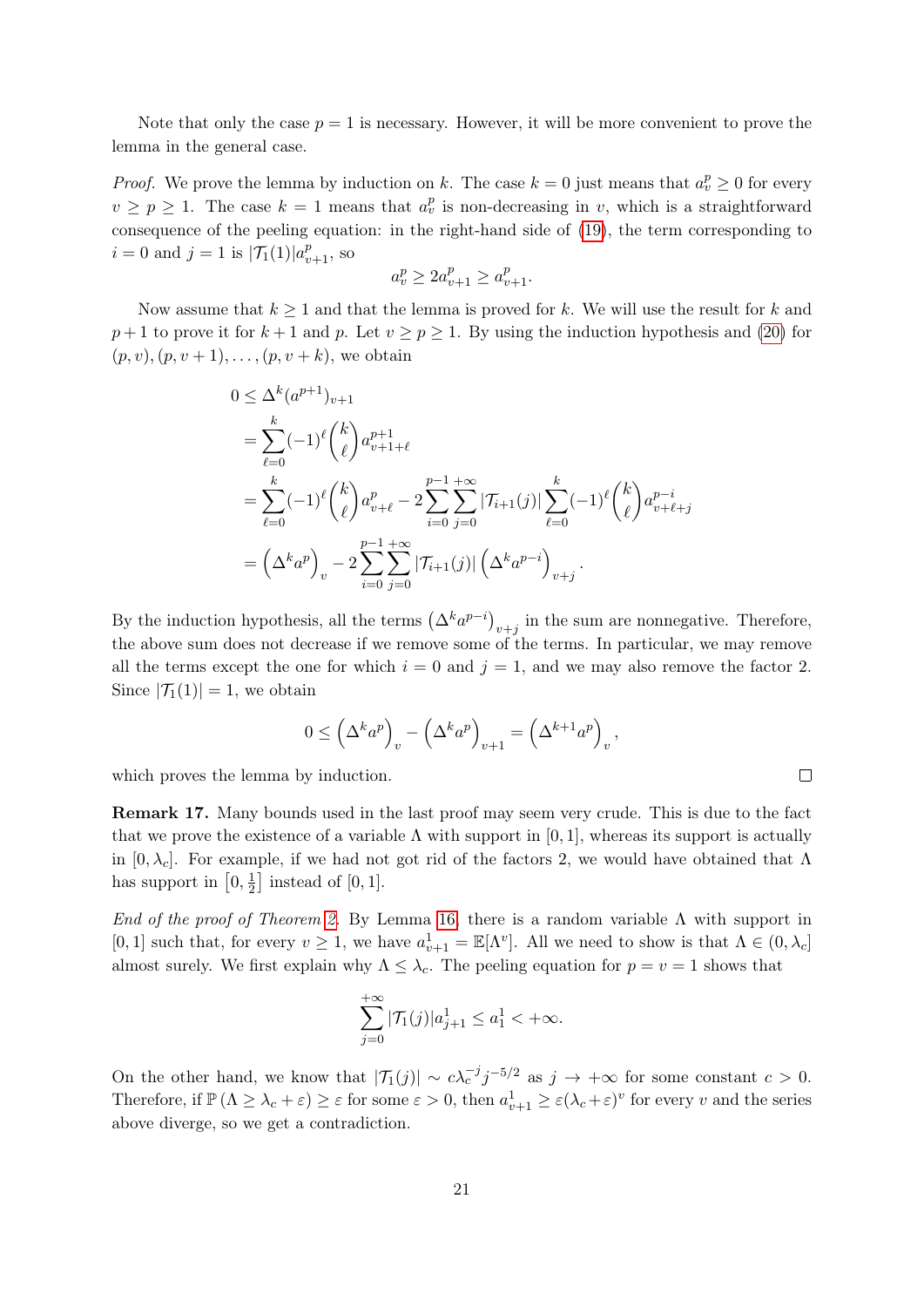Note that only the case $p = 1$ is necessary. However, it will be more convenient to prove the lemma in the general case.

*Proof.* We prove the lemma by induction on $k$. The case $k = 0$ just means that $a_v^p \geq 0$ for every $v \geq p \geq 1$. The case $k = 1$ means that $a_v^p$ is non-decreasing in $v$, which is a straightforward consequence of the peeling equation: in the right-hand side of (19), the term corresponding to $i = 0$ and $j = 1$ is $|\mathcal{T}_1(1)| a_{v+1}^p$, so

$$a_v^p \geq 2a_{v+1}^p \geq a_{v+1}^p.$$

Now assume that $k \geq 1$ and that the lemma is proved for $k$. We will use the result for $k$ and $p+1$ to prove it for $k+1$ and $p$. Let $v \geq p \geq 1$. By using the induction hypothesis and (20) for $(p, v), (p, v+1), \ldots, (p, v+k)$, we obtain

$$\begin{aligned}
0 &\leq \Delta^k (a^{p+1})_{v+1} \\
&= \sum_{\ell=0}^{k} (-1)^\ell \binom{k}{\ell} a_{v+1+\ell}^{p+1} \\
&= \sum_{\ell=0}^{k} (-1)^\ell \binom{k}{\ell} a_{v+\ell}^{p} - 2 \sum_{i=0}^{p-1} \sum_{j=0}^{+\infty} |\mathcal{T}_{i+1}(j)| \sum_{\ell=0}^{k} (-1)^\ell \binom{k}{\ell} a_{v+\ell+j}^{p-i} \\
&= \left(\Delta^k a^p\right)_v - 2 \sum_{i=0}^{p-1} \sum_{j=0}^{+\infty} |\mathcal{T}_{i+1}(j)| \left(\Delta^k a^{p-i}\right)_{v+j}.
\end{aligned}$$

By the induction hypothesis, all the terms $\left(\Delta^k a^{p-i}\right)_{v+j}$ in the sum are nonnegative. Therefore, the above sum does not decrease if we remove some of the terms. In particular, we may remove all the terms except the one for which $i = 0$ and $j = 1$, and we may also remove the factor 2. Since $|\mathcal{T}_1(1)| = 1$, we obtain

$$0 \leq \left(\Delta^k a^p\right)_v - \left(\Delta^k a^p\right)_{v+1} = \left(\Delta^{k+1} a^p\right)_v,$$

which proves the lemma by induction. ∎

**Remark 17.** Many bounds used in the last proof may seem very crude. This is due to the fact that we prove the existence of a variable $\Lambda$ with support in $[0, 1]$, whereas its support is actually in $[0, \lambda_c]$. For example, if we had not got rid of the factors 2, we would have obtained that $\Lambda$ has support in $\left[0, \frac{1}{2}\right]$ instead of $[0, 1]$.

*End of the proof of Theorem 2.* By Lemma 16, there is a random variable $\Lambda$ with support in $[0, 1]$ such that, for every $v \geq 1$, we have $a_{v+1}^1 = \mathbb{E}[\Lambda^v]$. All we need to show is that $\Lambda \in (0, \lambda_c]$ almost surely. We first explain why $\Lambda \leq \lambda_c$. The peeling equation for $p = v = 1$ shows that

$$\sum_{j=0}^{+\infty} |\mathcal{T}_1(j)| a_{j+1}^1 \leq a_1^1 < +\infty.$$

On the other hand, we know that $|\mathcal{T}_1(j)| \sim c \lambda_c^{-j} j^{-5/2}$ as $j \to +\infty$ for some constant $c > 0$. Therefore, if $\mathbb{P}\left(\Lambda \geq \lambda_c + \varepsilon\right) \geq \varepsilon$ for some $\varepsilon > 0$, then $a_{v+1}^1 \geq \varepsilon (\lambda_c + \varepsilon)^v$ for every $v$ and the series above diverge, so we get a contradiction.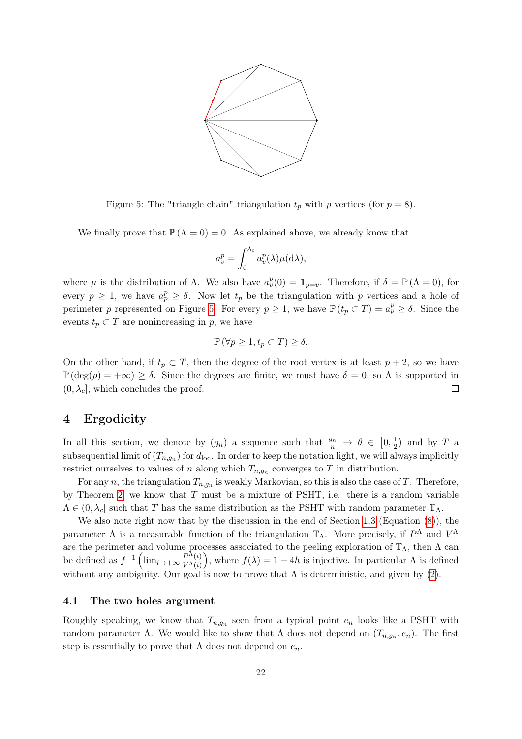Figure 5: The "triangle chain" triangulation $t_p$ with $p$ vertices (for $p = 8$).

We finally prove that $\mathbb{P}(\Lambda = 0) = 0$. As explained above, we already know that

$$a_v^p = \int_0^{\lambda_c} a_v^p(\lambda)\mu(\mathrm{d}\lambda),$$

where $\mu$ is the distribution of $\Lambda$. We also have $a_v^p(0) = \mathbb{1}_{p=v}$. Therefore, if $\delta = \mathbb{P}(\Lambda = 0)$, for every $p \geq 1$, we have $a_p^p \geq \delta$. Now let $t_p$ be the triangulation with $p$ vertices and a hole of perimeter $p$ represented on Figure 5. For every $p \geq 1$, we have $\mathbb{P}(t_p \subset T) = a_p^p \geq \delta$. Since the events $t_p \subset T$ are nonincreasing in $p$, we have

$$\mathbb{P}(\forall p \geq 1, t_p \subset T) \geq \delta.$$

On the other hand, if $t_p \subset T$, then the degree of the root vertex is at least $p + 2$, so we have $\mathbb{P}(\deg(\rho) = +\infty) \geq \delta$. Since the degrees are finite, we must have $\delta = 0$, so $\Lambda$ is supported in $(0, \lambda_c]$, which concludes the proof. $\square$

## 4 Ergodicity

In all this section, we denote by $(g_n)$ a sequence such that $\frac{g_n}{n} \to \theta \in \left[0, \frac{1}{2}\right)$ and by $T$ a subsequential limit of $(T_{n,g_n})$ for $d_{\mathrm{loc}}$. In order to keep the notation light, we will always implicitly restrict ourselves to values of $n$ along which $T_{n,g_n}$ converges to $T$ in distribution.

For any $n$, the triangulation $T_{n,g_n}$ is weakly Markovian, so this is also the case of $T$. Therefore, by Theorem 2, we know that $T$ must be a mixture of PSHT, i.e. there is a random variable $\Lambda \in (0, \lambda_c]$ such that $T$ has the same distribution as the PSHT with random parameter $\mathbb{T}_\Lambda$.

We also note right now that by the discussion in the end of Section 1.3 (Equation (8)), the parameter $\Lambda$ is a measurable function of the triangulation $\mathbb{T}_\Lambda$. More precisely, if $P^\Lambda$ and $V^\Lambda$ are the perimeter and volume processes associated to the peeling exploration of $\mathbb{T}_\Lambda$, then $\Lambda$ can be defined as $f^{-1}\left(\lim_{i \to +\infty} \frac{P^\Lambda(i)}{V^\Lambda(i)}\right)$, where $f(\lambda) = 1 - 4h$ is injective. In particular $\Lambda$ is defined without any ambiguity. Our goal is now to prove that $\Lambda$ is deterministic, and given by (2).

### 4.1 The two holes argument

Roughly speaking, we know that $T_{n,g_n}$ seen from a typical point $e_n$ looks like a PSHT with random parameter $\Lambda$. We would like to show that $\Lambda$ does not depend on $(T_{n,g_n}, e_n)$. The first step is essentially to prove that $\Lambda$ does not depend on $e_n$.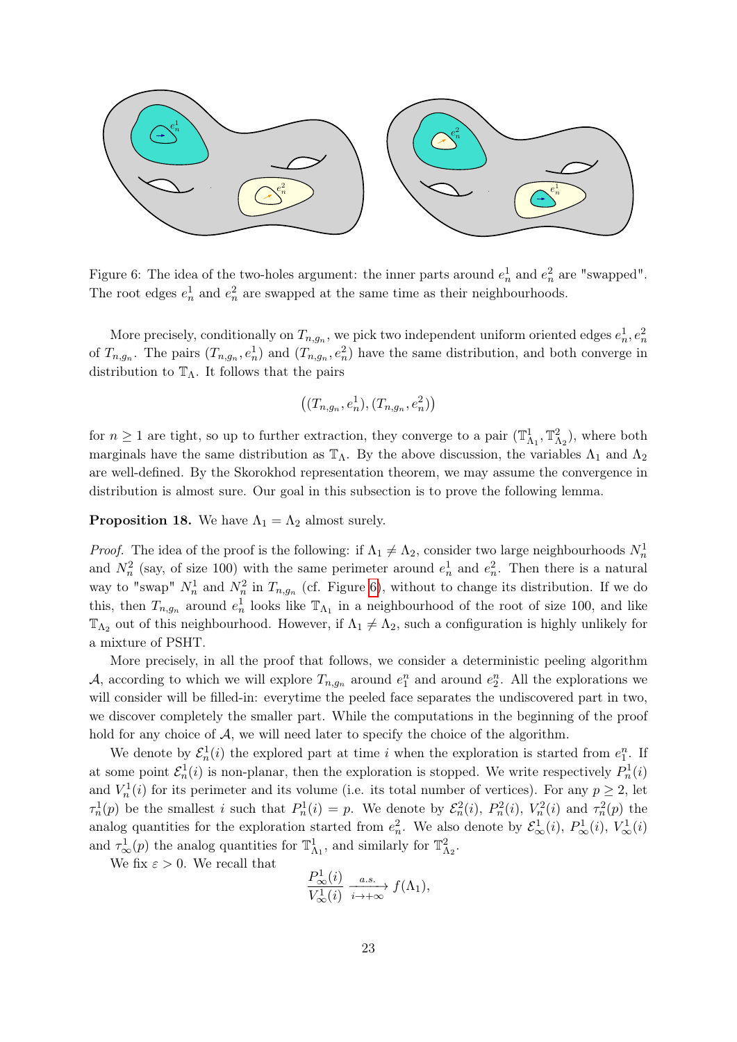Figure 6: The idea of the two-holes argument: the inner parts around $e_n^1$ and $e_n^2$ are "swapped". The root edges $e_n^1$ and $e_n^2$ are swapped at the same time as their neighbourhoods.

More precisely, conditionally on $T_{n,g_n}$, we pick two independent uniform oriented edges $e_n^1, e_n^2$ of $T_{n,g_n}$. The pairs $(T_{n,g_n}, e_n^1)$ and $(T_{n,g_n}, e_n^2)$ have the same distribution, and both converge in distribution to $\mathbb{T}_\Lambda$. It follows that the pairs

$$\left((T_{n,g_n}, e_n^1), (T_{n,g_n}, e_n^2)\right)$$

for $n \geq 1$ are tight, so up to further extraction, they converge to a pair $(\mathbb{T}^1_{\Lambda_1}, \mathbb{T}^2_{\Lambda_2})$, where both marginals have the same distribution as $\mathbb{T}_\Lambda$. By the above discussion, the variables $\Lambda_1$ and $\Lambda_2$ are well-defined. By the Skorokhod representation theorem, we may assume the convergence in distribution is almost sure. Our goal in this subsection is to prove the following lemma.

**Proposition 18.** We have $\Lambda_1 = \Lambda_2$ almost surely.

*Proof.* The idea of the proof is the following: if $\Lambda_1 \neq \Lambda_2$, consider two large neighbourhoods $N_n^1$ and $N_n^2$ (say, of size 100) with the same perimeter around $e_n^1$ and $e_n^2$. Then there is a natural way to "swap" $N_n^1$ and $N_n^2$ in $T_{n,g_n}$ (cf. Figure 6), without to change its distribution. If we do this, then $T_{n,g_n}$ around $e_n^1$ looks like $\mathbb{T}_{\Lambda_1}$ in a neighbourhood of the root of size 100, and like $\mathbb{T}_{\Lambda_2}$ out of this neighbourhood. However, if $\Lambda_1 \neq \Lambda_2$, such a configuration is highly unlikely for a mixture of PSHT.

More precisely, in all the proof that follows, we consider a deterministic peeling algorithm $\mathcal{A}$, according to which we will explore $T_{n,g_n}$ around $e_1^n$ and around $e_2^n$. All the explorations we will consider will be filled-in: everytime the peeled face separates the undiscovered part in two, we discover completely the smaller part. While the computations in the beginning of the proof hold for any choice of $\mathcal{A}$, we will need later to specify the choice of the algorithm.

We denote by $\mathcal{E}_n^1(i)$ the explored part at time $i$ when the exploration is started from $e_1^n$. If at some point $\mathcal{E}_n^1(i)$ is non-planar, then the exploration is stopped. We write respectively $P_n^1(i)$ and $V_n^1(i)$ for its perimeter and its volume (i.e. its total number of vertices). For any $p \geq 2$, let $\tau_n^1(p)$ be the smallest $i$ such that $P_n^1(i) = p$. We denote by $\mathcal{E}_n^2(i)$, $P_n^2(i)$, $V_n^2(i)$ and $\tau_n^2(p)$ the analog quantities for the exploration started from $e_n^2$. We also denote by $\mathcal{E}_\infty^1(i)$, $P_\infty^1(i)$, $V_\infty^1(i)$ and $\tau_\infty^1(p)$ the analog quantities for $\mathbb{T}^1_{\Lambda_1}$, and similarly for $\mathbb{T}^2_{\Lambda_2}$.

We fix $\varepsilon > 0$. We recall that

$$\frac{P_\infty^1(i)}{V_\infty^1(i)} \xrightarrow[i \to +\infty]{a.s.} f(\Lambda_1),$$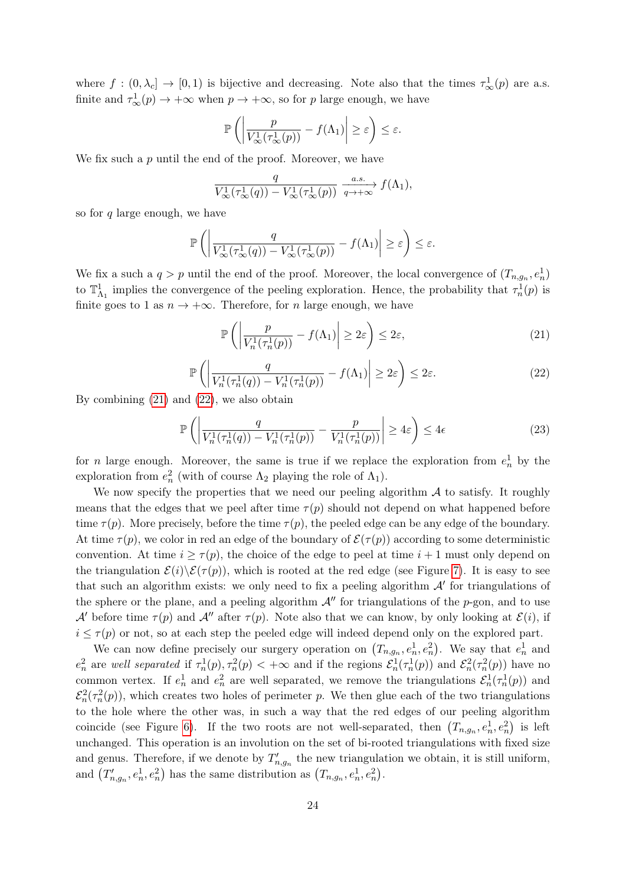where $f : (0, \lambda_c] \to [0, 1)$ is bijective and decreasing. Note also that the times $\tau^1_\infty(p)$ are a.s. finite and $\tau^1_\infty(p) \to +\infty$ when $p \to +\infty$, so for $p$ large enough, we have

$$\mathbb{P}\left( \left| \frac{p}{V^1_\infty(\tau^1_\infty(p))} - f(\Lambda_1) \right| \geq \varepsilon \right) \leq \varepsilon.$$

We fix such a $p$ until the end of the proof. Moreover, we have

$$\frac{q}{V^1_\infty(\tau^1_\infty(q)) - V^1_\infty(\tau^1_\infty(p))} \xrightarrow[q \to +\infty]{a.s.} f(\Lambda_1),$$

so for $q$ large enough, we have

$$\mathbb{P}\left( \left| \frac{q}{V^1_\infty(\tau^1_\infty(q)) - V^1_\infty(\tau^1_\infty(p))} - f(\Lambda_1) \right| \geq \varepsilon \right) \leq \varepsilon.$$

We fix a such a $q > p$ until the end of the proof. Moreover, the local convergence of $(T_{n,g_n}, e^1_n)$ to $\mathbb{T}^1_{\Lambda_1}$ implies the convergence of the peeling exploration. Hence, the probability that $\tau^1_n(p)$ is finite goes to 1 as $n \to +\infty$. Therefore, for $n$ large enough, we have

$$\mathbb{P}\left( \left| \frac{p}{V^1_n(\tau^1_n(p))} - f(\Lambda_1) \right| \geq 2\varepsilon \right) \leq 2\varepsilon, \tag{21}$$

$$\mathbb{P}\left( \left| \frac{q}{V^1_n(\tau^1_n(q)) - V^1_n(\tau^1_n(p))} - f(\Lambda_1) \right| \geq 2\varepsilon \right) \leq 2\varepsilon. \tag{22}$$

By combining (21) and (22), we also obtain

$$\mathbb{P}\left( \left| \frac{q}{V^1_n(\tau^1_n(q)) - V^1_n(\tau^1_n(p))} - \frac{p}{V^1_n(\tau^1_n(p))} \right| \geq 4\varepsilon \right) \leq 4\epsilon \tag{23}$$

for $n$ large enough. Moreover, the same is true if we replace the exploration from $e^1_n$ by the exploration from $e^2_n$ (with of course $\Lambda_2$ playing the role of $\Lambda_1$).

We now specify the properties that we need our peeling algorithm $\mathcal{A}$ to satisfy. It roughly means that the edges that we peel after time $\tau(p)$ should not depend on what happened before time $\tau(p)$. More precisely, before the time $\tau(p)$, the peeled edge can be any edge of the boundary. At time $\tau(p)$, we color in red an edge of the boundary of $\mathcal{E}(\tau(p))$ according to some deterministic convention. At time $i \geq \tau(p)$, the choice of the edge to peel at time $i+1$ must only depend on the triangulation $\mathcal{E}(i) \backslash \mathcal{E}(\tau(p))$, which is rooted at the red edge (see Figure 7). It is easy to see that such an algorithm exists: we only need to fix a peeling algorithm $\mathcal{A}'$ for triangulations of the sphere or the plane, and a peeling algorithm $\mathcal{A}''$ for triangulations of the $p$-gon, and to use $\mathcal{A}'$ before time $\tau(p)$ and $\mathcal{A}''$ after $\tau(p)$. Note also that we can know, by only looking at $\mathcal{E}(i)$, if $i \leq \tau(p)$ or not, so at each step the peeled edge will indeed depend only on the explored part.

We can now define precisely our surgery operation on $(T_{n,g_n}, e^1_n, e^2_n)$. We say that $e^1_n$ and $e^2_n$ are *well separated* if $\tau^1_n(p), \tau^2_n(p) < +\infty$ and if the regions $\mathcal{E}^1_n(\tau^1_n(p))$ and $\mathcal{E}^2_n(\tau^2_n(p))$ have no common vertex. If $e^1_n$ and $e^2_n$ are well separated, we remove the triangulations $\mathcal{E}^1_n(\tau^1_n(p))$ and $\mathcal{E}^2_n(\tau^2_n(p))$, which creates two holes of perimeter $p$. We then glue each of the two triangulations to the hole where the other was, in such a way that the red edges of our peeling algorithm coincide (see Figure 6). If the two roots are not well-separated, then $(T_{n,g_n}, e^1_n, e^2_n)$ is left unchanged. This operation is an involution on the set of bi-rooted triangulations with fixed size and genus. Therefore, if we denote by $T'_{n,g_n}$ the new triangulation we obtain, it is still uniform, and $(T'_{n,g_n}, e^1_n, e^2_n)$ has the same distribution as $(T_{n,g_n}, e^1_n, e^2_n)$.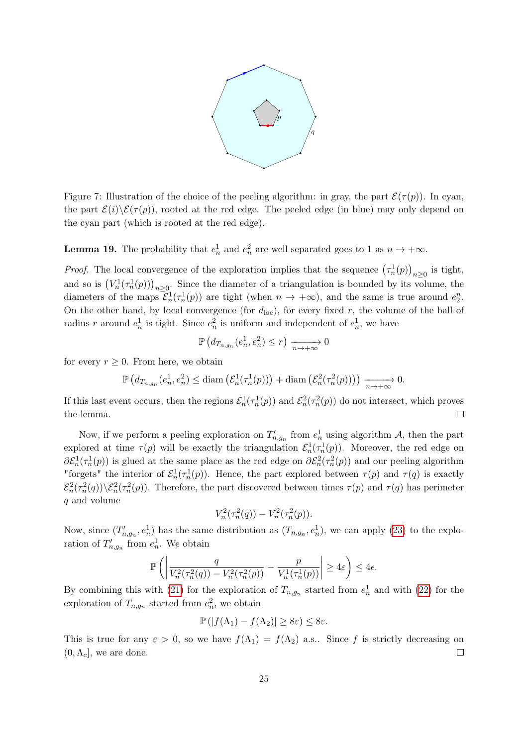Figure 7: Illustration of the choice of the peeling algorithm: in gray, the part $\mathcal{E}(\tau(p))$. In cyan, the part $\mathcal{E}(i)\backslash\mathcal{E}(\tau(p))$, rooted at the red edge. The peeled edge (in blue) may only depend on the cyan part (which is rooted at the red edge).

**Lemma 19.** The probability that $e_n^1$ and $e_n^2$ are well separated goes to 1 as $n \to +\infty$.

*Proof.* The local convergence of the exploration implies that the sequence $\left(\tau_n^1(p)\right)_{n\geq 0}$ is tight, and so is $\left(V_n^1(\tau_n^1(p))\right)_{n\geq 0}$. Since the diameter of a triangulation is bounded by its volume, the diameters of the maps $\mathcal{E}_n^1(\tau_n^1(p))$ are tight (when $n \to +\infty$), and the same is true around $e_2^n$. On the other hand, by local convergence (for $d_{\mathrm{loc}}$), for every fixed $r$, the volume of the ball of radius $r$ around $e_n^1$ is tight. Since $e_n^2$ is uniform and independent of $e_n^1$, we have

$$\mathbb{P}\left(d_{T_{n,g_n}}(e_n^1, e_n^2) \leq r\right) \xrightarrow[n\to+\infty]{} 0$$

for every $r \geq 0$. From here, we obtain

$$\mathbb{P}\left(d_{T_{n,g_n}}(e_n^1, e_n^2) \leq \mathrm{diam}\left(\mathcal{E}_n^1(\tau_n^1(p))\right) + \mathrm{diam}\left(\mathcal{E}_n^2(\tau_n^2(p))\right)\right) \xrightarrow[n\to+\infty]{} 0.$$

If this last event occurs, then the regions $\mathcal{E}_n^1(\tau_n^1(p))$ and $\mathcal{E}_n^2(\tau_n^2(p))$ do not intersect, which proves the lemma. $\square$

Now, if we perform a peeling exploration on $T'_{n,g_n}$ from $e_n^1$ using algorithm $\mathcal{A}$, then the part explored at time $\tau(p)$ will be exactly the triangulation $\mathcal{E}_n^1(\tau_n^1(p))$. Moreover, the red edge on $\partial\mathcal{E}_n^1(\tau_n^1(p))$ is glued at the same place as the red edge on $\partial\mathcal{E}_n^2(\tau_n^2(p))$ and our peeling algorithm "forgets" the interior of $\mathcal{E}_n^1(\tau_n^1(p))$. Hence, the part explored between $\tau(p)$ and $\tau(q)$ is exactly $\mathcal{E}_n^2(\tau_n^2(q))\backslash\mathcal{E}_n^2(\tau_n^2(p))$. Therefore, the part discovered between times $\tau(p)$ and $\tau(q)$ has perimeter $q$ and volume

$$V_n^2(\tau_n^2(q)) - V_n^2(\tau_n^2(p)).$$

Now, since $(T'_{n,g_n}, e_n^1)$ has the same distribution as $(T_{n,g_n}, e_n^1)$, we can apply (23) to the exploration of $T'_{n,g_n}$ from $e_n^1$. We obtain

$$\mathbb{P}\left(\left|\frac{q}{V_n^2(\tau_n^2(q)) - V_n^2(\tau_n^2(p))} - \frac{p}{V_n^1(\tau_n^1(p))}\right| \geq 4\varepsilon\right) \leq 4\epsilon.$$

By combining this with (21) for the exploration of $T_{n,g_n}$ started from $e_n^1$ and with (22) for the exploration of $T_{n,g_n}$ started from $e_n^2$, we obtain

$$\mathbb{P}\left(|f(\Lambda_1) - f(\Lambda_2)| \geq 8\varepsilon\right) \leq 8\varepsilon.$$

This is true for any $\varepsilon > 0$, so we have $f(\Lambda_1) = f(\Lambda_2)$ a.s.. Since $f$ is strictly decreasing on $(0, \Lambda_c]$, we are done. $\square$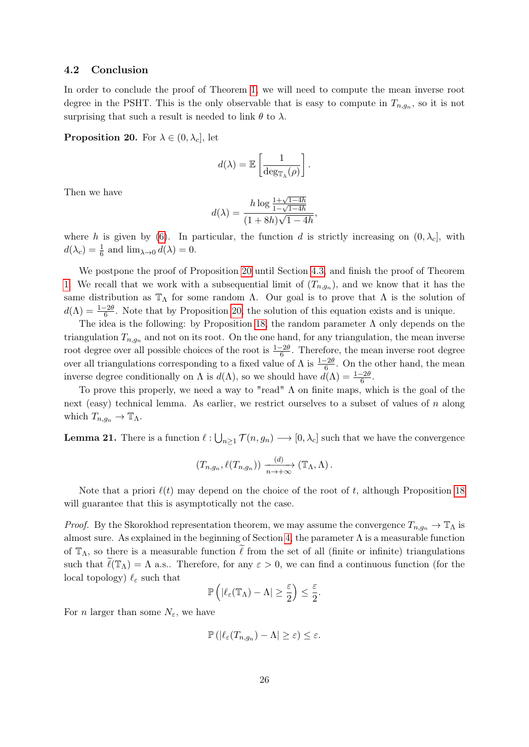### 4.2 Conclusion

In order to conclude the proof of Theorem 1, we will need to compute the mean inverse root degree in the PSHT. This is the only observable that is easy to compute in $T_{n,g_n}$, so it is not surprising that such a result is needed to link $\theta$ to $\lambda$.

**Proposition 20.** For $\lambda \in (0, \lambda_c]$, let

$$d(\lambda) = \mathbb{E}\left[\frac{1}{\deg_{\mathbb{T}_\lambda}(\rho)}\right].$$

Then we have

$$d(\lambda) = \frac{h \log \frac{1+\sqrt{1-4h}}{1-\sqrt{1-4h}}}{(1+8h)\sqrt{1-4h}},$$

where $h$ is given by (6). In particular, the function $d$ is strictly increasing on $(0, \lambda_c]$, with $d(\lambda_c) = \frac{1}{6}$ and $\lim_{\lambda \to 0} d(\lambda) = 0$.

We postpone the proof of Proposition 20 until Section 4.3, and finish the proof of Theorem 1. We recall that we work with a subsequential limit of $(T_{n,g_n})$, and we know that it has the same distribution as $\mathbb{T}_\Lambda$ for some random $\Lambda$. Our goal is to prove that $\Lambda$ is the solution of $d(\Lambda) = \frac{1-2\theta}{6}$. Note that by Proposition 20, the solution of this equation exists and is unique.

The idea is the following: by Proposition 18, the random parameter $\Lambda$ only depends on the triangulation $T_{n,g_n}$ and not on its root. On the one hand, for any triangulation, the mean inverse root degree over all possible choices of the root is $\frac{1-2\theta}{6}$. Therefore, the mean inverse root degree over all triangulations corresponding to a fixed value of $\Lambda$ is $\frac{1-2\theta}{6}$. On the other hand, the mean inverse degree conditionally on $\Lambda$ is $d(\Lambda)$, so we should have $d(\Lambda) = \frac{1-2\theta}{6}$.

To prove this properly, we need a way to "read" $\Lambda$ on finite maps, which is the goal of the next (easy) technical lemma. As earlier, we restrict ourselves to a subset of values of $n$ along which $T_{n,g_n} \to \mathbb{T}_\Lambda$.

**Lemma 21.** There is a function $\ell : \bigcup_{n\geq 1} \mathcal{T}(n, g_n) \longrightarrow [0, \lambda_c]$ such that we have the convergence

$$(T_{n,g_n}, \ell(T_{n,g_n})) \xrightarrow[n\to+\infty]{(d)} (\mathbb{T}_\Lambda, \Lambda).$$

Note that a priori $\ell(t)$ may depend on the choice of the root of $t$, although Proposition 18 will guarantee that this is asymptotically not the case.

*Proof.* By the Skorokhod representation theorem, we may assume the convergence $T_{n,g_n} \to \mathbb{T}_\Lambda$ is almost sure. As explained in the beginning of Section 4, the parameter $\Lambda$ is a measurable function of $\mathbb{T}_\Lambda$, so there is a measurable function $\widetilde{\ell}$ from the set of all (finite or infinite) triangulations such that $\widetilde{\ell}(\mathbb{T}_\Lambda) = \Lambda$ a.s.. Therefore, for any $\varepsilon > 0$, we can find a continuous function (for the local topology) $\ell_\varepsilon$ such that

$$\mathbb{P}\left(|\ell_\varepsilon(\mathbb{T}_\Lambda) - \Lambda| \geq \frac{\varepsilon}{2}\right) \leq \frac{\varepsilon}{2}.$$

For $n$ larger than some $N_\varepsilon$, we have

$$\mathbb{P}\left(|\ell_\varepsilon(T_{n,g_n}) - \Lambda| \geq \varepsilon\right) \leq \varepsilon.$$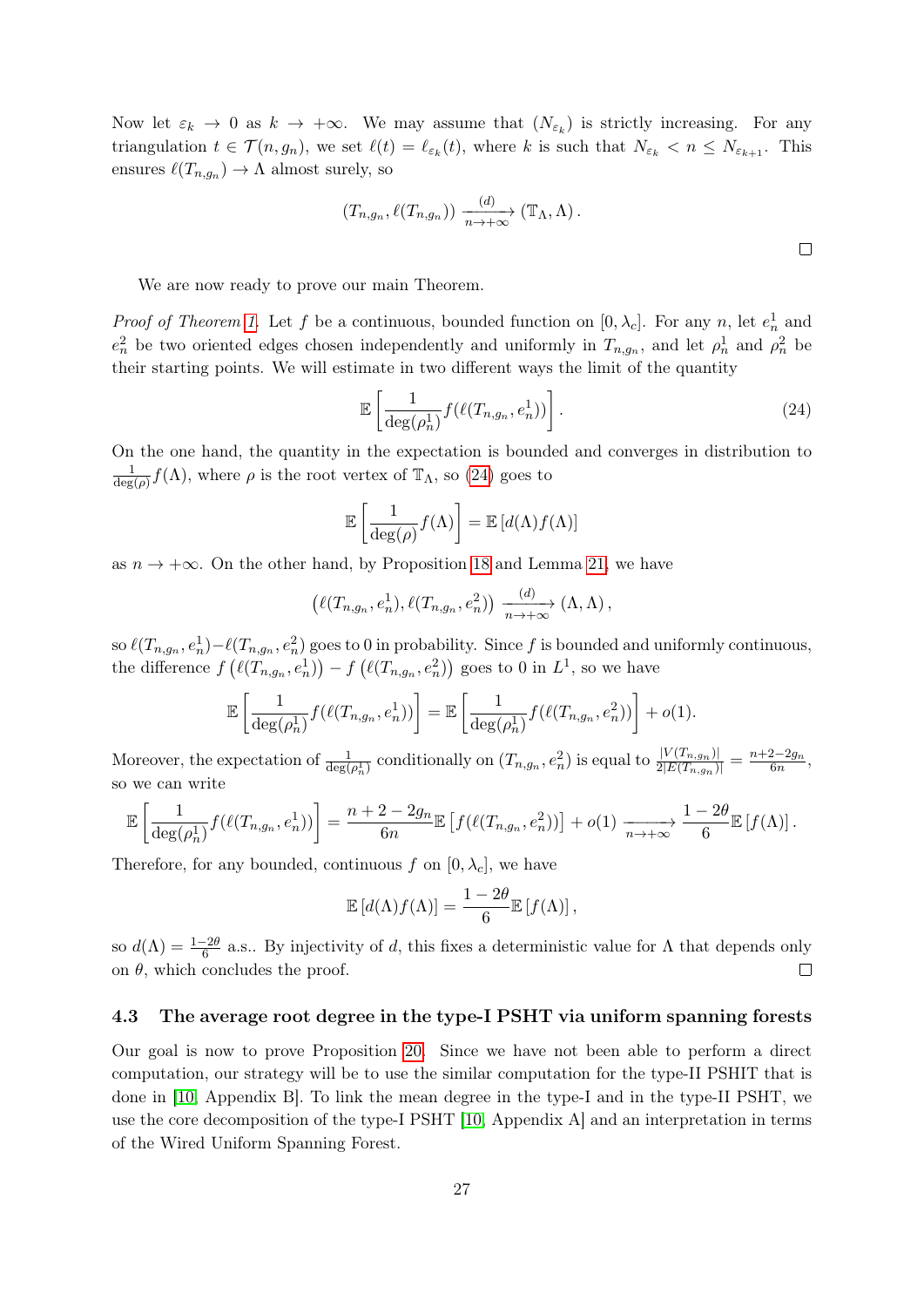Now let $\varepsilon_k \to 0$ as $k \to +\infty$. We may assume that $(N_{\varepsilon_k})$ is strictly increasing. For any triangulation $t \in \mathcal{T}(n, g_n)$, we set $\ell(t) = \ell_{\varepsilon_k}(t)$, where $k$ is such that $N_{\varepsilon_k} < n \leq N_{\varepsilon_{k+1}}$. This ensures $\ell(T_{n,g_n}) \to \Lambda$ almost surely, so

$$(T_{n,g_n}, \ell(T_{n,g_n})) \xrightarrow[n\to+\infty]{(d)} (\mathbb{T}_\Lambda, \Lambda).$$

□

We are now ready to prove our main Theorem.

*Proof of Theorem 1.* Let $f$ be a continuous, bounded function on $[0, \lambda_c]$. For any $n$, let $e_n^1$ and $e_n^2$ be two oriented edges chosen independently and uniformly in $T_{n,g_n}$, and let $\rho_n^1$ and $\rho_n^2$ be their starting points. We will estimate in two different ways the limit of the quantity

$$\mathbb{E}\left[\frac{1}{\deg(\rho_n^1)} f(\ell(T_{n,g_n}, e_n^1))\right]. \tag{24}$$

On the one hand, the quantity in the expectation is bounded and converges in distribution to $\frac{1}{\deg(\rho)} f(\Lambda)$, where $\rho$ is the root vertex of $\mathbb{T}_\Lambda$, so (24) goes to

$$\mathbb{E}\left[\frac{1}{\deg(\rho)} f(\Lambda)\right] = \mathbb{E}\left[d(\Lambda) f(\Lambda)\right]$$

as $n \to +\infty$. On the other hand, by Proposition 18 and Lemma 21, we have

$$\left(\ell(T_{n,g_n}, e_n^1), \ell(T_{n,g_n}, e_n^2)\right) \xrightarrow[n\to+\infty]{(d)} (\Lambda, \Lambda),$$

so $\ell(T_{n,g_n}, e_n^1) - \ell(T_{n,g_n}, e_n^2)$ goes to 0 in probability. Since $f$ is bounded and uniformly continuous, the difference $f\left(\ell(T_{n,g_n}, e_n^1)\right) - f\left(\ell(T_{n,g_n}, e_n^2)\right)$ goes to 0 in $L^1$, so we have

$$\mathbb{E}\left[\frac{1}{\deg(\rho_n^1)} f(\ell(T_{n,g_n}, e_n^1))\right] = \mathbb{E}\left[\frac{1}{\deg(\rho_n^1)} f(\ell(T_{n,g_n}, e_n^2))\right] + o(1).$$

Moreover, the expectation of $\frac{1}{\deg(\rho_n^1)}$ conditionally on $(T_{n,g_n}, e_n^2)$ is equal to $\frac{|V(T_{n,g_n})|}{2|E(T_{n,g_n})|} = \frac{n+2-2g_n}{6n}$, so we can write

$$\mathbb{E}\left[\frac{1}{\deg(\rho_n^1)} f(\ell(T_{n,g_n}, e_n^1))\right] = \frac{n+2-2g_n}{6n} \mathbb{E}\left[f(\ell(T_{n,g_n}, e_n^2))\right] + o(1) \xrightarrow[n\to+\infty]{} \frac{1-2\theta}{6} \mathbb{E}\left[f(\Lambda)\right].$$

Therefore, for any bounded, continuous $f$ on $[0, \lambda_c]$, we have

$$\mathbb{E}\left[d(\Lambda) f(\Lambda)\right] = \frac{1-2\theta}{6} \mathbb{E}\left[f(\Lambda)\right],$$

so $d(\Lambda) = \frac{1-2\theta}{6}$ a.s.. By injectivity of $d$, this fixes a deterministic value for $\Lambda$ that depends only on $\theta$, which concludes the proof. □

### 4.3 The average root degree in the type-I PSHT via uniform spanning forests

Our goal is now to prove Proposition 20. Since we have not been able to perform a direct computation, our strategy will be to use the similar computation for the type-II PSHIT that is done in [10, Appendix B]. To link the mean degree in the type-I and in the type-II PSHT, we use the core decomposition of the type-I PSHT [10, Appendix A] and an interpretation in terms of the Wired Uniform Spanning Forest.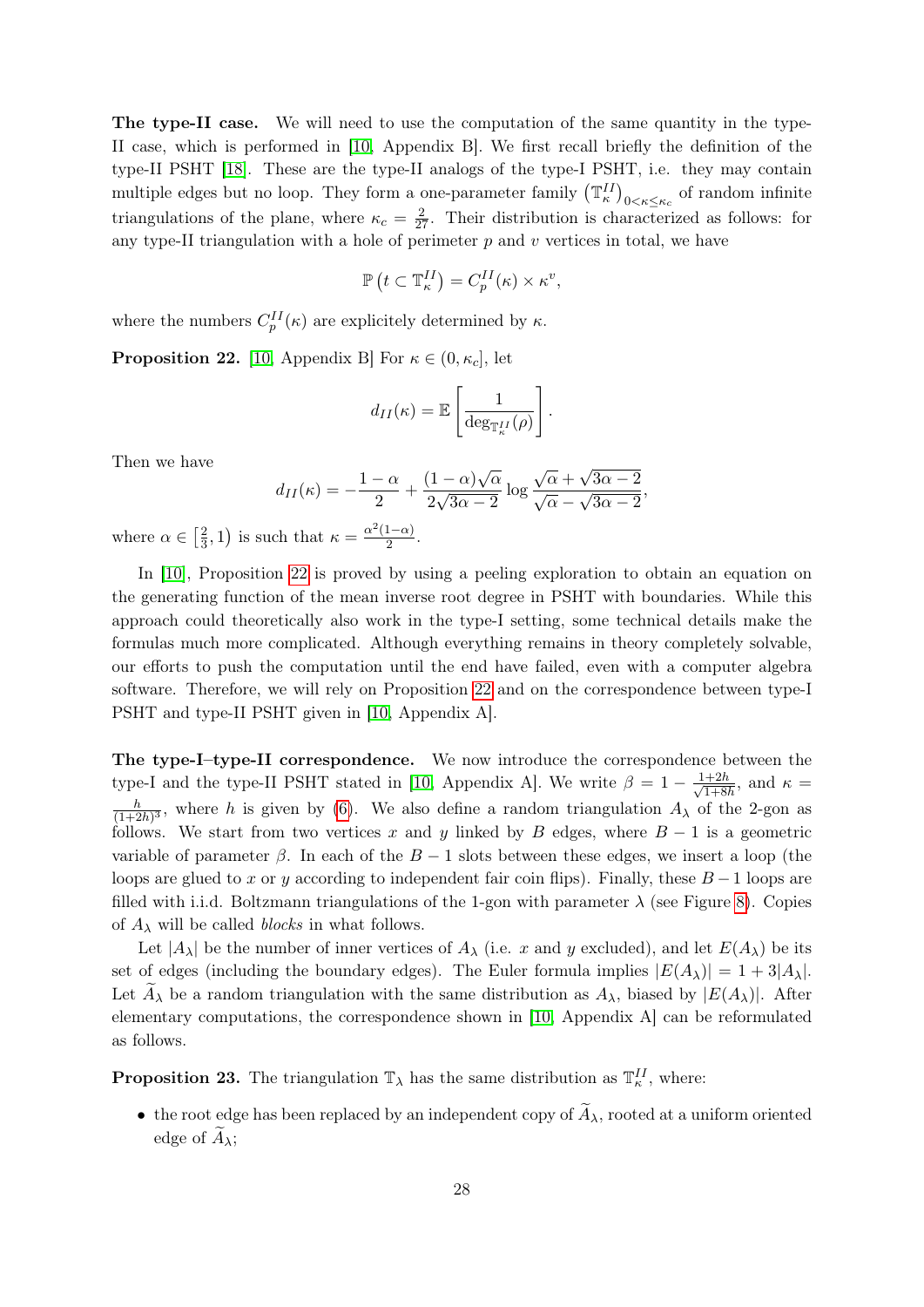**The type-II case.** We will need to use the computation of the same quantity in the type-II case, which is performed in [10, Appendix B]. We first recall briefly the definition of the type-II PSHT [18]. These are the type-II analogs of the type-I PSHT, i.e. they may contain multiple edges but no loop. They form a one-parameter family $\left(\mathbb{T}_\kappa^{II}\right)_{0<\kappa\leq\kappa_c}$ of random infinite triangulations of the plane, where $\kappa_c = \frac{2}{27}$. Their distribution is characterized as follows: for any type-II triangulation with a hole of perimeter $p$ and $v$ vertices in total, we have

$$\mathbb{P}\left(t \subset \mathbb{T}_\kappa^{II}\right) = C_p^{II}(\kappa) \times \kappa^v,$$

where the numbers $C_p^{II}(\kappa)$ are explicitely determined by $\kappa$.

**Proposition 22.** [10, Appendix B] For $\kappa \in (0, \kappa_c]$, let

$$d_{II}(\kappa) = \mathbb{E}\left[\frac{1}{\deg_{\mathbb{T}_\kappa^{II}}(\rho)}\right].$$

Then we have

$$d_{II}(\kappa) = -\frac{1-\alpha}{2} + \frac{(1-\alpha)\sqrt{\alpha}}{2\sqrt{3\alpha-2}} \log \frac{\sqrt{\alpha}+\sqrt{3\alpha-2}}{\sqrt{\alpha}-\sqrt{3\alpha-2}},$$

where $\alpha \in \left[\frac{2}{3}, 1\right)$ is such that $\kappa = \frac{\alpha^2(1-\alpha)}{2}$.

In [10], Proposition 22 is proved by using a peeling exploration to obtain an equation on the generating function of the mean inverse root degree in PSHT with boundaries. While this approach could theoretically also work in the type-I setting, some technical details make the formulas much more complicated. Although everything remains in theory completely solvable, our efforts to push the computation until the end have failed, even with a computer algebra software. Therefore, we will rely on Proposition 22 and on the correspondence between type-I PSHT and type-II PSHT given in [10, Appendix A].

**The type-I–type-II correspondence.** We now introduce the correspondence between the type-I and the type-II PSHT stated in [10, Appendix A]. We write $\beta = 1 - \frac{1+2h}{\sqrt{1+8h}}$, and $\kappa = \frac{h}{(1+2h)^3}$, where $h$ is given by (6). We also define a random triangulation $A_\lambda$ of the 2-gon as follows. We start from two vertices $x$ and $y$ linked by $B$ edges, where $B-1$ is a geometric variable of parameter $\beta$. In each of the $B-1$ slots between these edges, we insert a loop (the loops are glued to $x$ or $y$ according to independent fair coin flips). Finally, these $B-1$ loops are filled with i.i.d. Boltzmann triangulations of the 1-gon with parameter $\lambda$ (see Figure 8). Copies of $A_\lambda$ will be called *blocks* in what follows.

Let $|A_\lambda|$ be the number of inner vertices of $A_\lambda$ (i.e. $x$ and $y$ excluded), and let $E(A_\lambda)$ be its set of edges (including the boundary edges). The Euler formula implies $|E(A_\lambda)| = 1 + 3|A_\lambda|$. Let $\widetilde{A}_\lambda$ be a random triangulation with the same distribution as $A_\lambda$, biased by $|E(A_\lambda)|$. After elementary computations, the correspondence shown in [10, Appendix A] can be reformulated as follows.

**Proposition 23.** The triangulation $\mathbb{T}_\lambda$ has the same distribution as $\mathbb{T}_\kappa^{II}$, where:

- the root edge has been replaced by an independent copy of $\widetilde{A}_\lambda$, rooted at a uniform oriented edge of $\widetilde{A}_\lambda$;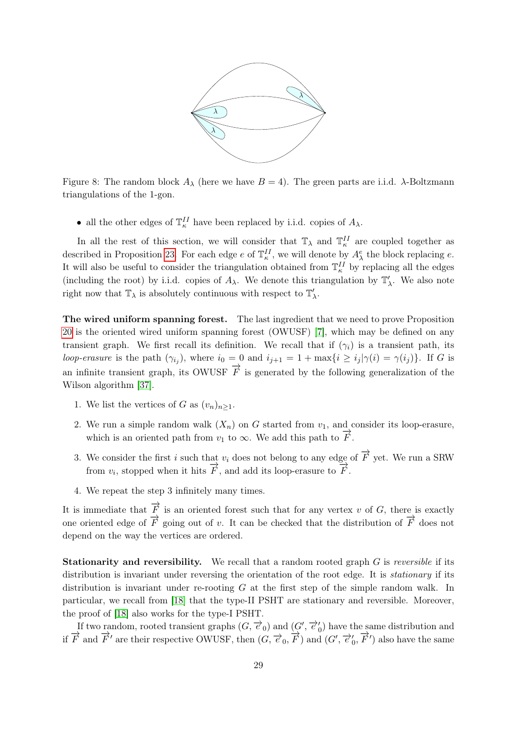Figure 8: The random block $A_\lambda$ (here we have $B = 4$). The green parts are i.i.d. $\lambda$-Boltzmann triangulations of the 1-gon.

- all the other edges of $\mathbb{T}_\kappa^{II}$ have been replaced by i.i.d. copies of $A_\lambda$.

In all the rest of this section, we will consider that $\mathbb{T}_\lambda$ and $\mathbb{T}_\kappa^{II}$ are coupled together as described in Proposition 23. For each edge $e$ of $\mathbb{T}_\kappa^{II}$, we will denote by $A_\lambda^e$ the block replacing $e$. It will also be useful to consider the triangulation obtained from $\mathbb{T}_\kappa^{II}$ by replacing all the edges (including the root) by i.i.d. copies of $A_\lambda$. We denote this triangulation by $\mathbb{T}'_\lambda$. We also note right now that $\mathbb{T}_\lambda$ is absolutely continuous with respect to $\mathbb{T}'_\lambda$.

**The wired uniform spanning forest.** The last ingredient that we need to prove Proposition 20 is the oriented wired uniform spanning forest (OWUSF) [7], which may be defined on any transient graph. We first recall its definition. We recall that if $(\gamma_i)$ is a transient path, its *loop-erasure* is the path $(\gamma_{i_j})$, where $i_0 = 0$ and $i_{j+1} = 1 + \max\{i \geq i_j | \gamma(i) = \gamma(i_j)\}$. If $G$ is an infinite transient graph, its OWUSF $\overrightarrow{F}$ is generated by the following generalization of the Wilson algorithm [37].

1. We list the vertices of $G$ as $(v_n)_{n\geq 1}$.
2. We run a simple random walk $(X_n)$ on $G$ started from $v_1$, and consider its loop-erasure, which is an oriented path from $v_1$ to $\infty$. We add this path to $\overrightarrow{F}$.
3. We consider the first $i$ such that $v_i$ does not belong to any edge of $\overrightarrow{F}$ yet. We run a SRW from $v_i$, stopped when it hits $\overrightarrow{F}$, and add its loop-erasure to $\overrightarrow{F}$.
4. We repeat the step 3 infinitely many times.

It is immediate that $\overrightarrow{F}$ is an oriented forest such that for any vertex $v$ of $G$, there is exactly one oriented edge of $\overrightarrow{F}$ going out of $v$. It can be checked that the distribution of $\overrightarrow{F}$ does not depend on the way the vertices are ordered.

**Stationarity and reversibility.** We recall that a random rooted graph $G$ is *reversible* if its distribution is invariant under reversing the orientation of the root edge. It is *stationary* if its distribution is invariant under re-rooting $G$ at the first step of the simple random walk. In particular, we recall from [18] that the type-II PSHT are stationary and reversible. Moreover, the proof of [18] also works for the type-I PSHT.

If two random, rooted transient graphs $(G, \overrightarrow{e}_0)$ and $(G', \overrightarrow{e}'_0)$ have the same distribution and if $\overrightarrow{F}$ and $\overrightarrow{F}'$ are their respective OWUSF, then $(G, \overrightarrow{e}_0, \overrightarrow{F})$ and $(G', \overrightarrow{e}'_0, \overrightarrow{F}')$ also have the same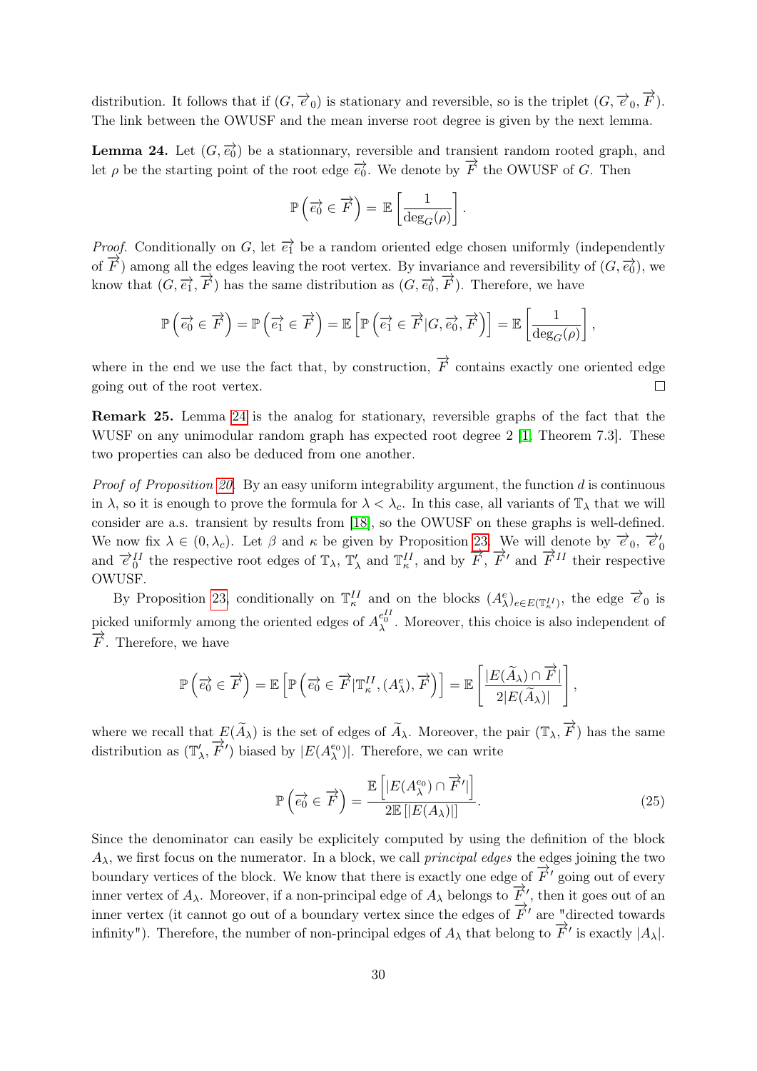distribution. It follows that if $(G, \overrightarrow{e}_0)$ is stationary and reversible, so is the triplet $(G, \overrightarrow{e}_0, \overrightarrow{F})$. The link between the OWUSF and the mean inverse root degree is given by the next lemma.

**Lemma 24.** Let $(G, \overrightarrow{e_0})$ be a stationnary, reversible and transient random rooted graph, and let $\rho$ be the starting point of the root edge $\overrightarrow{e_0}$. We denote by $\overrightarrow{F}$ the OWUSF of $G$. Then

$$\mathbb{P}\left(\overrightarrow{e_0} \in \overrightarrow{F}\right) = \mathbb{E}\left[\frac{1}{\deg_G(\rho)}\right].$$

*Proof.* Conditionally on $G$, let $\overrightarrow{e_1}$ be a random oriented edge chosen uniformly (independently of $\overrightarrow{F}$) among all the edges leaving the root vertex. By invariance and reversibility of $(G, \overrightarrow{e_0})$, we know that $(G, \overrightarrow{e_1}, \overrightarrow{F})$ has the same distribution as $(G, \overrightarrow{e_0}, \overrightarrow{F})$. Therefore, we have

$$\mathbb{P}\left(\overrightarrow{e_0} \in \overrightarrow{F}\right) = \mathbb{P}\left(\overrightarrow{e_1} \in \overrightarrow{F}\right) = \mathbb{E}\left[\mathbb{P}\left(\overrightarrow{e_1} \in \overrightarrow{F} | G, \overrightarrow{e_0}, \overrightarrow{F}\right)\right] = \mathbb{E}\left[\frac{1}{\deg_G(\rho)}\right],$$

where in the end we use the fact that, by construction, $\overrightarrow{F}$ contains exactly one oriented edge going out of the root vertex. $\square$

**Remark 25.** Lemma 24 is the analog for stationary, reversible graphs of the fact that the WUSF on any unimodular random graph has expected root degree 2 [1, Theorem 7.3]. These two properties can also be deduced from one another.

*Proof of Proposition 20.* By an easy uniform integrability argument, the function $d$ is continuous in $\lambda$, so it is enough to prove the formula for $\lambda < \lambda_c$. In this case, all variants of $\mathbb{T}_\lambda$ that we will consider are a.s. transient by results from [18], so the OWUSF on these graphs is well-defined. We now fix $\lambda \in (0, \lambda_c)$. Let $\beta$ and $\kappa$ be given by Proposition 23. We will denote by $\overrightarrow{e}_0$, $\overrightarrow{e}'_0$ and $\overrightarrow{e}^{II}_0$ the respective root edges of $\mathbb{T}_\lambda$, $\mathbb{T}'_\lambda$ and $\mathbb{T}^{II}_\kappa$, and by $\overrightarrow{F}$, $\overrightarrow{F}'$ and $\overrightarrow{F}^{II}$ their respective OWUSF.

By Proposition 23, conditionally on $\mathbb{T}^{II}_\kappa$ and on the blocks $(A^e_\lambda)_{e \in E(\mathbb{T}^{II}_\kappa)}$, the edge $\overrightarrow{e}_0$ is picked uniformly among the oriented edges of $A^{e^{II}_0}_\lambda$. Moreover, this choice is also independent of $\overrightarrow{F}$. Therefore, we have

$$\mathbb{P}\left(\overrightarrow{e_0} \in \overrightarrow{F}\right) = \mathbb{E}\left[\mathbb{P}\left(\overrightarrow{e_0} \in \overrightarrow{F} | \mathbb{T}^{II}_\kappa, (A^e_\lambda), \overrightarrow{F}\right)\right] = \mathbb{E}\left[\frac{|E(\widetilde{A}_\lambda) \cap \overrightarrow{F}|}{2|E(\widetilde{A}_\lambda)|}\right],$$

where we recall that $E(\widetilde{A}_\lambda)$ is the set of edges of $\widetilde{A}_\lambda$. Moreover, the pair $(\mathbb{T}_\lambda, \overrightarrow{F})$ has the same distribution as $(\mathbb{T}'_\lambda, \overrightarrow{F}')$ biased by $|E(A^{e_0}_\lambda)|$. Therefore, we can write

$$\mathbb{P}\left(\overrightarrow{e_0} \in \overrightarrow{F}\right) = \frac{\mathbb{E}\left[|E(A^{e_0}_\lambda) \cap \overrightarrow{F}'|\right]}{2\mathbb{E}\left[|E(A_\lambda)|\right]}. \tag{25}$$

Since the denominator can easily be explicitely computed by using the definition of the block $A_\lambda$, we first focus on the numerator. In a block, we call *principal edges* the edges joining the two boundary vertices of the block. We know that there is exactly one edge of $\overrightarrow{F}'$ going out of every inner vertex of $A_\lambda$. Moreover, if a non-principal edge of $A_\lambda$ belongs to $\overrightarrow{F}'$, then it goes out of an inner vertex (it cannot go out of a boundary vertex since the edges of $\overrightarrow{F}'$ are "directed towards infinity"). Therefore, the number of non-principal edges of $A_\lambda$ that belong to $\overrightarrow{F}'$ is exactly $|A_\lambda|$.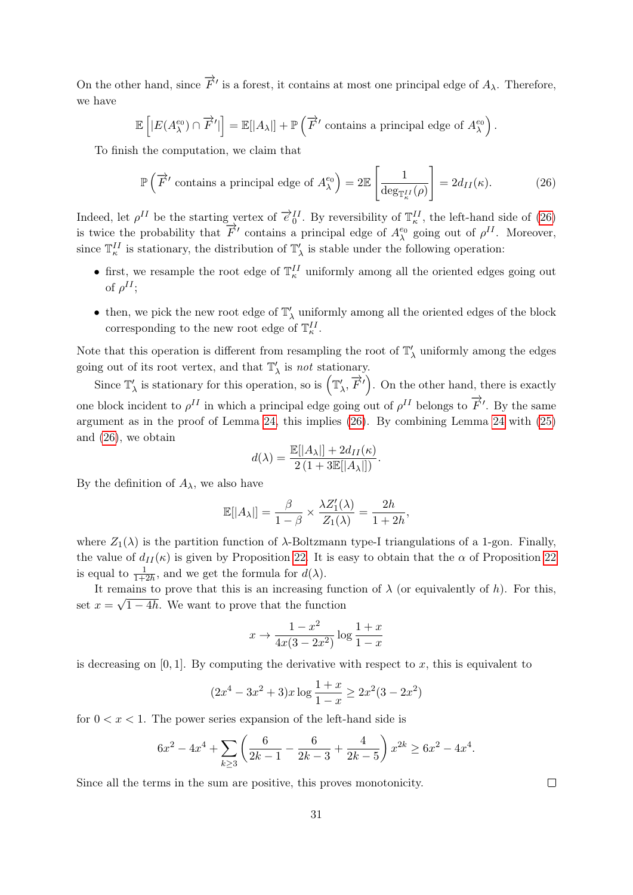On the other hand, since $\overrightarrow{F}'$ is a forest, it contains at most one principal edge of $A_\lambda$. Therefore, we have

$$\mathbb{E}\left[|E(A_\lambda^{e_0}) \cap \overrightarrow{F}'|\right] = \mathbb{E}[|A_\lambda|] + \mathbb{P}\left(\overrightarrow{F}' \text{ contains a principal edge of } A_\lambda^{e_0}\right).$$

To finish the computation, we claim that

$$\mathbb{P}\left(\overrightarrow{F}' \text{ contains a principal edge of } A_\lambda^{e_0}\right) = 2\mathbb{E}\left[\frac{1}{\deg_{\mathbb{T}_\kappa^{II}}(\rho)}\right] = 2d_{II}(\kappa). \tag{26}$$

Indeed, let $\rho^{II}$ be the starting vertex of $\overrightarrow{e}_0^{II}$. By reversibility of $\mathbb{T}_\kappa^{II}$, the left-hand side of (26) is twice the probability that $\overrightarrow{F}'$ contains a principal edge of $A_\lambda^{e_0}$ going out of $\rho^{II}$. Moreover, since $\mathbb{T}_\kappa^{II}$ is stationary, the distribution of $\mathbb{T}'_\lambda$ is stable under the following operation:

- first, we resample the root edge of $\mathbb{T}_\kappa^{II}$ uniformly among all the oriented edges going out of $\rho^{II}$;
- then, we pick the new root edge of $\mathbb{T}'_\lambda$ uniformly among all the oriented edges of the block corresponding to the new root edge of $\mathbb{T}_\kappa^{II}$.

Note that this operation is different from resampling the root of $\mathbb{T}'_\lambda$ uniformly among the edges going out of its root vertex, and that $\mathbb{T}'_\lambda$ is *not* stationary.

Since $\mathbb{T}'_\lambda$ is stationary for this operation, so is $\left(\mathbb{T}'_\lambda, \overrightarrow{F}'\right)$. On the other hand, there is exactly one block incident to $\rho^{II}$ in which a principal edge going out of $\rho^{II}$ belongs to $\overrightarrow{F}'$. By the same argument as in the proof of Lemma 24, this implies (26). By combining Lemma 24 with (25) and (26), we obtain

$$d(\lambda) = \frac{\mathbb{E}[|A_\lambda|] + 2d_{II}(\kappa)}{2\left(1 + 3\mathbb{E}[|A_\lambda|]\right)}.$$

By the definition of $A_\lambda$, we also have

$$\mathbb{E}[|A_\lambda|] = \frac{\beta}{1-\beta} \times \frac{\lambda Z_1'(\lambda)}{Z_1(\lambda)} = \frac{2h}{1+2h},$$

where $Z_1(\lambda)$ is the partition function of $\lambda$-Boltzmann type-I triangulations of a 1-gon. Finally, the value of $d_{II}(\kappa)$ is given by Proposition 22. It is easy to obtain that the $\alpha$ of Proposition 22 is equal to $\frac{1}{1+2h}$, and we get the formula for $d(\lambda)$.

It remains to prove that this is an increasing function of $\lambda$ (or equivalently of $h$). For this, set $x = \sqrt{1-4h}$. We want to prove that the function

$$x \to \frac{1-x^2}{4x(3-2x^2)} \log \frac{1+x}{1-x}$$

is decreasing on $[0,1]$. By computing the derivative with respect to $x$, this is equivalent to

$$(2x^4 - 3x^2 + 3)x \log \frac{1+x}{1-x} \geq 2x^2(3-2x^2)$$

for $0 < x < 1$. The power series expansion of the left-hand side is

$$6x^2 - 4x^4 + \sum_{k \geq 3} \left(\frac{6}{2k-1} - \frac{6}{2k-3} + \frac{4}{2k-5}\right) x^{2k} \geq 6x^2 - 4x^4.$$

Since all the terms in the sum are positive, this proves monotonicity. $\square$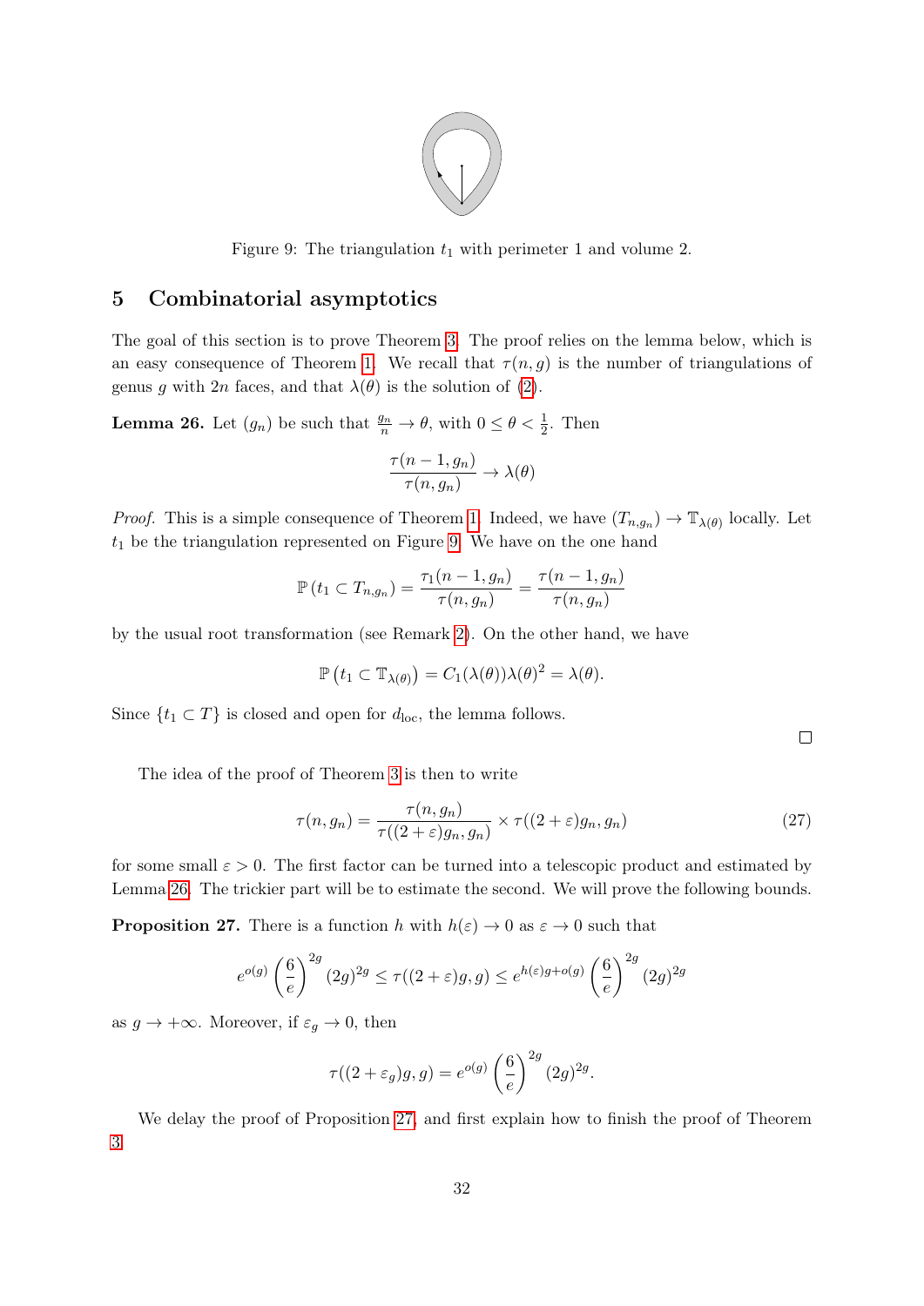Figure 9: The triangulation $t_1$ with perimeter 1 and volume 2.

## 5 Combinatorial asymptotics

The goal of this section is to prove Theorem 3. The proof relies on the lemma below, which is an easy consequence of Theorem 1. We recall that $\tau(n,g)$ is the number of triangulations of genus $g$ with $2n$ faces, and that $\lambda(\theta)$ is the solution of (2).

**Lemma 26.** Let $(g_n)$ be such that $\frac{g_n}{n} \to \theta$, with $0 \leq \theta < \frac{1}{2}$. Then

$$\frac{\tau(n-1,g_n)}{\tau(n,g_n)} \to \lambda(\theta)$$

*Proof.* This is a simple consequence of Theorem 1. Indeed, we have $(T_{n,g_n}) \to \mathbb{T}_{\lambda(\theta)}$ locally. Let $t_1$ be the triangulation represented on Figure 9. We have on the one hand

$$\mathbb{P}\left(t_1 \subset T_{n,g_n}\right) = \frac{\tau_1(n-1,g_n)}{\tau(n,g_n)} = \frac{\tau(n-1,g_n)}{\tau(n,g_n)}$$

by the usual root transformation (see Remark 2). On the other hand, we have

$$\mathbb{P}\left(t_1 \subset \mathbb{T}_{\lambda(\theta)}\right) = C_1(\lambda(\theta))\lambda(\theta)^2 = \lambda(\theta).$$

Since $\{t_1 \subset T\}$ is closed and open for $d_{\mathrm{loc}}$, the lemma follows. $\square$

The idea of the proof of Theorem 3 is then to write

$$\tau(n,g_n) = \frac{\tau(n,g_n)}{\tau((2+\varepsilon)g_n,g_n)} \times \tau((2+\varepsilon)g_n,g_n) \tag{27}$$

for some small $\varepsilon > 0$. The first factor can be turned into a telescopic product and estimated by Lemma 26. The trickier part will be to estimate the second. We will prove the following bounds.

**Proposition 27.** There is a function $h$ with $h(\varepsilon) \to 0$ as $\varepsilon \to 0$ such that

$$e^{o(g)} \left(\frac{6}{e}\right)^{2g} (2g)^{2g} \leq \tau((2+\varepsilon)g,g) \leq e^{h(\varepsilon)g+o(g)} \left(\frac{6}{e}\right)^{2g} (2g)^{2g}$$

as $g \to +\infty$. Moreover, if $\varepsilon_g \to 0$, then

$$\tau((2+\varepsilon_g)g,g) = e^{o(g)} \left(\frac{6}{e}\right)^{2g} (2g)^{2g}.$$

We delay the proof of Proposition 27, and first explain how to finish the proof of Theorem 3.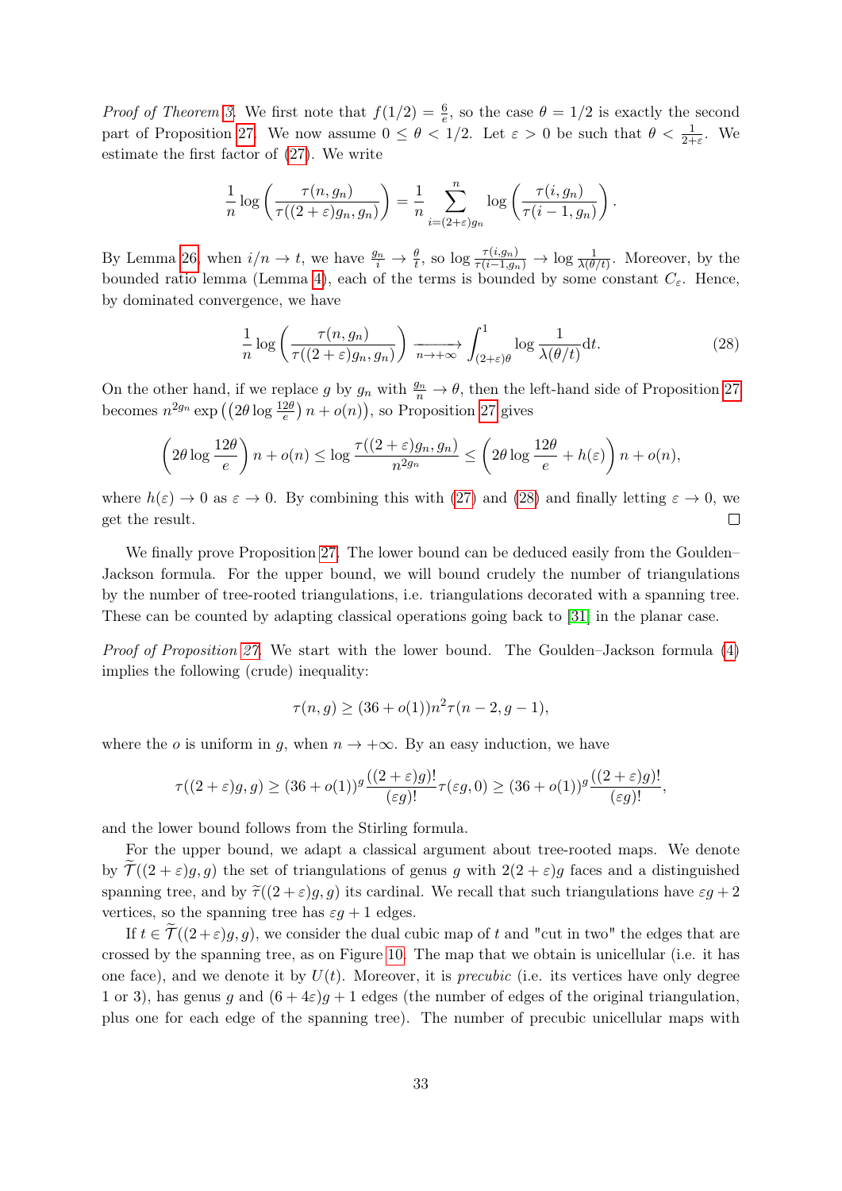*Proof of Theorem 3.* We first note that $f(1/2) = \frac{6}{e}$, so the case $\theta = 1/2$ is exactly the second part of Proposition 27. We now assume $0 \leq \theta < 1/2$. Let $\varepsilon > 0$ be such that $\theta < \frac{1}{2+\varepsilon}$. We estimate the first factor of (27). We write

$$\frac{1}{n} \log \left( \frac{\tau(n, g_n)}{\tau((2+\varepsilon)g_n, g_n)} \right) = \frac{1}{n} \sum_{i=(2+\varepsilon)g_n}^{n} \log \left( \frac{\tau(i, g_n)}{\tau(i-1, g_n)} \right).$$

By Lemma 26, when $i/n \to t$, we have $\frac{g_n}{i} \to \frac{\theta}{t}$, so $\log \frac{\tau(i,g_n)}{\tau(i-1,g_n)} \to \log \frac{1}{\lambda(\theta/t)}$. Moreover, by the bounded ratio lemma (Lemma 4), each of the terms is bounded by some constant $C_\varepsilon$. Hence, by dominated convergence, we have

$$\frac{1}{n} \log \left( \frac{\tau(n, g_n)}{\tau((2+\varepsilon)g_n, g_n)} \right) \xrightarrow[n \to +\infty]{} \int_{(2+\varepsilon)\theta}^{1} \log \frac{1}{\lambda(\theta/t)} \mathrm{d}t. \tag{28}$$

On the other hand, if we replace $g$ by $g_n$ with $\frac{g_n}{n} \to \theta$, then the left-hand side of Proposition 27 becomes $n^{2g_n} \exp\left(\left(2\theta \log \frac{12\theta}{e}\right) n + o(n)\right)$, so Proposition 27 gives

$$\left(2\theta \log \frac{12\theta}{e}\right) n + o(n) \leq \log \frac{\tau((2+\varepsilon)g_n, g_n)}{n^{2g_n}} \leq \left(2\theta \log \frac{12\theta}{e} + h(\varepsilon)\right) n + o(n),$$

where $h(\varepsilon) \to 0$ as $\varepsilon \to 0$. By combining this with (27) and (28) and finally letting $\varepsilon \to 0$, we get the result. $\square$

We finally prove Proposition 27. The lower bound can be deduced easily from the Goulden–Jackson formula. For the upper bound, we will bound crudely the number of triangulations by the number of tree-rooted triangulations, i.e. triangulations decorated with a spanning tree. These can be counted by adapting classical operations going back to [31] in the planar case.

*Proof of Proposition 27.* We start with the lower bound. The Goulden–Jackson formula (4) implies the following (crude) inequality:

$$\tau(n, g) \geq (36 + o(1)) n^2 \tau(n-2, g-1),$$

where the $o$ is uniform in $g$, when $n \to +\infty$. By an easy induction, we have

$$\tau((2+\varepsilon)g, g) \geq (36 + o(1))^g \frac{((2+\varepsilon)g)!}{(\varepsilon g)!} \tau(\varepsilon g, 0) \geq (36 + o(1))^g \frac{((2+\varepsilon)g)!}{(\varepsilon g)!},$$

and the lower bound follows from the Stirling formula.

For the upper bound, we adapt a classical argument about tree-rooted maps. We denote by $\widetilde{\mathcal{T}}((2+\varepsilon)g, g)$ the set of triangulations of genus $g$ with $2(2+\varepsilon)g$ faces and a distinguished spanning tree, and by $\widetilde{\tau}((2+\varepsilon)g, g)$ its cardinal. We recall that such triangulations have $\varepsilon g + 2$ vertices, so the spanning tree has $\varepsilon g + 1$ edges.

If $t \in \widetilde{\mathcal{T}}((2+\varepsilon)g, g)$, we consider the dual cubic map of $t$ and "cut in two" the edges that are crossed by the spanning tree, as on Figure 10. The map that we obtain is unicellular (i.e. it has one face), and we denote it by $U(t)$. Moreover, it is *precubic* (i.e. its vertices have only degree 1 or 3), has genus $g$ and $(6 + 4\varepsilon)g + 1$ edges (the number of edges of the original triangulation, plus one for each edge of the spanning tree). The number of precubic unicellular maps with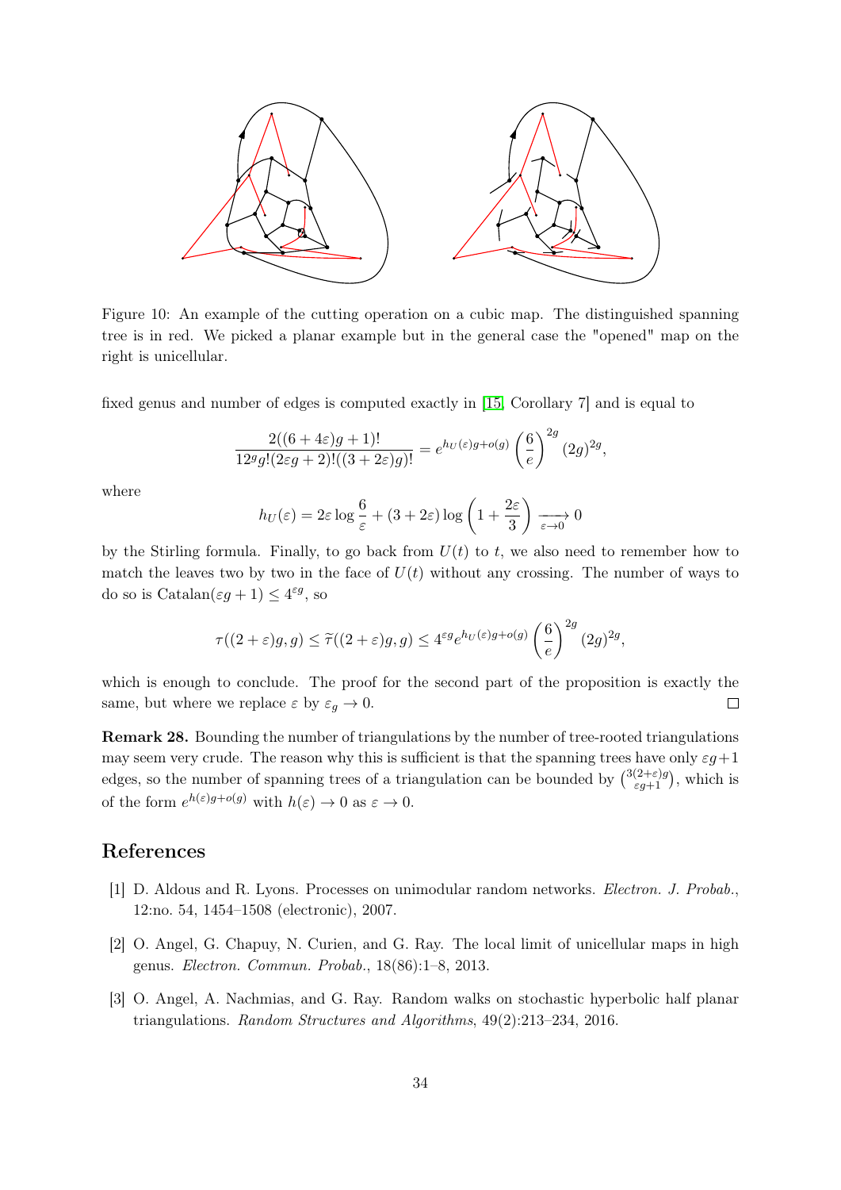Figure 10: An example of the cutting operation on a cubic map. The distinguished spanning tree is in red. We picked a planar example but in the general case the "opened" map on the right is unicellular.

fixed genus and number of edges is computed exactly in [15, Corollary 7] and is equal to

$$\frac{2((6+4\varepsilon)g+1)!}{12^g g!(2\varepsilon g+2)!((3+2\varepsilon)g)!} = e^{h_U(\varepsilon)g+o(g)} \left(\frac{6}{e}\right)^{2g} (2g)^{2g},$$

where

$$h_U(\varepsilon) = 2\varepsilon \log \frac{6}{\varepsilon} + (3+2\varepsilon) \log\left(1+\frac{2\varepsilon}{3}\right) \xrightarrow[\varepsilon \to 0]{} 0$$

by the Stirling formula. Finally, to go back from $U(t)$ to $t$, we also need to remember how to match the leaves two by two in the face of $U(t)$ without any crossing. The number of ways to do so is $\mathrm{Catalan}(\varepsilon g+1) \leq 4^{\varepsilon g}$, so

$$\tau((2+\varepsilon)g, g) \leq \widetilde{\tau}((2+\varepsilon)g, g) \leq 4^{\varepsilon g} e^{h_U(\varepsilon)g+o(g)} \left(\frac{6}{e}\right)^{2g} (2g)^{2g},$$

which is enough to conclude. The proof for the second part of the proposition is exactly the same, but where we replace $\varepsilon$ by $\varepsilon_g \to 0$. $\square$

**Remark 28.** Bounding the number of triangulations by the number of tree-rooted triangulations may seem very crude. The reason why this is sufficient is that the spanning trees have only $\varepsilon g+1$ edges, so the number of spanning trees of a triangulation can be bounded by $\binom{3(2+\varepsilon)g}{\varepsilon g+1}$, which is of the form $e^{h(\varepsilon)g+o(g)}$ with $h(\varepsilon) \to 0$ as $\varepsilon \to 0$.

## References

[1] D. Aldous and R. Lyons. Processes on unimodular random networks. *Electron. J. Probab.*, 12:no. 54, 1454–1508 (electronic), 2007.

[2] O. Angel, G. Chapuy, N. Curien, and G. Ray. The local limit of unicellular maps in high genus. *Electron. Commun. Probab.*, 18(86):1–8, 2013.

[3] O. Angel, A. Nachmias, and G. Ray. Random walks on stochastic hyperbolic half planar triangulations. *Random Structures and Algorithms*, 49(2):213–234, 2016.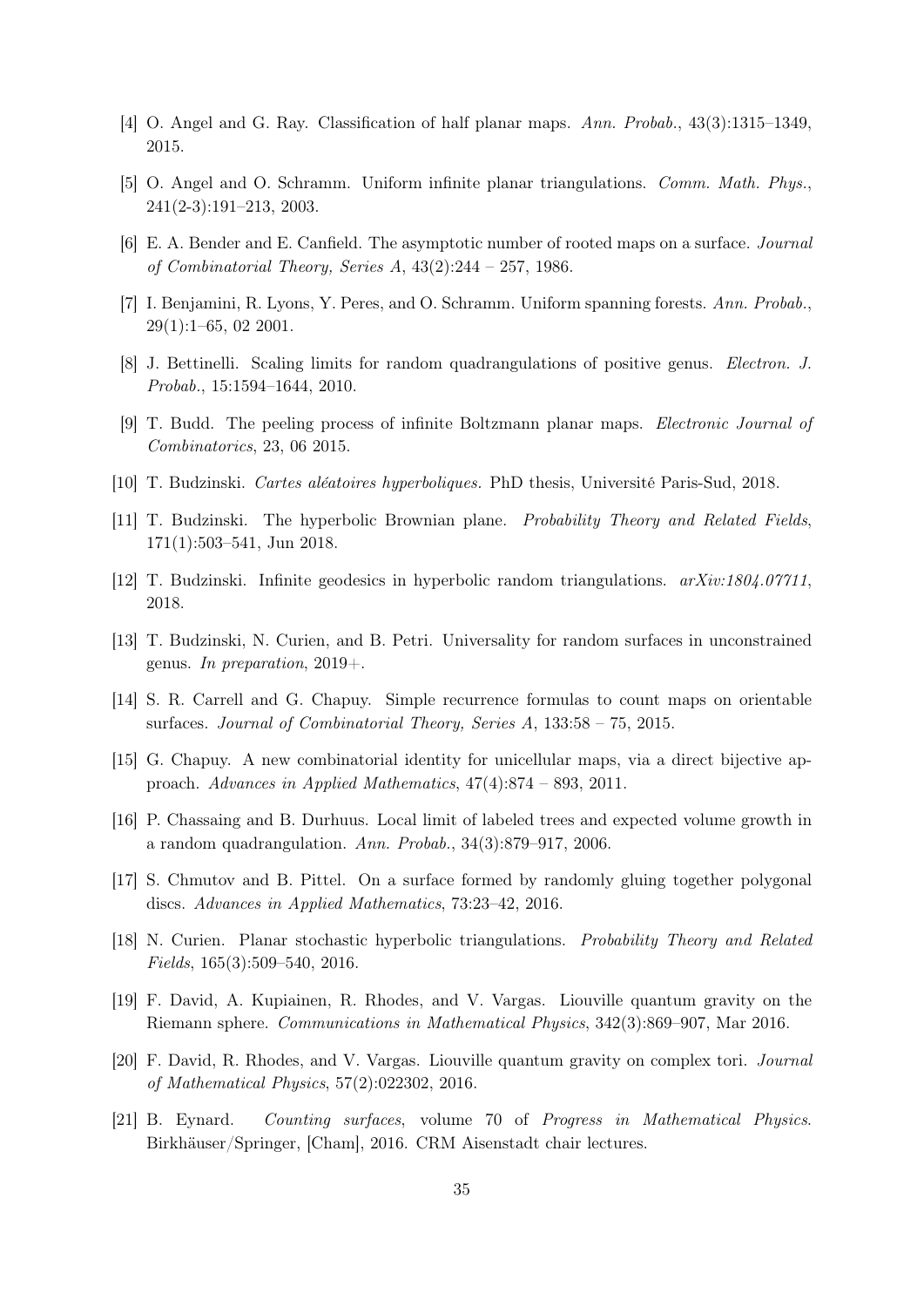[4] O. Angel and G. Ray. Classification of half planar maps. *Ann. Probab.*, 43(3):1315–1349, 2015.

[5] O. Angel and O. Schramm. Uniform infinite planar triangulations. *Comm. Math. Phys.*, 241(2-3):191–213, 2003.

[6] E. A. Bender and E. Canfield. The asymptotic number of rooted maps on a surface. *Journal of Combinatorial Theory, Series A*, 43(2):244 – 257, 1986.

[7] I. Benjamini, R. Lyons, Y. Peres, and O. Schramm. Uniform spanning forests. *Ann. Probab.*, 29(1):1–65, 02 2001.

[8] J. Bettinelli. Scaling limits for random quadrangulations of positive genus. *Electron. J. Probab.*, 15:1594–1644, 2010.

[9] T. Budd. The peeling process of infinite Boltzmann planar maps. *Electronic Journal of Combinatorics*, 23, 06 2015.

[10] T. Budzinski. *Cartes aléatoires hyperboliques*. PhD thesis, Université Paris-Sud, 2018.

[11] T. Budzinski. The hyperbolic Brownian plane. *Probability Theory and Related Fields*, 171(1):503–541, Jun 2018.

[12] T. Budzinski. Infinite geodesics in hyperbolic random triangulations. *arXiv:1804.07711*, 2018.

[13] T. Budzinski, N. Curien, and B. Petri. Universality for random surfaces in unconstrained genus. *In preparation*, 2019+.

[14] S. R. Carrell and G. Chapuy. Simple recurrence formulas to count maps on orientable surfaces. *Journal of Combinatorial Theory, Series A*, 133:58 – 75, 2015.

[15] G. Chapuy. A new combinatorial identity for unicellular maps, via a direct bijective approach. *Advances in Applied Mathematics*, 47(4):874 – 893, 2011.

[16] P. Chassaing and B. Durhuus. Local limit of labeled trees and expected volume growth in a random quadrangulation. *Ann. Probab.*, 34(3):879–917, 2006.

[17] S. Chmutov and B. Pittel. On a surface formed by randomly gluing together polygonal discs. *Advances in Applied Mathematics*, 73:23–42, 2016.

[18] N. Curien. Planar stochastic hyperbolic triangulations. *Probability Theory and Related Fields*, 165(3):509–540, 2016.

[19] F. David, A. Kupiainen, R. Rhodes, and V. Vargas. Liouville quantum gravity on the Riemann sphere. *Communications in Mathematical Physics*, 342(3):869–907, Mar 2016.

[20] F. David, R. Rhodes, and V. Vargas. Liouville quantum gravity on complex tori. *Journal of Mathematical Physics*, 57(2):022302, 2016.

[21] B. Eynard. *Counting surfaces*, volume 70 of *Progress in Mathematical Physics*. Birkhäuser/Springer, [Cham], 2016. CRM Aisenstadt chair lectures.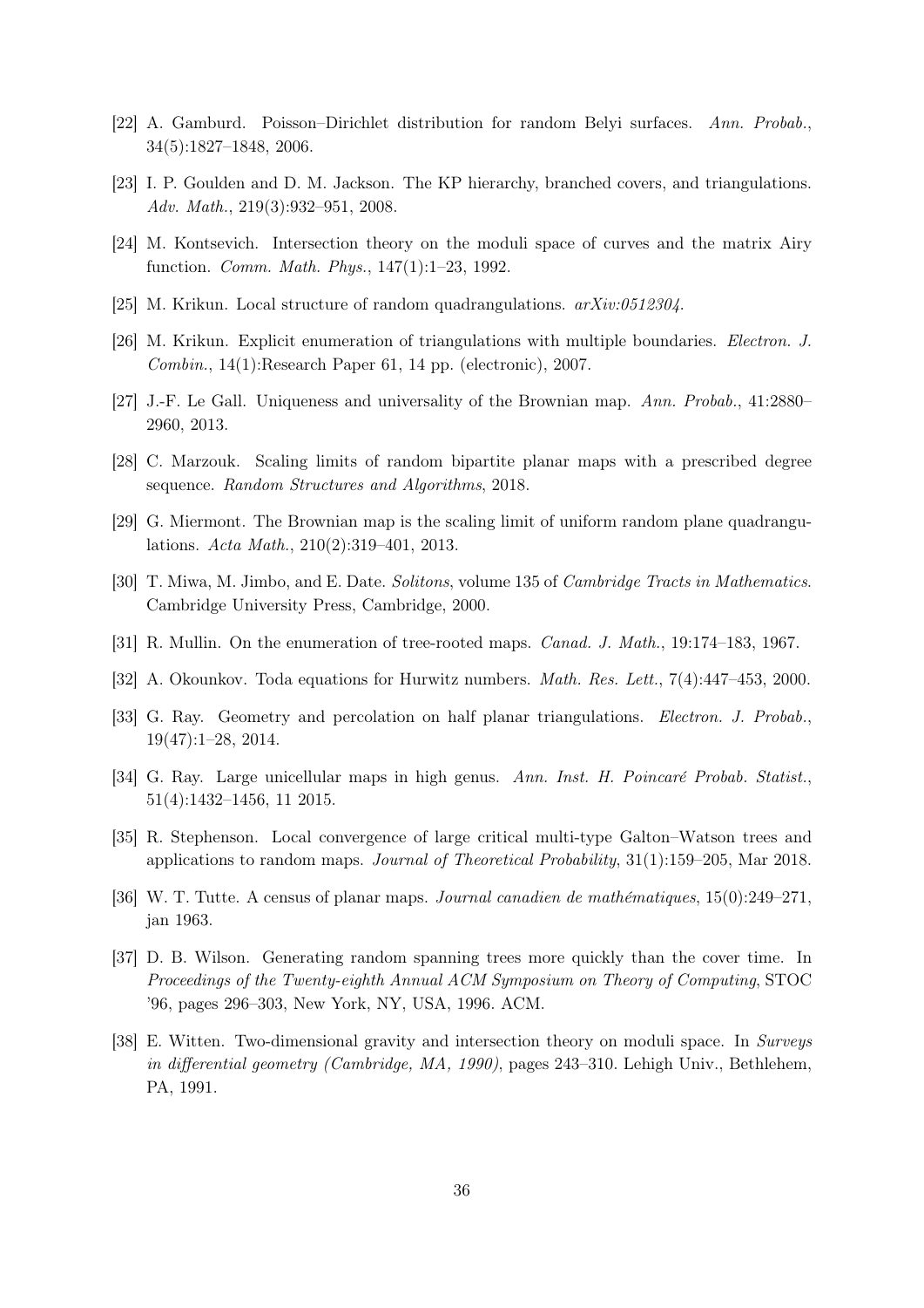[22] A. Gamburd. Poisson–Dirichlet distribution for random Belyi surfaces. *Ann. Probab.*, 34(5):1827–1848, 2006.

[23] I. P. Goulden and D. M. Jackson. The KP hierarchy, branched covers, and triangulations. *Adv. Math.*, 219(3):932–951, 2008.

[24] M. Kontsevich. Intersection theory on the moduli space of curves and the matrix Airy function. *Comm. Math. Phys.*, 147(1):1–23, 1992.

[25] M. Krikun. Local structure of random quadrangulations. *arXiv:0512304*.

[26] M. Krikun. Explicit enumeration of triangulations with multiple boundaries. *Electron. J. Combin.*, 14(1):Research Paper 61, 14 pp. (electronic), 2007.

[27] J.-F. Le Gall. Uniqueness and universality of the Brownian map. *Ann. Probab.*, 41:2880–2960, 2013.

[28] C. Marzouk. Scaling limits of random bipartite planar maps with a prescribed degree sequence. *Random Structures and Algorithms*, 2018.

[29] G. Miermont. The Brownian map is the scaling limit of uniform random plane quadrangulations. *Acta Math.*, 210(2):319–401, 2013.

[30] T. Miwa, M. Jimbo, and E. Date. *Solitons*, volume 135 of *Cambridge Tracts in Mathematics*. Cambridge University Press, Cambridge, 2000.

[31] R. Mullin. On the enumeration of tree-rooted maps. *Canad. J. Math.*, 19:174–183, 1967.

[32] A. Okounkov. Toda equations for Hurwitz numbers. *Math. Res. Lett.*, 7(4):447–453, 2000.

[33] G. Ray. Geometry and percolation on half planar triangulations. *Electron. J. Probab.*, 19(47):1–28, 2014.

[34] G. Ray. Large unicellular maps in high genus. *Ann. Inst. H. Poincaré Probab. Statist.*, 51(4):1432–1456, 11 2015.

[35] R. Stephenson. Local convergence of large critical multi-type Galton–Watson trees and applications to random maps. *Journal of Theoretical Probability*, 31(1):159–205, Mar 2018.

[36] W. T. Tutte. A census of planar maps. *Journal canadien de mathématiques*, 15(0):249–271, jan 1963.

[37] D. B. Wilson. Generating random spanning trees more quickly than the cover time. In *Proceedings of the Twenty-eighth Annual ACM Symposium on Theory of Computing*, STOC '96, pages 296–303, New York, NY, USA, 1996. ACM.

[38] E. Witten. Two-dimensional gravity and intersection theory on moduli space. In *Surveys in differential geometry (Cambridge, MA, 1990)*, pages 243–310. Lehigh Univ., Bethlehem, PA, 1991.